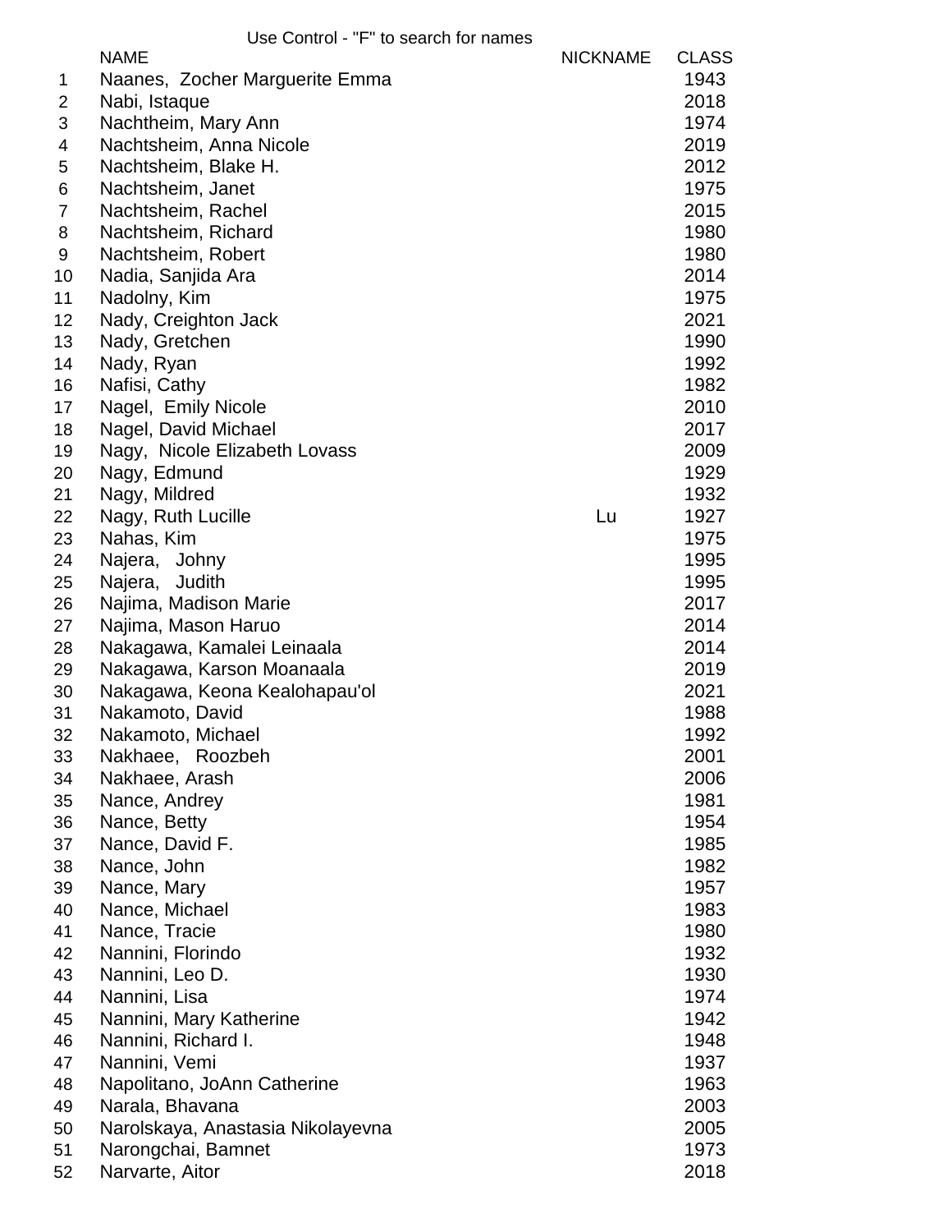Use Control - "F" to search for names

| | NAME | NICKNAME | CLASS |
|---|---|---|---|
| 1 | Naanes, Zocher Marguerite Emma | | 1943 |
| 2 | Nabi, Istaque | | 2018 |
| 3 | Nachtheim, Mary Ann | | 1974 |
| 4 | Nachtsheim, Anna Nicole | | 2019 |
| 5 | Nachtsheim, Blake H. | | 2012 |
| 6 | Nachtsheim, Janet | | 1975 |
| 7 | Nachtsheim, Rachel | | 2015 |
| 8 | Nachtsheim, Richard | | 1980 |
| 9 | Nachtsheim, Robert | | 1980 |
| 10 | Nadia, Sanjida Ara | | 2014 |
| 11 | Nadolny, Kim | | 1975 |
| 12 | Nady, Creighton Jack | | 2021 |
| 13 | Nady, Gretchen | | 1990 |
| 14 | Nady, Ryan | | 1992 |
| 16 | Nafisi, Cathy | | 1982 |
| 17 | Nagel, Emily Nicole | | 2010 |
| 18 | Nagel, David Michael | | 2017 |
| 19 | Nagy, Nicole Elizabeth Lovass | | 2009 |
| 20 | Nagy, Edmund | | 1929 |
| 21 | Nagy, Mildred | | 1932 |
| 22 | Nagy, Ruth Lucille | Lu | 1927 |
| 23 | Nahas, Kim | | 1975 |
| 24 | Najera, Johny | | 1995 |
| 25 | Najera, Judith | | 1995 |
| 26 | Najima, Madison Marie | | 2017 |
| 27 | Najima, Mason Haruo | | 2014 |
| 28 | Nakagawa, Kamalei Leinaala | | 2014 |
| 29 | Nakagawa, Karson Moanaala | | 2019 |
| 30 | Nakagawa, Keona Kealohapau'ol | | 2021 |
| 31 | Nakamoto, David | | 1988 |
| 32 | Nakamoto, Michael | | 1992 |
| 33 | Nakhaee, Roozbeh | | 2001 |
| 34 | Nakhaee, Arash | | 2006 |
| 35 | Nance, Andrey | | 1981 |
| 36 | Nance, Betty | | 1954 |
| 37 | Nance, David F. | | 1985 |
| 38 | Nance, John | | 1982 |
| 39 | Nance, Mary | | 1957 |
| 40 | Nance, Michael | | 1983 |
| 41 | Nance, Tracie | | 1980 |
| 42 | Nannini, Florindo | | 1932 |
| 43 | Nannini, Leo D. | | 1930 |
| 44 | Nannini, Lisa | | 1974 |
| 45 | Nannini, Mary Katherine | | 1942 |
| 46 | Nannini, Richard I. | | 1948 |
| 47 | Nannini, Vemi | | 1937 |
| 48 | Napolitano, JoAnn Catherine | | 1963 |
| 49 | Narala, Bhavana | | 2003 |
| 50 | Narolskaya, Anastasia Nikolayevna | | 2005 |
| 51 | Narongchai, Bamnet | | 1973 |
| 52 | Narvarte, Aitor | | 2018 |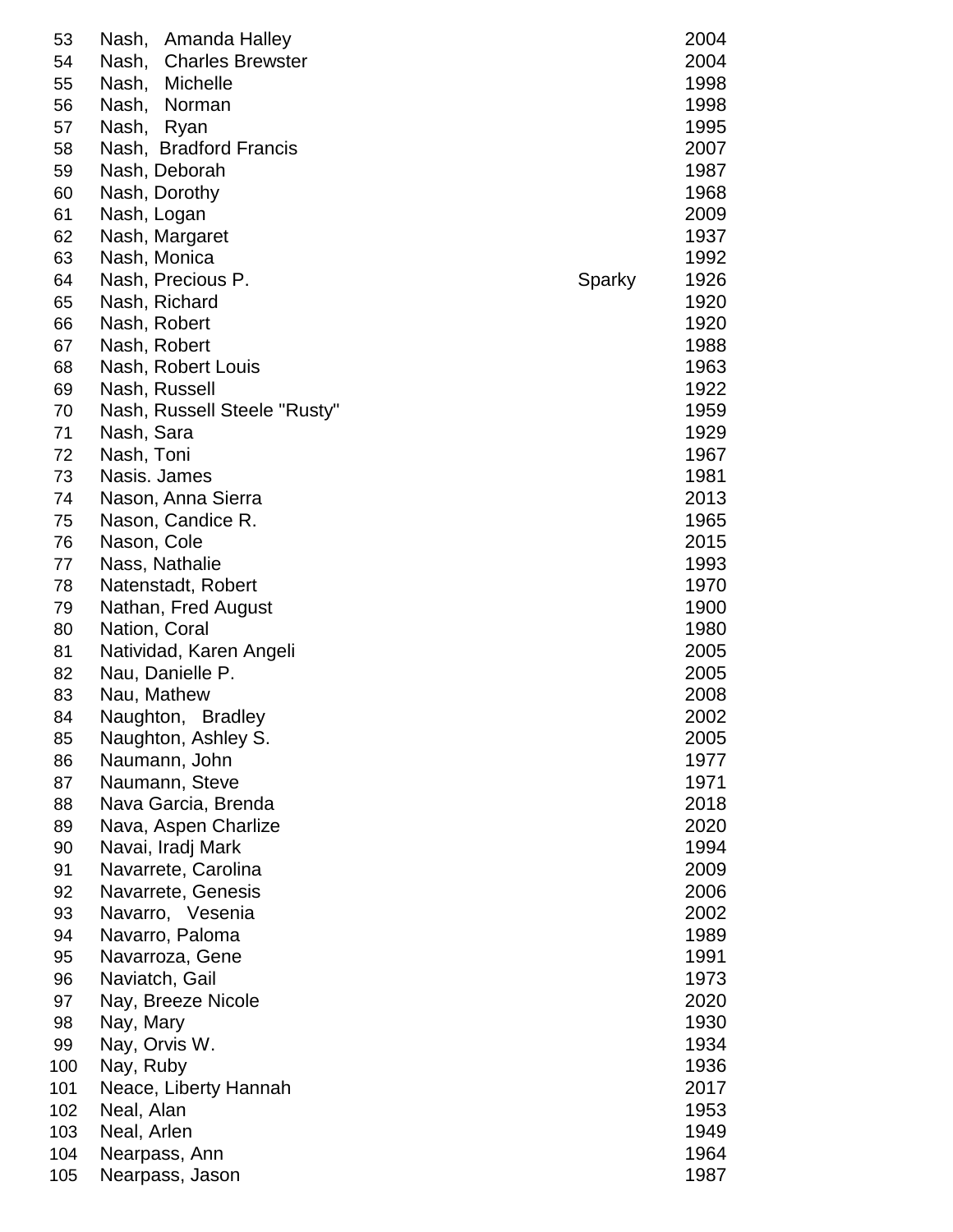| | | | |
|---|---|---|---|
| 53 | Nash, Amanda Halley | | 2004 |
| 54 | Nash, Charles Brewster | | 2004 |
| 55 | Nash, Michelle | | 1998 |
| 56 | Nash, Norman | | 1998 |
| 57 | Nash, Ryan | | 1995 |
| 58 | Nash, Bradford Francis | | 2007 |
| 59 | Nash, Deborah | | 1987 |
| 60 | Nash, Dorothy | | 1968 |
| 61 | Nash, Logan | | 2009 |
| 62 | Nash, Margaret | | 1937 |
| 63 | Nash, Monica | | 1992 |
| 64 | Nash, Precious P. | Sparky | 1926 |
| 65 | Nash, Richard | | 1920 |
| 66 | Nash, Robert | | 1920 |
| 67 | Nash, Robert | | 1988 |
| 68 | Nash, Robert Louis | | 1963 |
| 69 | Nash, Russell | | 1922 |
| 70 | Nash, Russell Steele "Rusty" | | 1959 |
| 71 | Nash, Sara | | 1929 |
| 72 | Nash, Toni | | 1967 |
| 73 | Nasis. James | | 1981 |
| 74 | Nason, Anna Sierra | | 2013 |
| 75 | Nason, Candice R. | | 1965 |
| 76 | Nason, Cole | | 2015 |
| 77 | Nass, Nathalie | | 1993 |
| 78 | Natenstadt, Robert | | 1970 |
| 79 | Nathan, Fred August | | 1900 |
| 80 | Nation, Coral | | 1980 |
| 81 | Natividad, Karen Angeli | | 2005 |
| 82 | Nau, Danielle P. | | 2005 |
| 83 | Nau, Mathew | | 2008 |
| 84 | Naughton, Bradley | | 2002 |
| 85 | Naughton, Ashley S. | | 2005 |
| 86 | Naumann, John | | 1977 |
| 87 | Naumann, Steve | | 1971 |
| 88 | Nava Garcia, Brenda | | 2018 |
| 89 | Nava, Aspen Charlize | | 2020 |
| 90 | Navai, Iradj Mark | | 1994 |
| 91 | Navarrete, Carolina | | 2009 |
| 92 | Navarrete, Genesis | | 2006 |
| 93 | Navarro, Vesenia | | 2002 |
| 94 | Navarro, Paloma | | 1989 |
| 95 | Navarroza, Gene | | 1991 |
| 96 | Naviatch, Gail | | 1973 |
| 97 | Nay, Breeze Nicole | | 2020 |
| 98 | Nay, Mary | | 1930 |
| 99 | Nay, Orvis W. | | 1934 |
| 100 | Nay, Ruby | | 1936 |
| 101 | Neace, Liberty Hannah | | 2017 |
| 102 | Neal, Alan | | 1953 |
| 103 | Neal, Arlen | | 1949 |
| 104 | Nearpass, Ann | | 1964 |
| 105 | Nearpass, Jason | | 1987 |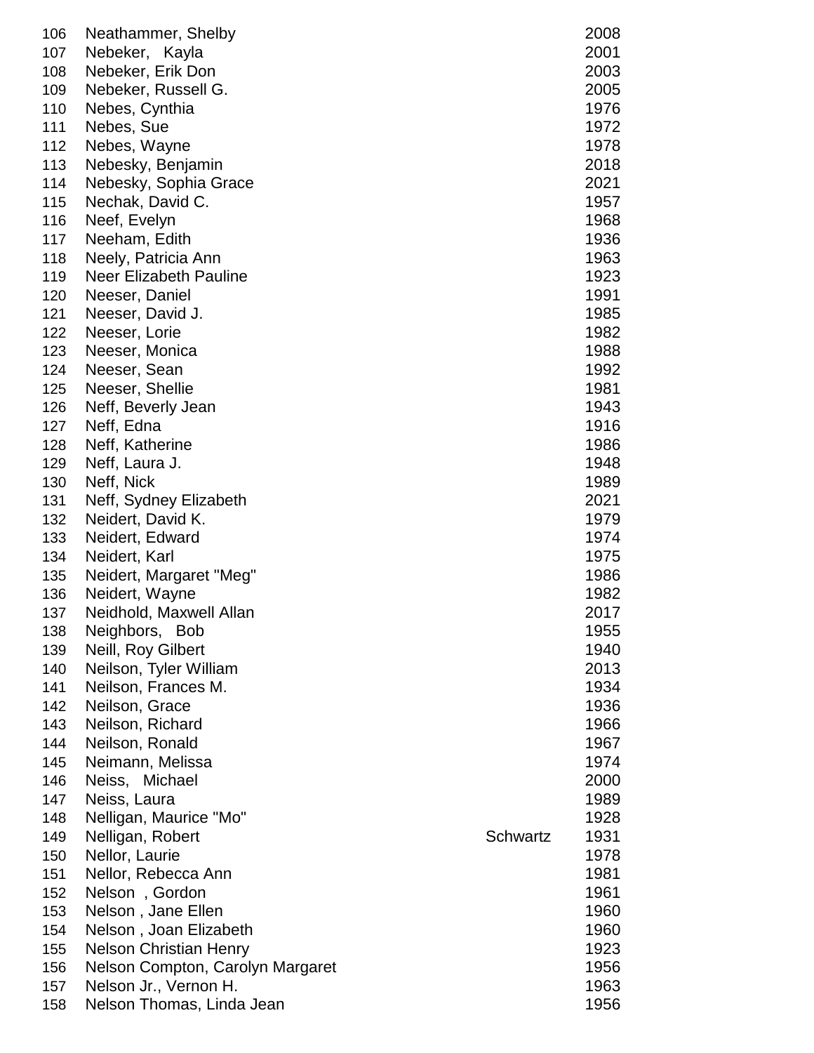| | | | |
|---|---|---|---|
| 106 | Neathammer, Shelby | | 2008 |
| 107 | Nebeker, Kayla | | 2001 |
| 108 | Nebeker, Erik Don | | 2003 |
| 109 | Nebeker, Russell G. | | 2005 |
| 110 | Nebes, Cynthia | | 1976 |
| 111 | Nebes, Sue | | 1972 |
| 112 | Nebes, Wayne | | 1978 |
| 113 | Nebesky, Benjamin | | 2018 |
| 114 | Nebesky, Sophia Grace | | 2021 |
| 115 | Nechak, David C. | | 1957 |
| 116 | Neef, Evelyn | | 1968 |
| 117 | Neeham, Edith | | 1936 |
| 118 | Neely, Patricia Ann | | 1963 |
| 119 | Neer Elizabeth Pauline | | 1923 |
| 120 | Neeser, Daniel | | 1991 |
| 121 | Neeser, David J. | | 1985 |
| 122 | Neeser, Lorie | | 1982 |
| 123 | Neeser, Monica | | 1988 |
| 124 | Neeser, Sean | | 1992 |
| 125 | Neeser, Shellie | | 1981 |
| 126 | Neff, Beverly Jean | | 1943 |
| 127 | Neff, Edna | | 1916 |
| 128 | Neff, Katherine | | 1986 |
| 129 | Neff, Laura J. | | 1948 |
| 130 | Neff, Nick | | 1989 |
| 131 | Neff, Sydney Elizabeth | | 2021 |
| 132 | Neidert, David K. | | 1979 |
| 133 | Neidert, Edward | | 1974 |
| 134 | Neidert, Karl | | 1975 |
| 135 | Neidert, Margaret "Meg" | | 1986 |
| 136 | Neidert, Wayne | | 1982 |
| 137 | Neidhold, Maxwell Allan | | 2017 |
| 138 | Neighbors, Bob | | 1955 |
| 139 | Neill, Roy Gilbert | | 1940 |
| 140 | Neilson, Tyler William | | 2013 |
| 141 | Neilson, Frances M. | | 1934 |
| 142 | Neilson, Grace | | 1936 |
| 143 | Neilson, Richard | | 1966 |
| 144 | Neilson, Ronald | | 1967 |
| 145 | Neimann, Melissa | | 1974 |
| 146 | Neiss, Michael | | 2000 |
| 147 | Neiss, Laura | | 1989 |
| 148 | Nelligan, Maurice "Mo" | | 1928 |
| 149 | Nelligan, Robert | Schwartz | 1931 |
| 150 | Nellor, Laurie | | 1978 |
| 151 | Nellor, Rebecca Ann | | 1981 |
| 152 | Nelson , Gordon | | 1961 |
| 153 | Nelson , Jane Ellen | | 1960 |
| 154 | Nelson , Joan Elizabeth | | 1960 |
| 155 | Nelson Christian Henry | | 1923 |
| 156 | Nelson Compton, Carolyn Margaret | | 1956 |
| 157 | Nelson Jr., Vernon H. | | 1963 |
| 158 | Nelson Thomas, Linda Jean | | 1956 |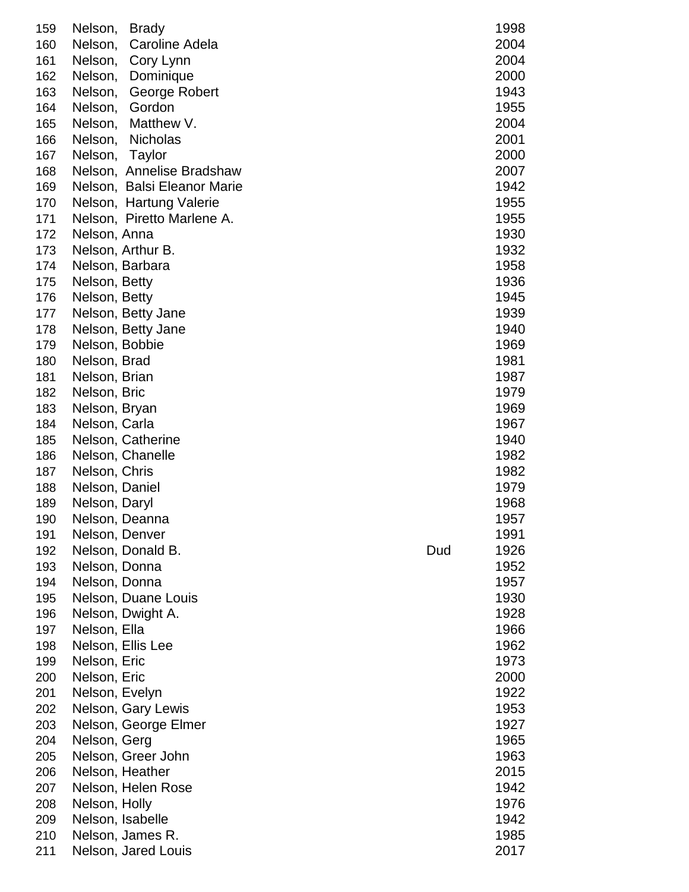| | | | |
|---|---|---|---|
| 159 | Nelson,   Brady | | 1998 |
| 160 | Nelson,   Caroline Adela | | 2004 |
| 161 | Nelson,   Cory Lynn | | 2004 |
| 162 | Nelson,   Dominique | | 2000 |
| 163 | Nelson,   George Robert | | 1943 |
| 164 | Nelson,   Gordon | | 1955 |
| 165 | Nelson,   Matthew V. | | 2004 |
| 166 | Nelson,   Nicholas | | 2001 |
| 167 | Nelson,   Taylor | | 2000 |
| 168 | Nelson,  Annelise Bradshaw | | 2007 |
| 169 | Nelson,  Balsi Eleanor Marie | | 1942 |
| 170 | Nelson,  Hartung Valerie | | 1955 |
| 171 | Nelson,  Piretto Marlene A. | | 1955 |
| 172 | Nelson, Anna | | 1930 |
| 173 | Nelson, Arthur B. | | 1932 |
| 174 | Nelson, Barbara | | 1958 |
| 175 | Nelson, Betty | | 1936 |
| 176 | Nelson, Betty | | 1945 |
| 177 | Nelson, Betty Jane | | 1939 |
| 178 | Nelson, Betty Jane | | 1940 |
| 179 | Nelson, Bobbie | | 1969 |
| 180 | Nelson, Brad | | 1981 |
| 181 | Nelson, Brian | | 1987 |
| 182 | Nelson, Bric | | 1979 |
| 183 | Nelson, Bryan | | 1969 |
| 184 | Nelson, Carla | | 1967 |
| 185 | Nelson, Catherine | | 1940 |
| 186 | Nelson, Chanelle | | 1982 |
| 187 | Nelson, Chris | | 1982 |
| 188 | Nelson, Daniel | | 1979 |
| 189 | Nelson, Daryl | | 1968 |
| 190 | Nelson, Deanna | | 1957 |
| 191 | Nelson, Denver | | 1991 |
| 192 | Nelson, Donald B. | Dud | 1926 |
| 193 | Nelson, Donna | | 1952 |
| 194 | Nelson, Donna | | 1957 |
| 195 | Nelson, Duane Louis | | 1930 |
| 196 | Nelson, Dwight A. | | 1928 |
| 197 | Nelson, Ella | | 1966 |
| 198 | Nelson, Ellis Lee | | 1962 |
| 199 | Nelson, Eric | | 1973 |
| 200 | Nelson, Eric | | 2000 |
| 201 | Nelson, Evelyn | | 1922 |
| 202 | Nelson, Gary Lewis | | 1953 |
| 203 | Nelson, George Elmer | | 1927 |
| 204 | Nelson, Gerg | | 1965 |
| 205 | Nelson, Greer John | | 1963 |
| 206 | Nelson, Heather | | 2015 |
| 207 | Nelson, Helen Rose | | 1942 |
| 208 | Nelson, Holly | | 1976 |
| 209 | Nelson, Isabelle | | 1942 |
| 210 | Nelson, James R. | | 1985 |
| 211 | Nelson, Jared Louis | | 2017 |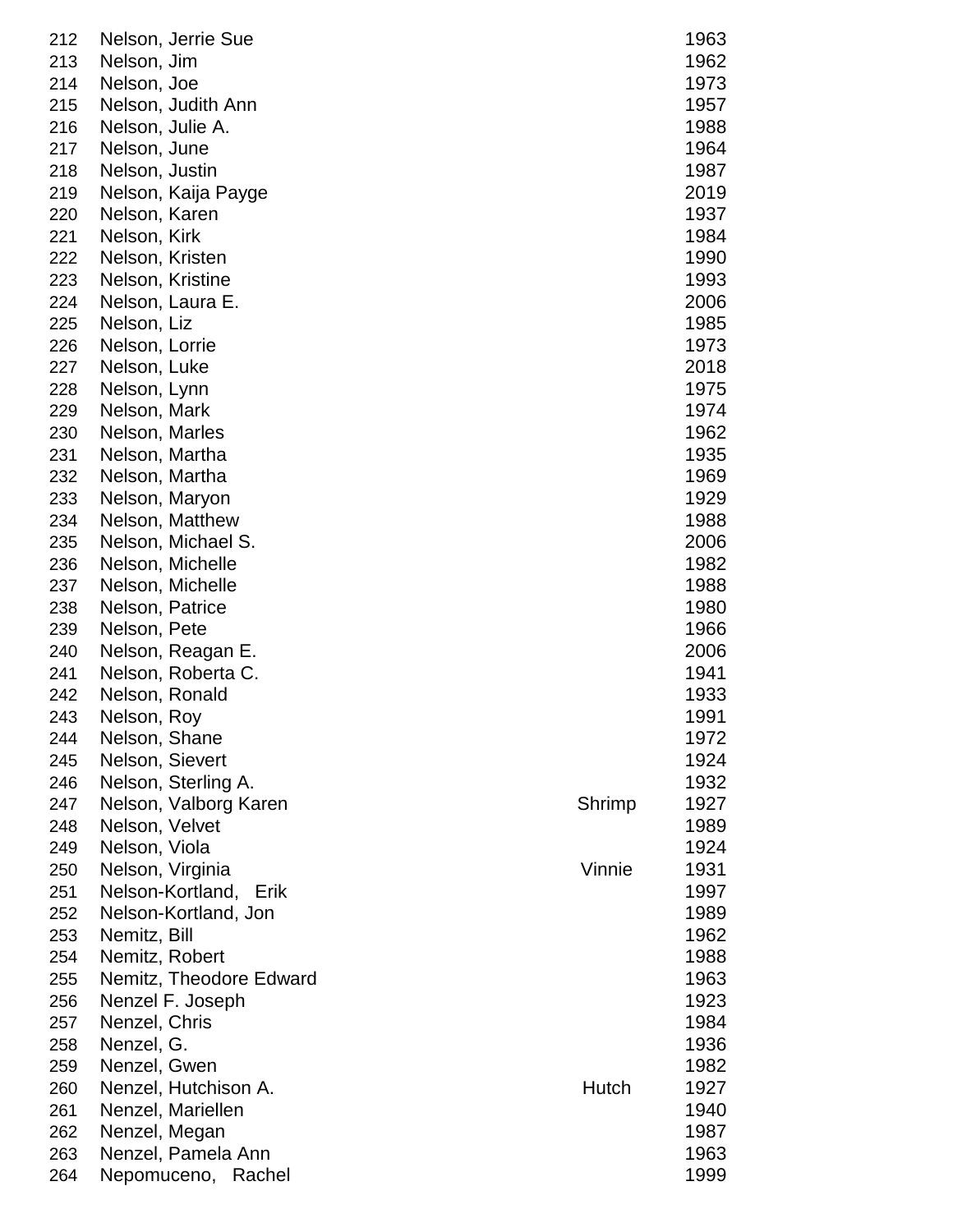| | | | |
|---|---|---|---|
| 212 | Nelson, Jerrie Sue | | 1963 |
| 213 | Nelson, Jim | | 1962 |
| 214 | Nelson, Joe | | 1973 |
| 215 | Nelson, Judith Ann | | 1957 |
| 216 | Nelson, Julie A. | | 1988 |
| 217 | Nelson, June | | 1964 |
| 218 | Nelson, Justin | | 1987 |
| 219 | Nelson, Kaija Payge | | 2019 |
| 220 | Nelson, Karen | | 1937 |
| 221 | Nelson, Kirk | | 1984 |
| 222 | Nelson, Kristen | | 1990 |
| 223 | Nelson, Kristine | | 1993 |
| 224 | Nelson, Laura E. | | 2006 |
| 225 | Nelson, Liz | | 1985 |
| 226 | Nelson, Lorrie | | 1973 |
| 227 | Nelson, Luke | | 2018 |
| 228 | Nelson, Lynn | | 1975 |
| 229 | Nelson, Mark | | 1974 |
| 230 | Nelson, Marles | | 1962 |
| 231 | Nelson, Martha | | 1935 |
| 232 | Nelson, Martha | | 1969 |
| 233 | Nelson, Maryon | | 1929 |
| 234 | Nelson, Matthew | | 1988 |
| 235 | Nelson, Michael S. | | 2006 |
| 236 | Nelson, Michelle | | 1982 |
| 237 | Nelson, Michelle | | 1988 |
| 238 | Nelson, Patrice | | 1980 |
| 239 | Nelson, Pete | | 1966 |
| 240 | Nelson, Reagan E. | | 2006 |
| 241 | Nelson, Roberta C. | | 1941 |
| 242 | Nelson, Ronald | | 1933 |
| 243 | Nelson, Roy | | 1991 |
| 244 | Nelson, Shane | | 1972 |
| 245 | Nelson, Sievert | | 1924 |
| 246 | Nelson, Sterling A. | | 1932 |
| 247 | Nelson, Valborg Karen | Shrimp | 1927 |
| 248 | Nelson, Velvet | | 1989 |
| 249 | Nelson, Viola | | 1924 |
| 250 | Nelson, Virginia | Vinnie | 1931 |
| 251 | Nelson-Kortland, Erik | | 1997 |
| 252 | Nelson-Kortland, Jon | | 1989 |
| 253 | Nemitz, Bill | | 1962 |
| 254 | Nemitz, Robert | | 1988 |
| 255 | Nemitz, Theodore Edward | | 1963 |
| 256 | Nenzel F. Joseph | | 1923 |
| 257 | Nenzel, Chris | | 1984 |
| 258 | Nenzel, G. | | 1936 |
| 259 | Nenzel, Gwen | | 1982 |
| 260 | Nenzel, Hutchison A. | Hutch | 1927 |
| 261 | Nenzel, Mariellen | | 1940 |
| 262 | Nenzel, Megan | | 1987 |
| 263 | Nenzel, Pamela Ann | | 1963 |
| 264 | Nepomuceno, Rachel | | 1999 |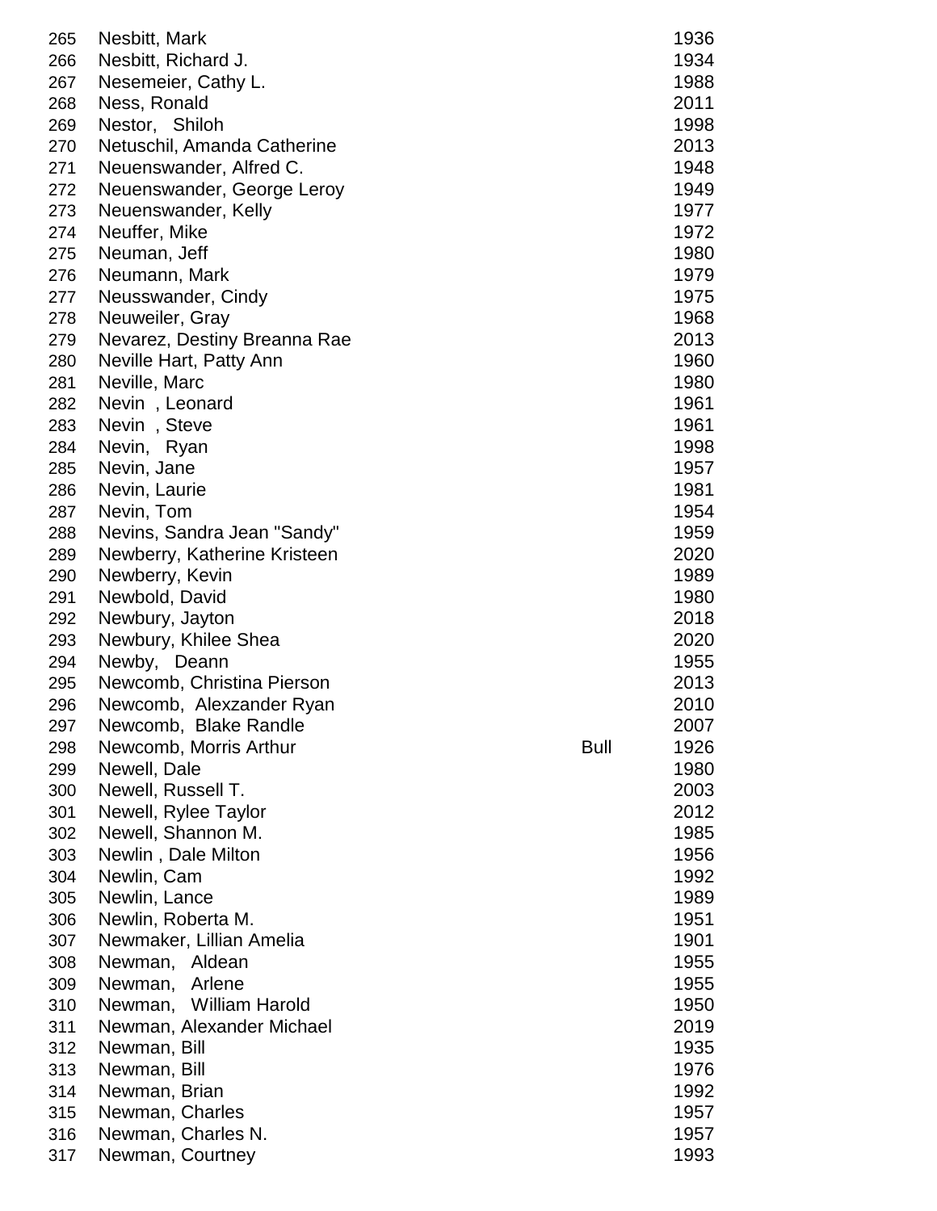| | | | |
|---|---|---|---|
| 265 | Nesbitt, Mark | | 1936 |
| 266 | Nesbitt, Richard J. | | 1934 |
| 267 | Nesemeier, Cathy L. | | 1988 |
| 268 | Ness, Ronald | | 2011 |
| 269 | Nestor, Shiloh | | 1998 |
| 270 | Netuschil, Amanda Catherine | | 2013 |
| 271 | Neuenswander, Alfred C. | | 1948 |
| 272 | Neuenswander, George Leroy | | 1949 |
| 273 | Neuenswander, Kelly | | 1977 |
| 274 | Neuffer, Mike | | 1972 |
| 275 | Neuman, Jeff | | 1980 |
| 276 | Neumann, Mark | | 1979 |
| 277 | Neusswander, Cindy | | 1975 |
| 278 | Neuweiler, Gray | | 1968 |
| 279 | Nevarez, Destiny Breanna Rae | | 2013 |
| 280 | Neville Hart, Patty Ann | | 1960 |
| 281 | Neville, Marc | | 1980 |
| 282 | Nevin , Leonard | | 1961 |
| 283 | Nevin , Steve | | 1961 |
| 284 | Nevin, Ryan | | 1998 |
| 285 | Nevin, Jane | | 1957 |
| 286 | Nevin, Laurie | | 1981 |
| 287 | Nevin, Tom | | 1954 |
| 288 | Nevins, Sandra Jean "Sandy" | | 1959 |
| 289 | Newberry, Katherine Kristeen | | 2020 |
| 290 | Newberry, Kevin | | 1989 |
| 291 | Newbold, David | | 1980 |
| 292 | Newbury, Jayton | | 2018 |
| 293 | Newbury, Khilee Shea | | 2020 |
| 294 | Newby, Deann | | 1955 |
| 295 | Newcomb, Christina Pierson | | 2013 |
| 296 | Newcomb, Alexzander Ryan | | 2010 |
| 297 | Newcomb, Blake Randle | | 2007 |
| 298 | Newcomb, Morris Arthur | Bull | 1926 |
| 299 | Newell, Dale | | 1980 |
| 300 | Newell, Russell T. | | 2003 |
| 301 | Newell, Rylee Taylor | | 2012 |
| 302 | Newell, Shannon M. | | 1985 |
| 303 | Newlin , Dale Milton | | 1956 |
| 304 | Newlin, Cam | | 1992 |
| 305 | Newlin, Lance | | 1989 |
| 306 | Newlin, Roberta M. | | 1951 |
| 307 | Newmaker, Lillian Amelia | | 1901 |
| 308 | Newman, Aldean | | 1955 |
| 309 | Newman, Arlene | | 1955 |
| 310 | Newman, William Harold | | 1950 |
| 311 | Newman, Alexander Michael | | 2019 |
| 312 | Newman, Bill | | 1935 |
| 313 | Newman, Bill | | 1976 |
| 314 | Newman, Brian | | 1992 |
| 315 | Newman, Charles | | 1957 |
| 316 | Newman, Charles N. | | 1957 |
| 317 | Newman, Courtney | | 1993 |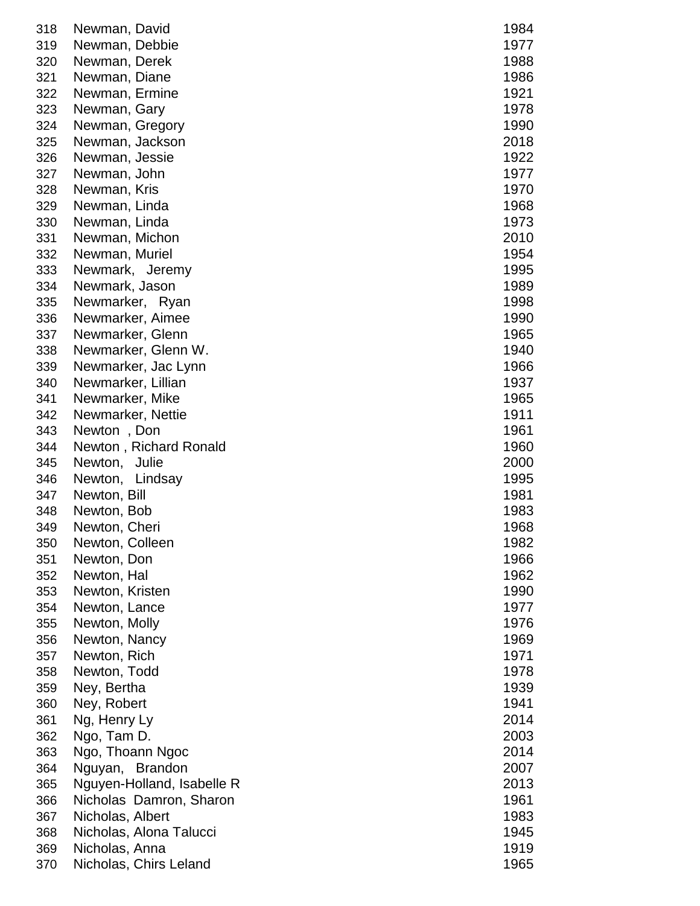| | | |
|---|---|---|
| 318 | Newman, David | 1984 |
| 319 | Newman, Debbie | 1977 |
| 320 | Newman, Derek | 1988 |
| 321 | Newman, Diane | 1986 |
| 322 | Newman, Ermine | 1921 |
| 323 | Newman, Gary | 1978 |
| 324 | Newman, Gregory | 1990 |
| 325 | Newman, Jackson | 2018 |
| 326 | Newman, Jessie | 1922 |
| 327 | Newman, John | 1977 |
| 328 | Newman, Kris | 1970 |
| 329 | Newman, Linda | 1968 |
| 330 | Newman, Linda | 1973 |
| 331 | Newman, Michon | 2010 |
| 332 | Newman, Muriel | 1954 |
| 333 | Newmark, Jeremy | 1995 |
| 334 | Newmark, Jason | 1989 |
| 335 | Newmarker, Ryan | 1998 |
| 336 | Newmarker, Aimee | 1990 |
| 337 | Newmarker, Glenn | 1965 |
| 338 | Newmarker, Glenn W. | 1940 |
| 339 | Newmarker, Jac Lynn | 1966 |
| 340 | Newmarker, Lillian | 1937 |
| 341 | Newmarker, Mike | 1965 |
| 342 | Newmarker, Nettie | 1911 |
| 343 | Newton , Don | 1961 |
| 344 | Newton , Richard Ronald | 1960 |
| 345 | Newton, Julie | 2000 |
| 346 | Newton, Lindsay | 1995 |
| 347 | Newton, Bill | 1981 |
| 348 | Newton, Bob | 1983 |
| 349 | Newton, Cheri | 1968 |
| 350 | Newton, Colleen | 1982 |
| 351 | Newton, Don | 1966 |
| 352 | Newton, Hal | 1962 |
| 353 | Newton, Kristen | 1990 |
| 354 | Newton, Lance | 1977 |
| 355 | Newton, Molly | 1976 |
| 356 | Newton, Nancy | 1969 |
| 357 | Newton, Rich | 1971 |
| 358 | Newton, Todd | 1978 |
| 359 | Ney, Bertha | 1939 |
| 360 | Ney, Robert | 1941 |
| 361 | Ng, Henry Ly | 2014 |
| 362 | Ngo, Tam D. | 2003 |
| 363 | Ngo, Thoann Ngoc | 2014 |
| 364 | Nguyan, Brandon | 2007 |
| 365 | Nguyen-Holland, Isabelle R | 2013 |
| 366 | Nicholas Damron, Sharon | 1961 |
| 367 | Nicholas, Albert | 1983 |
| 368 | Nicholas, Alona Talucci | 1945 |
| 369 | Nicholas, Anna | 1919 |
| 370 | Nicholas, Chirs Leland | 1965 |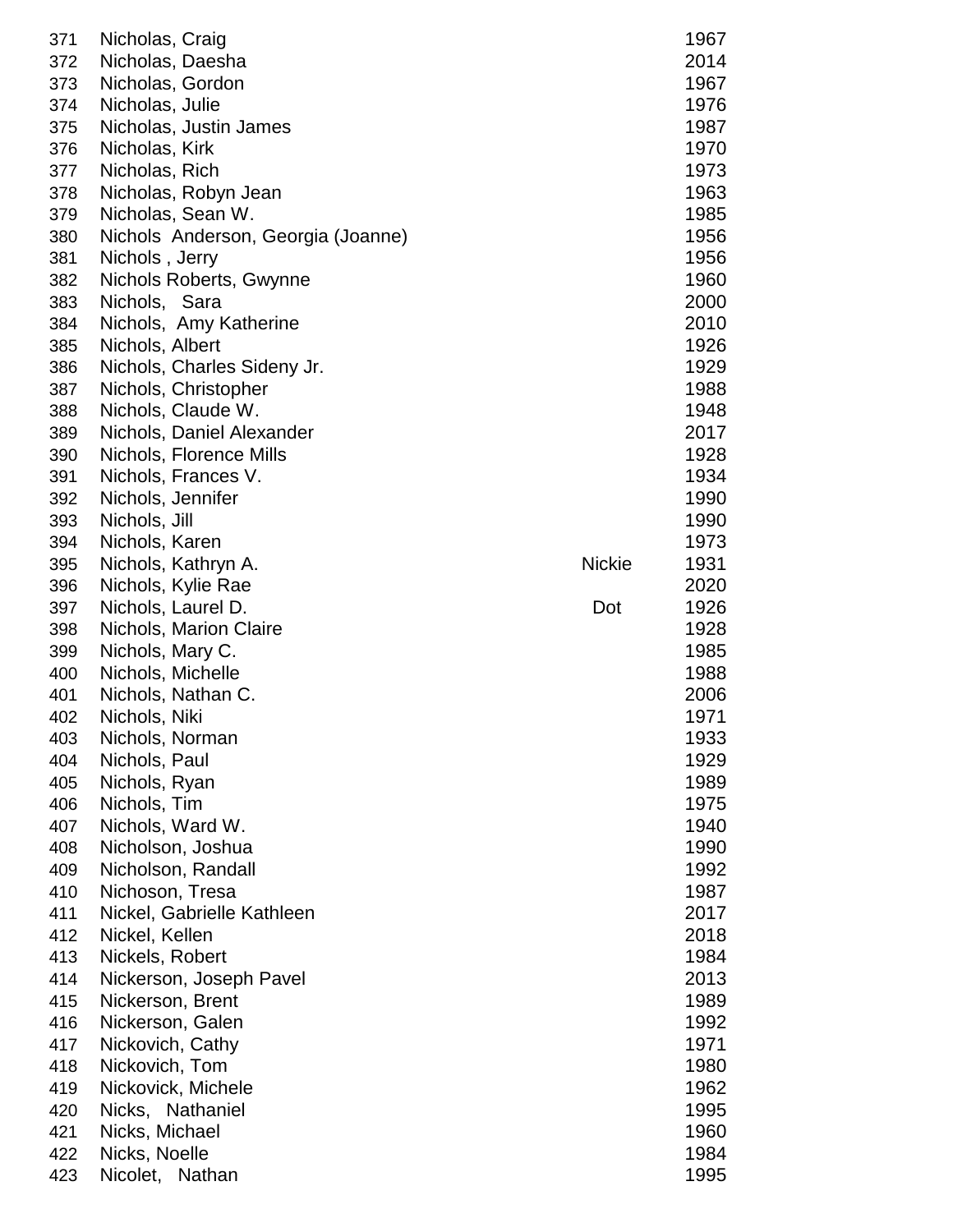| | | | |
|---|---|---|---|
| 371 | Nicholas, Craig | | 1967 |
| 372 | Nicholas, Daesha | | 2014 |
| 373 | Nicholas, Gordon | | 1967 |
| 374 | Nicholas, Julie | | 1976 |
| 375 | Nicholas, Justin James | | 1987 |
| 376 | Nicholas, Kirk | | 1970 |
| 377 | Nicholas, Rich | | 1973 |
| 378 | Nicholas, Robyn Jean | | 1963 |
| 379 | Nicholas, Sean W. | | 1985 |
| 380 | Nichols Anderson, Georgia (Joanne) | | 1956 |
| 381 | Nichols , Jerry | | 1956 |
| 382 | Nichols Roberts, Gwynne | | 1960 |
| 383 | Nichols, Sara | | 2000 |
| 384 | Nichols, Amy Katherine | | 2010 |
| 385 | Nichols, Albert | | 1926 |
| 386 | Nichols, Charles Sideny Jr. | | 1929 |
| 387 | Nichols, Christopher | | 1988 |
| 388 | Nichols, Claude W. | | 1948 |
| 389 | Nichols, Daniel Alexander | | 2017 |
| 390 | Nichols, Florence Mills | | 1928 |
| 391 | Nichols, Frances V. | | 1934 |
| 392 | Nichols, Jennifer | | 1990 |
| 393 | Nichols, Jill | | 1990 |
| 394 | Nichols, Karen | | 1973 |
| 395 | Nichols, Kathryn A. | Nickie | 1931 |
| 396 | Nichols, Kylie Rae | | 2020 |
| 397 | Nichols, Laurel D. | Dot | 1926 |
| 398 | Nichols, Marion Claire | | 1928 |
| 399 | Nichols, Mary C. | | 1985 |
| 400 | Nichols, Michelle | | 1988 |
| 401 | Nichols, Nathan C. | | 2006 |
| 402 | Nichols, Niki | | 1971 |
| 403 | Nichols, Norman | | 1933 |
| 404 | Nichols, Paul | | 1929 |
| 405 | Nichols, Ryan | | 1989 |
| 406 | Nichols, Tim | | 1975 |
| 407 | Nichols, Ward W. | | 1940 |
| 408 | Nicholson, Joshua | | 1990 |
| 409 | Nicholson, Randall | | 1992 |
| 410 | Nichoson, Tresa | | 1987 |
| 411 | Nickel, Gabrielle Kathleen | | 2017 |
| 412 | Nickel, Kellen | | 2018 |
| 413 | Nickels, Robert | | 1984 |
| 414 | Nickerson, Joseph Pavel | | 2013 |
| 415 | Nickerson, Brent | | 1989 |
| 416 | Nickerson, Galen | | 1992 |
| 417 | Nickovich, Cathy | | 1971 |
| 418 | Nickovich, Tom | | 1980 |
| 419 | Nickovick, Michele | | 1962 |
| 420 | Nicks, Nathaniel | | 1995 |
| 421 | Nicks, Michael | | 1960 |
| 422 | Nicks, Noelle | | 1984 |
| 423 | Nicolet, Nathan | | 1995 |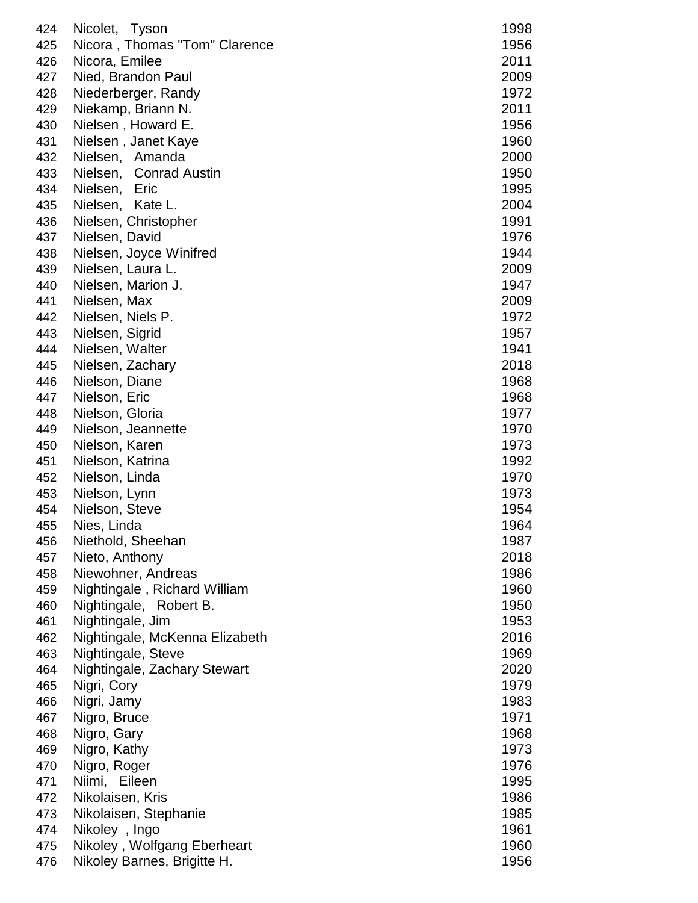| | | |
|---|---|---|
| 424 | Nicolet, Tyson | 1998 |
| 425 | Nicora , Thomas "Tom" Clarence | 1956 |
| 426 | Nicora, Emilee | 2011 |
| 427 | Nied, Brandon Paul | 2009 |
| 428 | Niederberger, Randy | 1972 |
| 429 | Niekamp, Briann N. | 2011 |
| 430 | Nielsen , Howard E. | 1956 |
| 431 | Nielsen , Janet Kaye | 1960 |
| 432 | Nielsen, Amanda | 2000 |
| 433 | Nielsen, Conrad Austin | 1950 |
| 434 | Nielsen, Eric | 1995 |
| 435 | Nielsen, Kate L. | 2004 |
| 436 | Nielsen, Christopher | 1991 |
| 437 | Nielsen, David | 1976 |
| 438 | Nielsen, Joyce Winifred | 1944 |
| 439 | Nielsen, Laura L. | 2009 |
| 440 | Nielsen, Marion J. | 1947 |
| 441 | Nielsen, Max | 2009 |
| 442 | Nielsen, Niels P. | 1972 |
| 443 | Nielsen, Sigrid | 1957 |
| 444 | Nielsen, Walter | 1941 |
| 445 | Nielsen, Zachary | 2018 |
| 446 | Nielson, Diane | 1968 |
| 447 | Nielson, Eric | 1968 |
| 448 | Nielson, Gloria | 1977 |
| 449 | Nielson, Jeannette | 1970 |
| 450 | Nielson, Karen | 1973 |
| 451 | Nielson, Katrina | 1992 |
| 452 | Nielson, Linda | 1970 |
| 453 | Nielson, Lynn | 1973 |
| 454 | Nielson, Steve | 1954 |
| 455 | Nies, Linda | 1964 |
| 456 | Niethold, Sheehan | 1987 |
| 457 | Nieto, Anthony | 2018 |
| 458 | Niewohner, Andreas | 1986 |
| 459 | Nightingale , Richard William | 1960 |
| 460 | Nightingale, Robert B. | 1950 |
| 461 | Nightingale, Jim | 1953 |
| 462 | Nightingale, McKenna Elizabeth | 2016 |
| 463 | Nightingale, Steve | 1969 |
| 464 | Nightingale, Zachary Stewart | 2020 |
| 465 | Nigri, Cory | 1979 |
| 466 | Nigri, Jamy | 1983 |
| 467 | Nigro, Bruce | 1971 |
| 468 | Nigro, Gary | 1968 |
| 469 | Nigro, Kathy | 1973 |
| 470 | Nigro, Roger | 1976 |
| 471 | Niimi, Eileen | 1995 |
| 472 | Nikolaisen, Kris | 1986 |
| 473 | Nikolaisen, Stephanie | 1985 |
| 474 | Nikoley , Ingo | 1961 |
| 475 | Nikoley , Wolfgang Eberheart | 1960 |
| 476 | Nikoley Barnes, Brigitte H. | 1956 |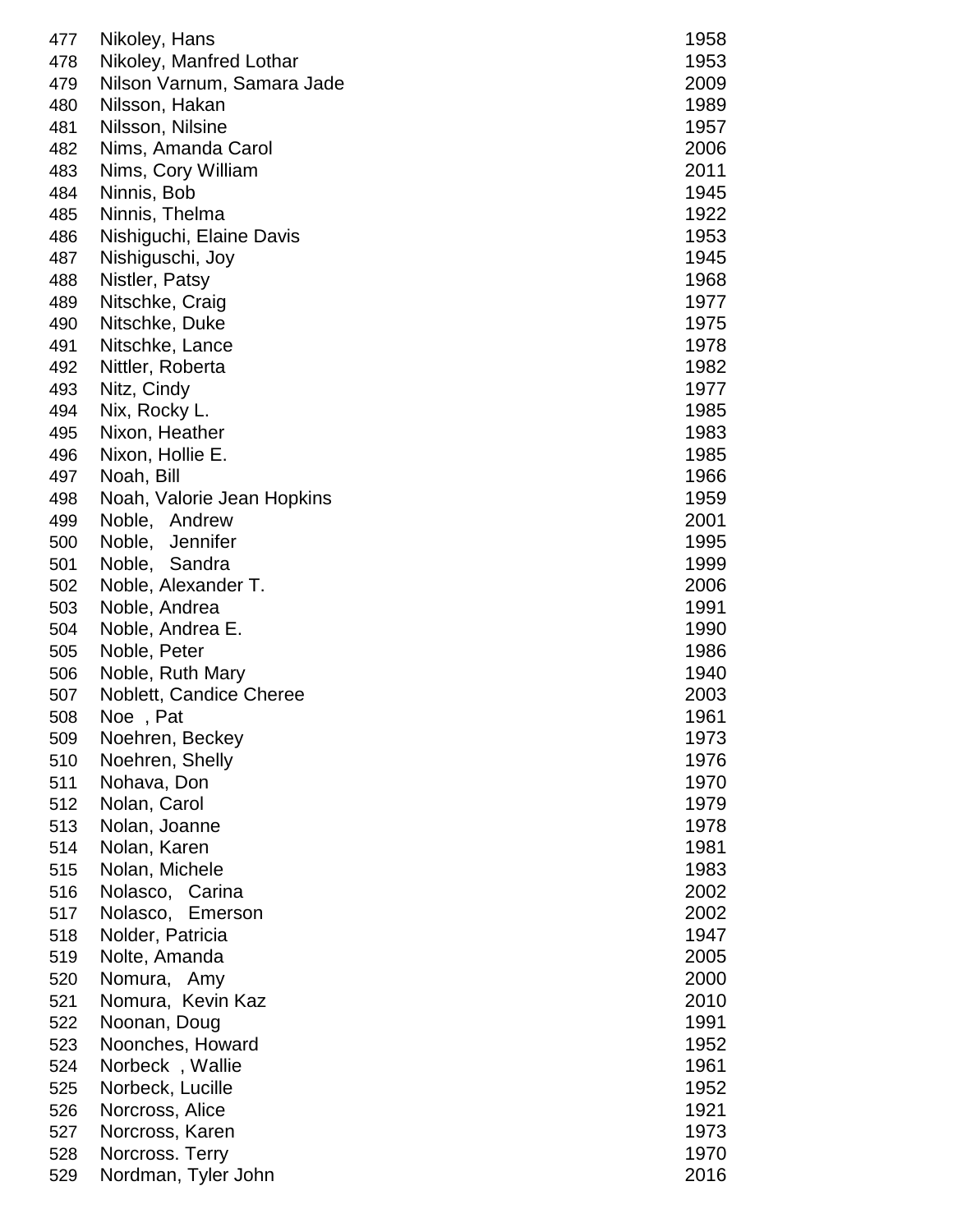| | | |
|---|---|---|
| 477 | Nikoley, Hans | 1958 |
| 478 | Nikoley, Manfred Lothar | 1953 |
| 479 | Nilson Varnum, Samara Jade | 2009 |
| 480 | Nilsson, Hakan | 1989 |
| 481 | Nilsson, Nilsine | 1957 |
| 482 | Nims, Amanda Carol | 2006 |
| 483 | Nims, Cory William | 2011 |
| 484 | Ninnis, Bob | 1945 |
| 485 | Ninnis, Thelma | 1922 |
| 486 | Nishiguchi, Elaine Davis | 1953 |
| 487 | Nishiguschi, Joy | 1945 |
| 488 | Nistler, Patsy | 1968 |
| 489 | Nitschke, Craig | 1977 |
| 490 | Nitschke, Duke | 1975 |
| 491 | Nitschke, Lance | 1978 |
| 492 | Nittler, Roberta | 1982 |
| 493 | Nitz, Cindy | 1977 |
| 494 | Nix, Rocky L. | 1985 |
| 495 | Nixon, Heather | 1983 |
| 496 | Nixon, Hollie E. | 1985 |
| 497 | Noah, Bill | 1966 |
| 498 | Noah, Valorie Jean Hopkins | 1959 |
| 499 | Noble, Andrew | 2001 |
| 500 | Noble, Jennifer | 1995 |
| 501 | Noble, Sandra | 1999 |
| 502 | Noble, Alexander T. | 2006 |
| 503 | Noble, Andrea | 1991 |
| 504 | Noble, Andrea E. | 1990 |
| 505 | Noble, Peter | 1986 |
| 506 | Noble, Ruth Mary | 1940 |
| 507 | Noblett, Candice Cheree | 2003 |
| 508 | Noe , Pat | 1961 |
| 509 | Noehren, Beckey | 1973 |
| 510 | Noehren, Shelly | 1976 |
| 511 | Nohava, Don | 1970 |
| 512 | Nolan, Carol | 1979 |
| 513 | Nolan, Joanne | 1978 |
| 514 | Nolan, Karen | 1981 |
| 515 | Nolan, Michele | 1983 |
| 516 | Nolasco, Carina | 2002 |
| 517 | Nolasco, Emerson | 2002 |
| 518 | Nolder, Patricia | 1947 |
| 519 | Nolte, Amanda | 2005 |
| 520 | Nomura, Amy | 2000 |
| 521 | Nomura, Kevin Kaz | 2010 |
| 522 | Noonan, Doug | 1991 |
| 523 | Noonches, Howard | 1952 |
| 524 | Norbeck , Wallie | 1961 |
| 525 | Norbeck, Lucille | 1952 |
| 526 | Norcross, Alice | 1921 |
| 527 | Norcross, Karen | 1973 |
| 528 | Norcross. Terry | 1970 |
| 529 | Nordman, Tyler John | 2016 |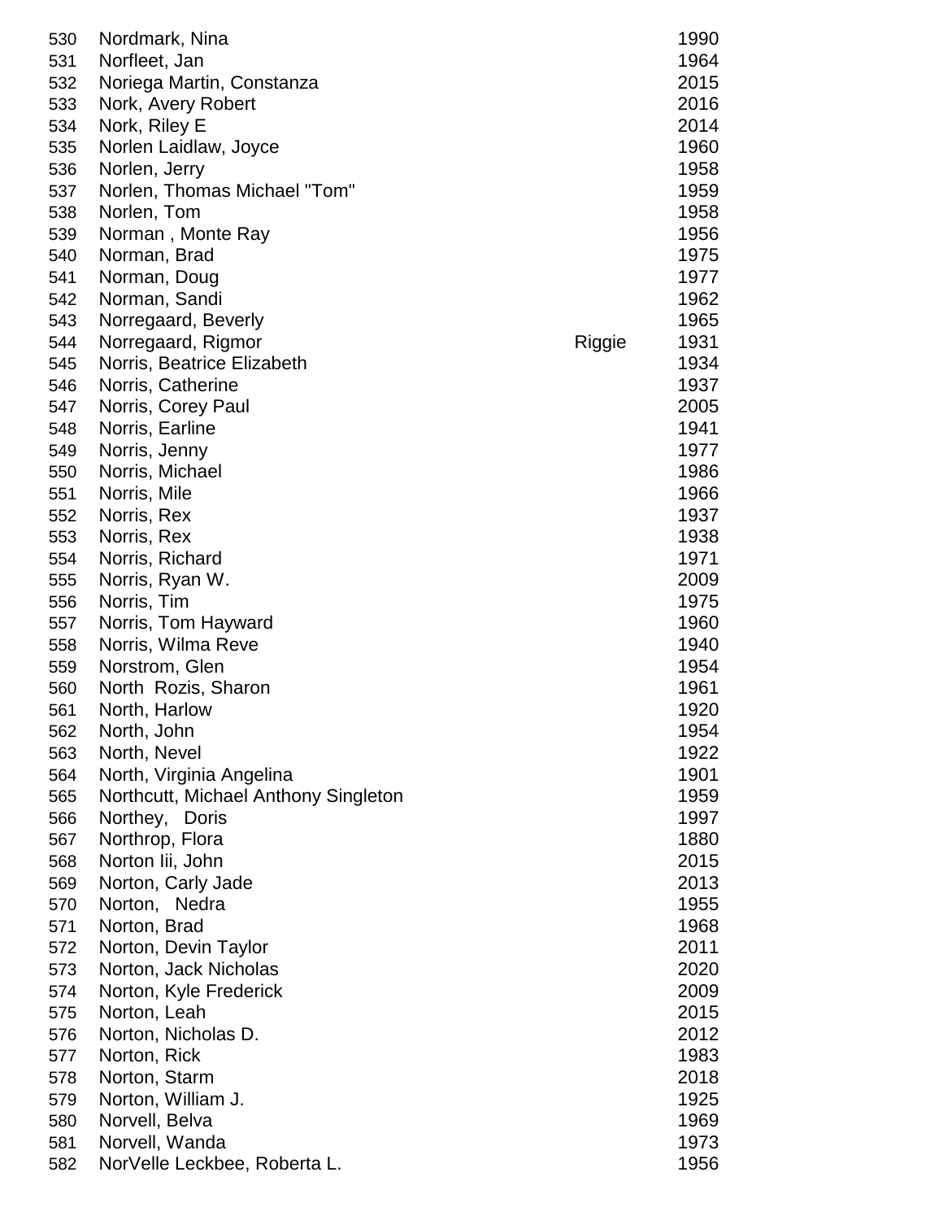| | | | |
|---|---|---|---|
| 530 | Nordmark, Nina | | 1990 |
| 531 | Norfleet, Jan | | 1964 |
| 532 | Noriega Martin, Constanza | | 2015 |
| 533 | Nork, Avery Robert | | 2016 |
| 534 | Nork, Riley E | | 2014 |
| 535 | Norlen Laidlaw, Joyce | | 1960 |
| 536 | Norlen, Jerry | | 1958 |
| 537 | Norlen, Thomas Michael "Tom" | | 1959 |
| 538 | Norlen, Tom | | 1958 |
| 539 | Norman , Monte Ray | | 1956 |
| 540 | Norman, Brad | | 1975 |
| 541 | Norman, Doug | | 1977 |
| 542 | Norman, Sandi | | 1962 |
| 543 | Norregaard, Beverly | | 1965 |
| 544 | Norregaard, Rigmor | Riggie | 1931 |
| 545 | Norris, Beatrice Elizabeth | | 1934 |
| 546 | Norris, Catherine | | 1937 |
| 547 | Norris, Corey Paul | | 2005 |
| 548 | Norris, Earline | | 1941 |
| 549 | Norris, Jenny | | 1977 |
| 550 | Norris, Michael | | 1986 |
| 551 | Norris, Mile | | 1966 |
| 552 | Norris, Rex | | 1937 |
| 553 | Norris, Rex | | 1938 |
| 554 | Norris, Richard | | 1971 |
| 555 | Norris, Ryan W. | | 2009 |
| 556 | Norris, Tim | | 1975 |
| 557 | Norris, Tom Hayward | | 1960 |
| 558 | Norris, Wilma Reve | | 1940 |
| 559 | Norstrom, Glen | | 1954 |
| 560 | North Rozis, Sharon | | 1961 |
| 561 | North, Harlow | | 1920 |
| 562 | North, John | | 1954 |
| 563 | North, Nevel | | 1922 |
| 564 | North, Virginia Angelina | | 1901 |
| 565 | Northcutt, Michael Anthony Singleton | | 1959 |
| 566 | Northey, Doris | | 1997 |
| 567 | Northrop, Flora | | 1880 |
| 568 | Norton Iii, John | | 2015 |
| 569 | Norton, Carly Jade | | 2013 |
| 570 | Norton, Nedra | | 1955 |
| 571 | Norton, Brad | | 1968 |
| 572 | Norton, Devin Taylor | | 2011 |
| 573 | Norton, Jack Nicholas | | 2020 |
| 574 | Norton, Kyle Frederick | | 2009 |
| 575 | Norton, Leah | | 2015 |
| 576 | Norton, Nicholas D. | | 2012 |
| 577 | Norton, Rick | | 1983 |
| 578 | Norton, Starm | | 2018 |
| 579 | Norton, William J. | | 1925 |
| 580 | Norvell, Belva | | 1969 |
| 581 | Norvell, Wanda | | 1973 |
| 582 | NorVelle Leckbee, Roberta L. | | 1956 |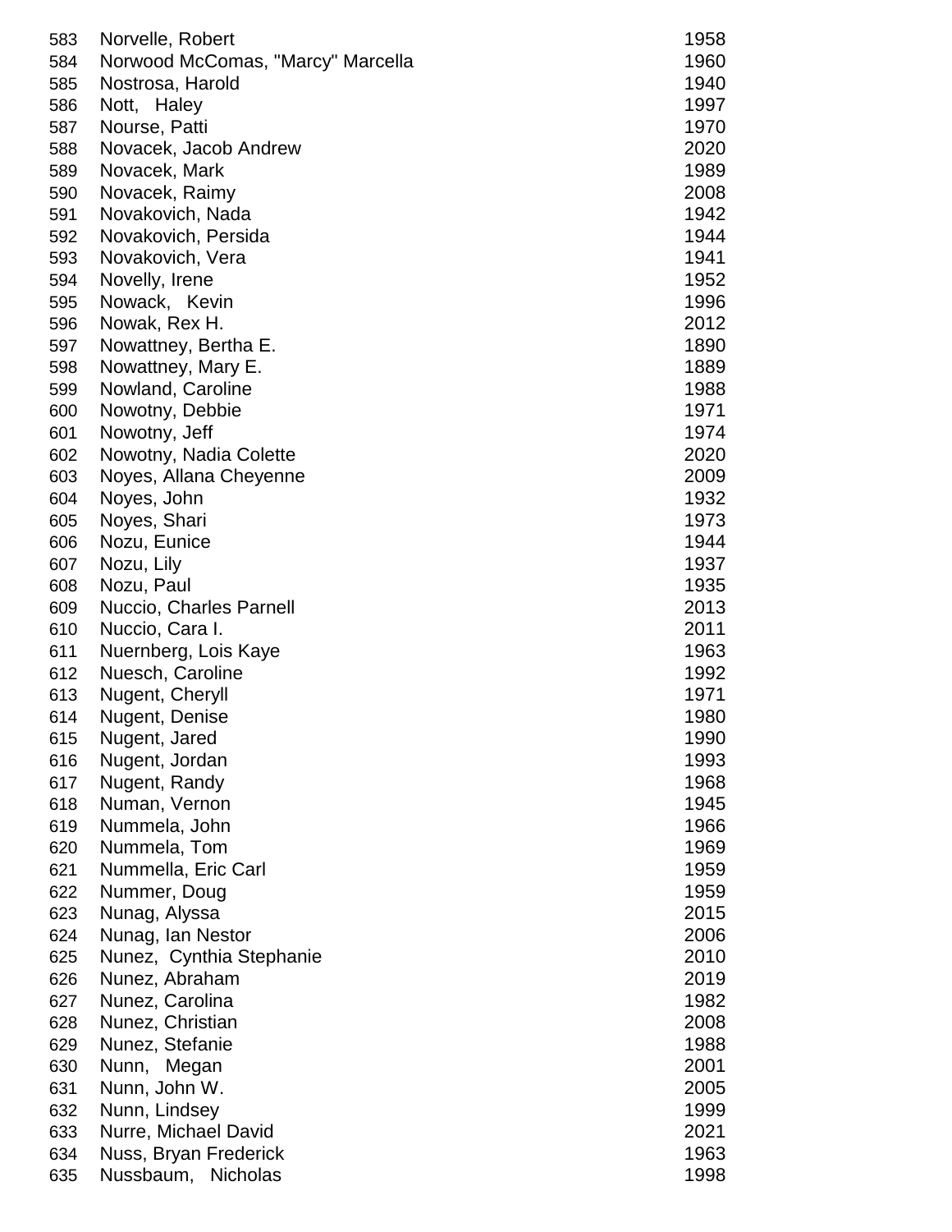| | | |
|---|---|---|
| 583 | Norvelle, Robert | 1958 |
| 584 | Norwood McComas, "Marcy" Marcella | 1960 |
| 585 | Nostrosa, Harold | 1940 |
| 586 | Nott, Haley | 1997 |
| 587 | Nourse, Patti | 1970 |
| 588 | Novacek, Jacob Andrew | 2020 |
| 589 | Novacek, Mark | 1989 |
| 590 | Novacek, Raimy | 2008 |
| 591 | Novakovich, Nada | 1942 |
| 592 | Novakovich, Persida | 1944 |
| 593 | Novakovich, Vera | 1941 |
| 594 | Novelly, Irene | 1952 |
| 595 | Nowack, Kevin | 1996 |
| 596 | Nowak, Rex H. | 2012 |
| 597 | Nowattney, Bertha E. | 1890 |
| 598 | Nowattney, Mary E. | 1889 |
| 599 | Nowland, Caroline | 1988 |
| 600 | Nowotny, Debbie | 1971 |
| 601 | Nowotny, Jeff | 1974 |
| 602 | Nowotny, Nadia Colette | 2020 |
| 603 | Noyes, Allana Cheyenne | 2009 |
| 604 | Noyes, John | 1932 |
| 605 | Noyes, Shari | 1973 |
| 606 | Nozu, Eunice | 1944 |
| 607 | Nozu, Lily | 1937 |
| 608 | Nozu, Paul | 1935 |
| 609 | Nuccio, Charles Parnell | 2013 |
| 610 | Nuccio, Cara I. | 2011 |
| 611 | Nuernberg, Lois Kaye | 1963 |
| 612 | Nuesch, Caroline | 1992 |
| 613 | Nugent, Cheryll | 1971 |
| 614 | Nugent, Denise | 1980 |
| 615 | Nugent, Jared | 1990 |
| 616 | Nugent, Jordan | 1993 |
| 617 | Nugent, Randy | 1968 |
| 618 | Numan, Vernon | 1945 |
| 619 | Nummela, John | 1966 |
| 620 | Nummela, Tom | 1969 |
| 621 | Nummella, Eric Carl | 1959 |
| 622 | Nummer, Doug | 1959 |
| 623 | Nunag, Alyssa | 2015 |
| 624 | Nunag, Ian Nestor | 2006 |
| 625 | Nunez, Cynthia Stephanie | 2010 |
| 626 | Nunez, Abraham | 2019 |
| 627 | Nunez, Carolina | 1982 |
| 628 | Nunez, Christian | 2008 |
| 629 | Nunez, Stefanie | 1988 |
| 630 | Nunn, Megan | 2001 |
| 631 | Nunn, John W. | 2005 |
| 632 | Nunn, Lindsey | 1999 |
| 633 | Nurre, Michael David | 2021 |
| 634 | Nuss, Bryan Frederick | 1963 |
| 635 | Nussbaum, Nicholas | 1998 |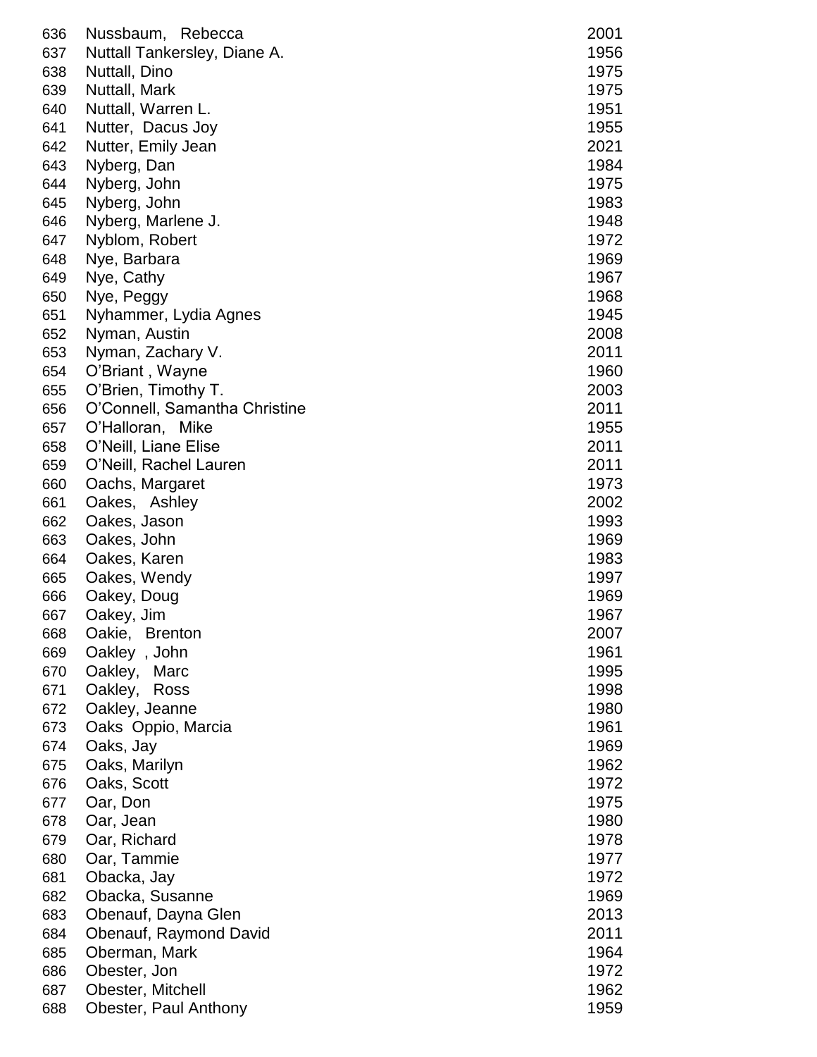| | | |
|---|---|---|
| 636 | Nussbaum, Rebecca | 2001 |
| 637 | Nuttall Tankersley, Diane A. | 1956 |
| 638 | Nuttall, Dino | 1975 |
| 639 | Nuttall, Mark | 1975 |
| 640 | Nuttall, Warren L. | 1951 |
| 641 | Nutter, Dacus Joy | 1955 |
| 642 | Nutter, Emily Jean | 2021 |
| 643 | Nyberg, Dan | 1984 |
| 644 | Nyberg, John | 1975 |
| 645 | Nyberg, John | 1983 |
| 646 | Nyberg, Marlene J. | 1948 |
| 647 | Nyblom, Robert | 1972 |
| 648 | Nye, Barbara | 1969 |
| 649 | Nye, Cathy | 1967 |
| 650 | Nye, Peggy | 1968 |
| 651 | Nyhammer, Lydia Agnes | 1945 |
| 652 | Nyman, Austin | 2008 |
| 653 | Nyman, Zachary V. | 2011 |
| 654 | O'Briant , Wayne | 1960 |
| 655 | O'Brien, Timothy T. | 2003 |
| 656 | O'Connell, Samantha Christine | 2011 |
| 657 | O'Halloran, Mike | 1955 |
| 658 | O'Neill, Liane Elise | 2011 |
| 659 | O'Neill, Rachel Lauren | 2011 |
| 660 | Oachs, Margaret | 1973 |
| 661 | Oakes, Ashley | 2002 |
| 662 | Oakes, Jason | 1993 |
| 663 | Oakes, John | 1969 |
| 664 | Oakes, Karen | 1983 |
| 665 | Oakes, Wendy | 1997 |
| 666 | Oakey, Doug | 1969 |
| 667 | Oakey, Jim | 1967 |
| 668 | Oakie, Brenton | 2007 |
| 669 | Oakley , John | 1961 |
| 670 | Oakley, Marc | 1995 |
| 671 | Oakley, Ross | 1998 |
| 672 | Oakley, Jeanne | 1980 |
| 673 | Oaks Oppio, Marcia | 1961 |
| 674 | Oaks, Jay | 1969 |
| 675 | Oaks, Marilyn | 1962 |
| 676 | Oaks, Scott | 1972 |
| 677 | Oar, Don | 1975 |
| 678 | Oar, Jean | 1980 |
| 679 | Oar, Richard | 1978 |
| 680 | Oar, Tammie | 1977 |
| 681 | Obacka, Jay | 1972 |
| 682 | Obacka, Susanne | 1969 |
| 683 | Obenauf, Dayna Glen | 2013 |
| 684 | Obenauf, Raymond David | 2011 |
| 685 | Oberman, Mark | 1964 |
| 686 | Obester, Jon | 1972 |
| 687 | Obester, Mitchell | 1962 |
| 688 | Obester, Paul Anthony | 1959 |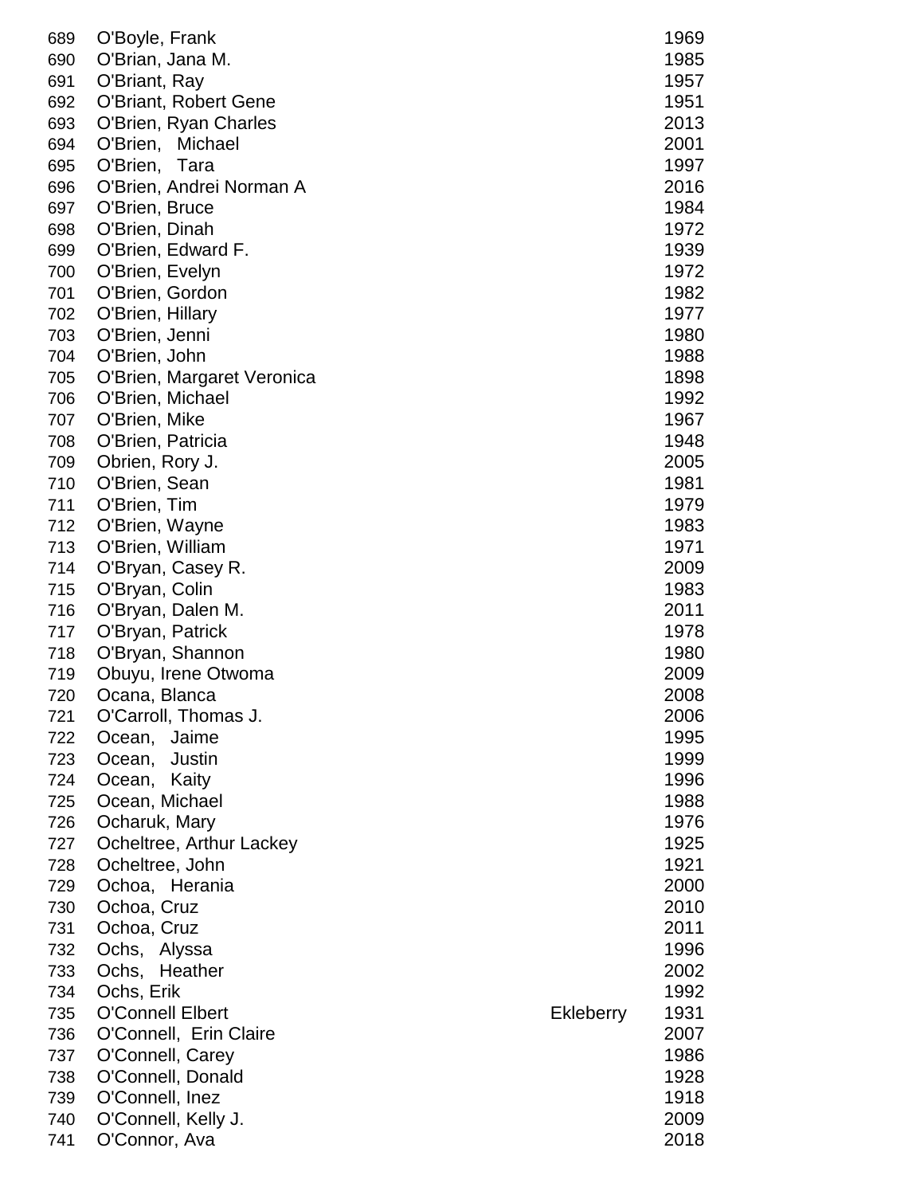| | | | |
|---|---|---|---|
| 689 | O'Boyle, Frank | | 1969 |
| 690 | O'Brian, Jana M. | | 1985 |
| 691 | O'Briant, Ray | | 1957 |
| 692 | O'Briant, Robert Gene | | 1951 |
| 693 | O'Brien, Ryan Charles | | 2013 |
| 694 | O'Brien, Michael | | 2001 |
| 695 | O'Brien, Tara | | 1997 |
| 696 | O'Brien, Andrei Norman A | | 2016 |
| 697 | O'Brien, Bruce | | 1984 |
| 698 | O'Brien, Dinah | | 1972 |
| 699 | O'Brien, Edward F. | | 1939 |
| 700 | O'Brien, Evelyn | | 1972 |
| 701 | O'Brien, Gordon | | 1982 |
| 702 | O'Brien, Hillary | | 1977 |
| 703 | O'Brien, Jenni | | 1980 |
| 704 | O'Brien, John | | 1988 |
| 705 | O'Brien, Margaret Veronica | | 1898 |
| 706 | O'Brien, Michael | | 1992 |
| 707 | O'Brien, Mike | | 1967 |
| 708 | O'Brien, Patricia | | 1948 |
| 709 | Obrien, Rory J. | | 2005 |
| 710 | O'Brien, Sean | | 1981 |
| 711 | O'Brien, Tim | | 1979 |
| 712 | O'Brien, Wayne | | 1983 |
| 713 | O'Brien, William | | 1971 |
| 714 | O'Bryan, Casey R. | | 2009 |
| 715 | O'Bryan, Colin | | 1983 |
| 716 | O'Bryan, Dalen M. | | 2011 |
| 717 | O'Bryan, Patrick | | 1978 |
| 718 | O'Bryan, Shannon | | 1980 |
| 719 | Obuyu, Irene Otwoma | | 2009 |
| 720 | Ocana, Blanca | | 2008 |
| 721 | O'Carroll, Thomas J. | | 2006 |
| 722 | Ocean, Jaime | | 1995 |
| 723 | Ocean, Justin | | 1999 |
| 724 | Ocean, Kaity | | 1996 |
| 725 | Ocean, Michael | | 1988 |
| 726 | Ocharuk, Mary | | 1976 |
| 727 | Ocheltree, Arthur Lackey | | 1925 |
| 728 | Ocheltree, John | | 1921 |
| 729 | Ochoa, Herania | | 2000 |
| 730 | Ochoa, Cruz | | 2010 |
| 731 | Ochoa, Cruz | | 2011 |
| 732 | Ochs, Alyssa | | 1996 |
| 733 | Ochs, Heather | | 2002 |
| 734 | Ochs, Erik | | 1992 |
| 735 | O'Connell Elbert | Ekleberry | 1931 |
| 736 | O'Connell, Erin Claire | | 2007 |
| 737 | O'Connell, Carey | | 1986 |
| 738 | O'Connell, Donald | | 1928 |
| 739 | O'Connell, Inez | | 1918 |
| 740 | O'Connell, Kelly J. | | 2009 |
| 741 | O'Connor, Ava | | 2018 |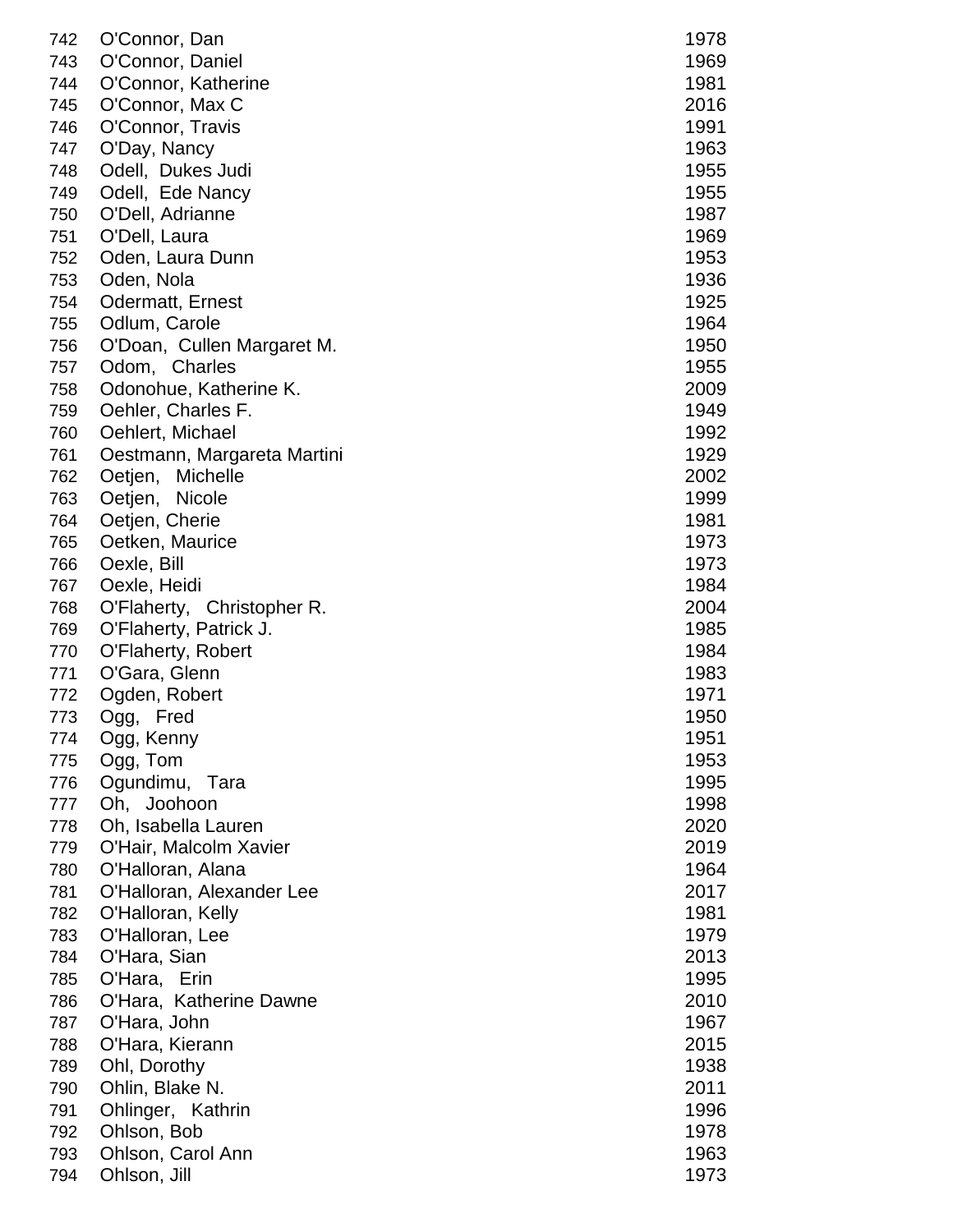| | | |
|---|---|---|
| 742 | O'Connor, Dan | 1978 |
| 743 | O'Connor, Daniel | 1969 |
| 744 | O'Connor, Katherine | 1981 |
| 745 | O'Connor, Max C | 2016 |
| 746 | O'Connor, Travis | 1991 |
| 747 | O'Day, Nancy | 1963 |
| 748 | Odell, Dukes Judi | 1955 |
| 749 | Odell, Ede Nancy | 1955 |
| 750 | O'Dell, Adrianne | 1987 |
| 751 | O'Dell, Laura | 1969 |
| 752 | Oden, Laura Dunn | 1953 |
| 753 | Oden, Nola | 1936 |
| 754 | Odermatt, Ernest | 1925 |
| 755 | Odlum, Carole | 1964 |
| 756 | O'Doan, Cullen Margaret M. | 1950 |
| 757 | Odom, Charles | 1955 |
| 758 | Odonohue, Katherine K. | 2009 |
| 759 | Oehler, Charles F. | 1949 |
| 760 | Oehlert, Michael | 1992 |
| 761 | Oestmann, Margareta Martini | 1929 |
| 762 | Oetjen, Michelle | 2002 |
| 763 | Oetjen, Nicole | 1999 |
| 764 | Oetjen, Cherie | 1981 |
| 765 | Oetken, Maurice | 1973 |
| 766 | Oexle, Bill | 1973 |
| 767 | Oexle, Heidi | 1984 |
| 768 | O'Flaherty, Christopher R. | 2004 |
| 769 | O'Flaherty, Patrick J. | 1985 |
| 770 | O'Flaherty, Robert | 1984 |
| 771 | O'Gara, Glenn | 1983 |
| 772 | Ogden, Robert | 1971 |
| 773 | Ogg, Fred | 1950 |
| 774 | Ogg, Kenny | 1951 |
| 775 | Ogg, Tom | 1953 |
| 776 | Ogundimu, Tara | 1995 |
| 777 | Oh, Joohoon | 1998 |
| 778 | Oh, Isabella Lauren | 2020 |
| 779 | O'Hair, Malcolm Xavier | 2019 |
| 780 | O'Halloran, Alana | 1964 |
| 781 | O'Halloran, Alexander Lee | 2017 |
| 782 | O'Halloran, Kelly | 1981 |
| 783 | O'Halloran, Lee | 1979 |
| 784 | O'Hara, Sian | 2013 |
| 785 | O'Hara, Erin | 1995 |
| 786 | O'Hara, Katherine Dawne | 2010 |
| 787 | O'Hara, John | 1967 |
| 788 | O'Hara, Kierann | 2015 |
| 789 | Ohl, Dorothy | 1938 |
| 790 | Ohlin, Blake N. | 2011 |
| 791 | Ohlinger, Kathrin | 1996 |
| 792 | Ohlson, Bob | 1978 |
| 793 | Ohlson, Carol Ann | 1963 |
| 794 | Ohlson, Jill | 1973 |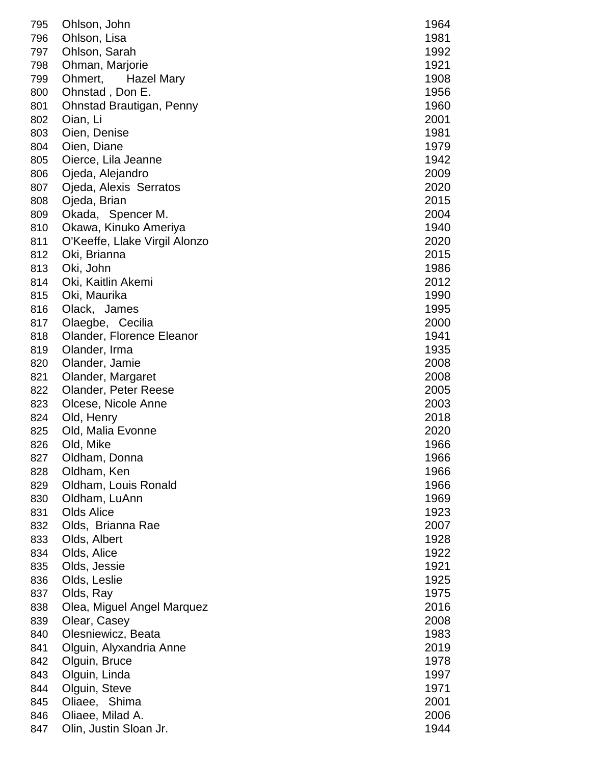| | | |
|---|---|---|
| 795 | Ohlson, John | 1964 |
| 796 | Ohlson, Lisa | 1981 |
| 797 | Ohlson, Sarah | 1992 |
| 798 | Ohman, Marjorie | 1921 |
| 799 | Ohmert, Hazel Mary | 1908 |
| 800 | Ohnstad , Don E. | 1956 |
| 801 | Ohnstad Brautigan, Penny | 1960 |
| 802 | Oian, Li | 2001 |
| 803 | Oien, Denise | 1981 |
| 804 | Oien, Diane | 1979 |
| 805 | Oierce, Lila Jeanne | 1942 |
| 806 | Ojeda, Alejandro | 2009 |
| 807 | Ojeda, Alexis Serratos | 2020 |
| 808 | Ojeda, Brian | 2015 |
| 809 | Okada, Spencer M. | 2004 |
| 810 | Okawa, Kinuko Ameriya | 1940 |
| 811 | O'Keeffe, Llake Virgil Alonzo | 2020 |
| 812 | Oki, Brianna | 2015 |
| 813 | Oki, John | 1986 |
| 814 | Oki, Kaitlin Akemi | 2012 |
| 815 | Oki, Maurika | 1990 |
| 816 | Olack, James | 1995 |
| 817 | Olaegbe, Cecilia | 2000 |
| 818 | Olander, Florence Eleanor | 1941 |
| 819 | Olander, Irma | 1935 |
| 820 | Olander, Jamie | 2008 |
| 821 | Olander, Margaret | 2008 |
| 822 | Olander, Peter Reese | 2005 |
| 823 | Olcese, Nicole Anne | 2003 |
| 824 | Old, Henry | 2018 |
| 825 | Old, Malia Evonne | 2020 |
| 826 | Old, Mike | 1966 |
| 827 | Oldham, Donna | 1966 |
| 828 | Oldham, Ken | 1966 |
| 829 | Oldham, Louis Ronald | 1966 |
| 830 | Oldham, LuAnn | 1969 |
| 831 | Olds Alice | 1923 |
| 832 | Olds, Brianna Rae | 2007 |
| 833 | Olds, Albert | 1928 |
| 834 | Olds, Alice | 1922 |
| 835 | Olds, Jessie | 1921 |
| 836 | Olds, Leslie | 1925 |
| 837 | Olds, Ray | 1975 |
| 838 | Olea, Miguel Angel Marquez | 2016 |
| 839 | Olear, Casey | 2008 |
| 840 | Olesniewicz, Beata | 1983 |
| 841 | Olguin, Alyxandria Anne | 2019 |
| 842 | Olguin, Bruce | 1978 |
| 843 | Olguin, Linda | 1997 |
| 844 | Olguin, Steve | 1971 |
| 845 | Oliaee, Shima | 2001 |
| 846 | Oliaee, Milad A. | 2006 |
| 847 | Olin, Justin Sloan Jr. | 1944 |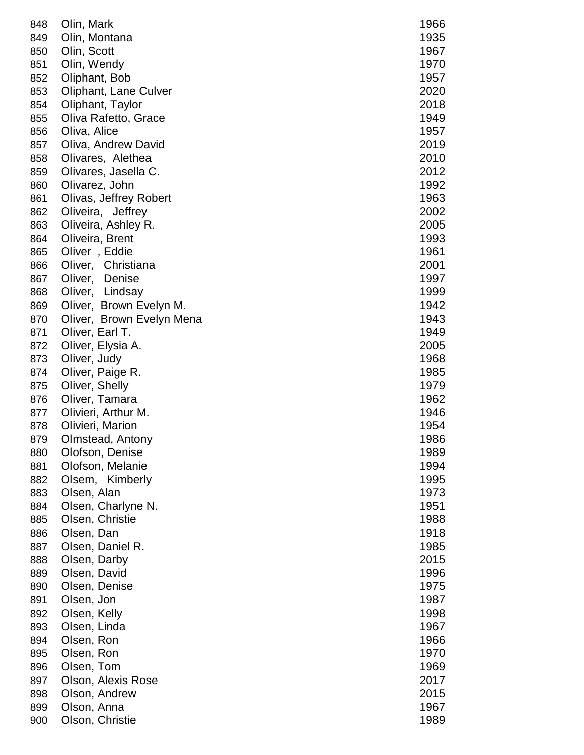| | | |
|---|---|---|
| 848 | Olin, Mark | 1966 |
| 849 | Olin, Montana | 1935 |
| 850 | Olin, Scott | 1967 |
| 851 | Olin, Wendy | 1970 |
| 852 | Oliphant, Bob | 1957 |
| 853 | Oliphant, Lane Culver | 2020 |
| 854 | Oliphant, Taylor | 2018 |
| 855 | Oliva Rafetto, Grace | 1949 |
| 856 | Oliva, Alice | 1957 |
| 857 | Oliva, Andrew David | 2019 |
| 858 | Olivares, Alethea | 2010 |
| 859 | Olivares, Jasella C. | 2012 |
| 860 | Olivarez, John | 1992 |
| 861 | Olivas, Jeffrey Robert | 1963 |
| 862 | Oliveira, Jeffrey | 2002 |
| 863 | Oliveira, Ashley R. | 2005 |
| 864 | Oliveira, Brent | 1993 |
| 865 | Oliver , Eddie | 1961 |
| 866 | Oliver, Christiana | 2001 |
| 867 | Oliver, Denise | 1997 |
| 868 | Oliver, Lindsay | 1999 |
| 869 | Oliver, Brown Evelyn M. | 1942 |
| 870 | Oliver, Brown Evelyn Mena | 1943 |
| 871 | Oliver, Earl T. | 1949 |
| 872 | Oliver, Elysia A. | 2005 |
| 873 | Oliver, Judy | 1968 |
| 874 | Oliver, Paige R. | 1985 |
| 875 | Oliver, Shelly | 1979 |
| 876 | Oliver, Tamara | 1962 |
| 877 | Olivieri, Arthur M. | 1946 |
| 878 | Olivieri, Marion | 1954 |
| 879 | Olmstead, Antony | 1986 |
| 880 | Olofson, Denise | 1989 |
| 881 | Olofson, Melanie | 1994 |
| 882 | Olsem, Kimberly | 1995 |
| 883 | Olsen, Alan | 1973 |
| 884 | Olsen, Charlyne N. | 1951 |
| 885 | Olsen, Christie | 1988 |
| 886 | Olsen, Dan | 1918 |
| 887 | Olsen, Daniel R. | 1985 |
| 888 | Olsen, Darby | 2015 |
| 889 | Olsen, David | 1996 |
| 890 | Olsen, Denise | 1975 |
| 891 | Olsen, Jon | 1987 |
| 892 | Olsen, Kelly | 1998 |
| 893 | Olsen, Linda | 1967 |
| 894 | Olsen, Ron | 1966 |
| 895 | Olsen, Ron | 1970 |
| 896 | Olsen, Tom | 1969 |
| 897 | Olson, Alexis Rose | 2017 |
| 898 | Olson, Andrew | 2015 |
| 899 | Olson, Anna | 1967 |
| 900 | Olson, Christie | 1989 |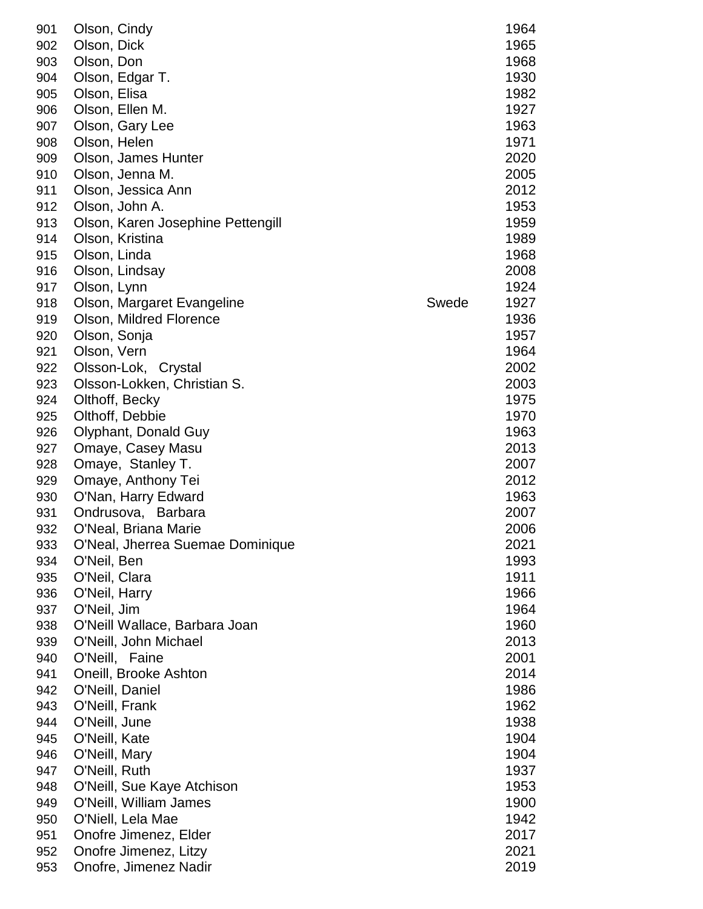| | | | |
|---|---|---|---|
| 901 | Olson, Cindy | | 1964 |
| 902 | Olson, Dick | | 1965 |
| 903 | Olson, Don | | 1968 |
| 904 | Olson, Edgar T. | | 1930 |
| 905 | Olson, Elisa | | 1982 |
| 906 | Olson, Ellen M. | | 1927 |
| 907 | Olson, Gary Lee | | 1963 |
| 908 | Olson, Helen | | 1971 |
| 909 | Olson, James Hunter | | 2020 |
| 910 | Olson, Jenna M. | | 2005 |
| 911 | Olson, Jessica Ann | | 2012 |
| 912 | Olson, John A. | | 1953 |
| 913 | Olson, Karen Josephine Pettengill | | 1959 |
| 914 | Olson, Kristina | | 1989 |
| 915 | Olson, Linda | | 1968 |
| 916 | Olson, Lindsay | | 2008 |
| 917 | Olson, Lynn | | 1924 |
| 918 | Olson, Margaret Evangeline | Swede | 1927 |
| 919 | Olson, Mildred Florence | | 1936 |
| 920 | Olson, Sonja | | 1957 |
| 921 | Olson, Vern | | 1964 |
| 922 | Olsson-Lok, Crystal | | 2002 |
| 923 | Olsson-Lokken, Christian S. | | 2003 |
| 924 | Olthoff, Becky | | 1975 |
| 925 | Olthoff, Debbie | | 1970 |
| 926 | Olyphant, Donald Guy | | 1963 |
| 927 | Omaye, Casey Masu | | 2013 |
| 928 | Omaye, Stanley T. | | 2007 |
| 929 | Omaye, Anthony Tei | | 2012 |
| 930 | O'Nan, Harry Edward | | 1963 |
| 931 | Ondrusova, Barbara | | 2007 |
| 932 | O'Neal, Briana Marie | | 2006 |
| 933 | O'Neal, Jherrea Suemae Dominique | | 2021 |
| 934 | O'Neil, Ben | | 1993 |
| 935 | O'Neil, Clara | | 1911 |
| 936 | O'Neil, Harry | | 1966 |
| 937 | O'Neil, Jim | | 1964 |
| 938 | O'Neill Wallace, Barbara Joan | | 1960 |
| 939 | O'Neill, John Michael | | 2013 |
| 940 | O'Neill, Faine | | 2001 |
| 941 | Oneill, Brooke Ashton | | 2014 |
| 942 | O'Neill, Daniel | | 1986 |
| 943 | O'Neill, Frank | | 1962 |
| 944 | O'Neill, June | | 1938 |
| 945 | O'Neill, Kate | | 1904 |
| 946 | O'Neill, Mary | | 1904 |
| 947 | O'Neill, Ruth | | 1937 |
| 948 | O'Neill, Sue Kaye Atchison | | 1953 |
| 949 | O'Neill, William James | | 1900 |
| 950 | O'Niell, Lela Mae | | 1942 |
| 951 | Onofre Jimenez, Elder | | 2017 |
| 952 | Onofre Jimenez, Litzy | | 2021 |
| 953 | Onofre, Jimenez Nadir | | 2019 |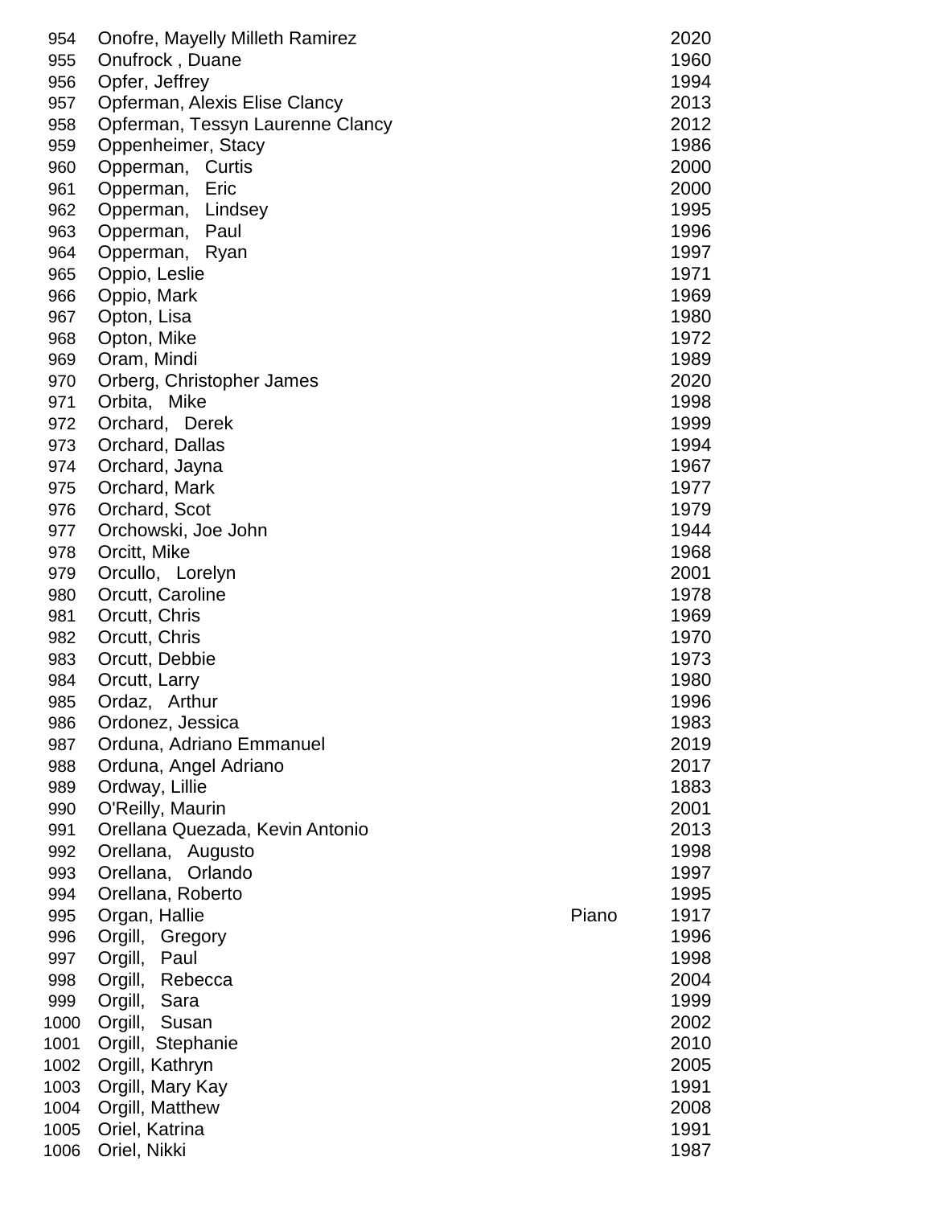| | | | |
|---|---|---|---|
| 954 | Onofre, Mayelly Milleth Ramirez | | 2020 |
| 955 | Onufrock , Duane | | 1960 |
| 956 | Opfer, Jeffrey | | 1994 |
| 957 | Opferman, Alexis Elise Clancy | | 2013 |
| 958 | Opferman, Tessyn Laurenne Clancy | | 2012 |
| 959 | Oppenheimer, Stacy | | 1986 |
| 960 | Opperman,   Curtis | | 2000 |
| 961 | Opperman,   Eric | | 2000 |
| 962 | Opperman,   Lindsey | | 1995 |
| 963 | Opperman,   Paul | | 1996 |
| 964 | Opperman,   Ryan | | 1997 |
| 965 | Oppio, Leslie | | 1971 |
| 966 | Oppio, Mark | | 1969 |
| 967 | Opton, Lisa | | 1980 |
| 968 | Opton, Mike | | 1972 |
| 969 | Oram, Mindi | | 1989 |
| 970 | Orberg, Christopher James | | 2020 |
| 971 | Orbita,   Mike | | 1998 |
| 972 | Orchard,   Derek | | 1999 |
| 973 | Orchard, Dallas | | 1994 |
| 974 | Orchard, Jayna | | 1967 |
| 975 | Orchard, Mark | | 1977 |
| 976 | Orchard, Scot | | 1979 |
| 977 | Orchowski, Joe John | | 1944 |
| 978 | Orcitt, Mike | | 1968 |
| 979 | Orcullo,   Lorelyn | | 2001 |
| 980 | Orcutt, Caroline | | 1978 |
| 981 | Orcutt, Chris | | 1969 |
| 982 | Orcutt, Chris | | 1970 |
| 983 | Orcutt, Debbie | | 1973 |
| 984 | Orcutt, Larry | | 1980 |
| 985 | Ordaz,   Arthur | | 1996 |
| 986 | Ordonez, Jessica | | 1983 |
| 987 | Orduna, Adriano Emmanuel | | 2019 |
| 988 | Orduna, Angel Adriano | | 2017 |
| 989 | Ordway, Lillie | | 1883 |
| 990 | O'Reilly, Maurin | | 2001 |
| 991 | Orellana Quezada, Kevin Antonio | | 2013 |
| 992 | Orellana,   Augusto | | 1998 |
| 993 | Orellana,   Orlando | | 1997 |
| 994 | Orellana, Roberto | | 1995 |
| 995 | Organ, Hallie | Piano | 1917 |
| 996 | Orgill,   Gregory | | 1996 |
| 997 | Orgill,   Paul | | 1998 |
| 998 | Orgill,   Rebecca | | 2004 |
| 999 | Orgill,   Sara | | 1999 |
| 1000 | Orgill,   Susan | | 2002 |
| 1001 | Orgill,  Stephanie | | 2010 |
| 1002 | Orgill, Kathryn | | 2005 |
| 1003 | Orgill, Mary Kay | | 1991 |
| 1004 | Orgill, Matthew | | 2008 |
| 1005 | Oriel, Katrina | | 1991 |
| 1006 | Oriel, Nikki | | 1987 |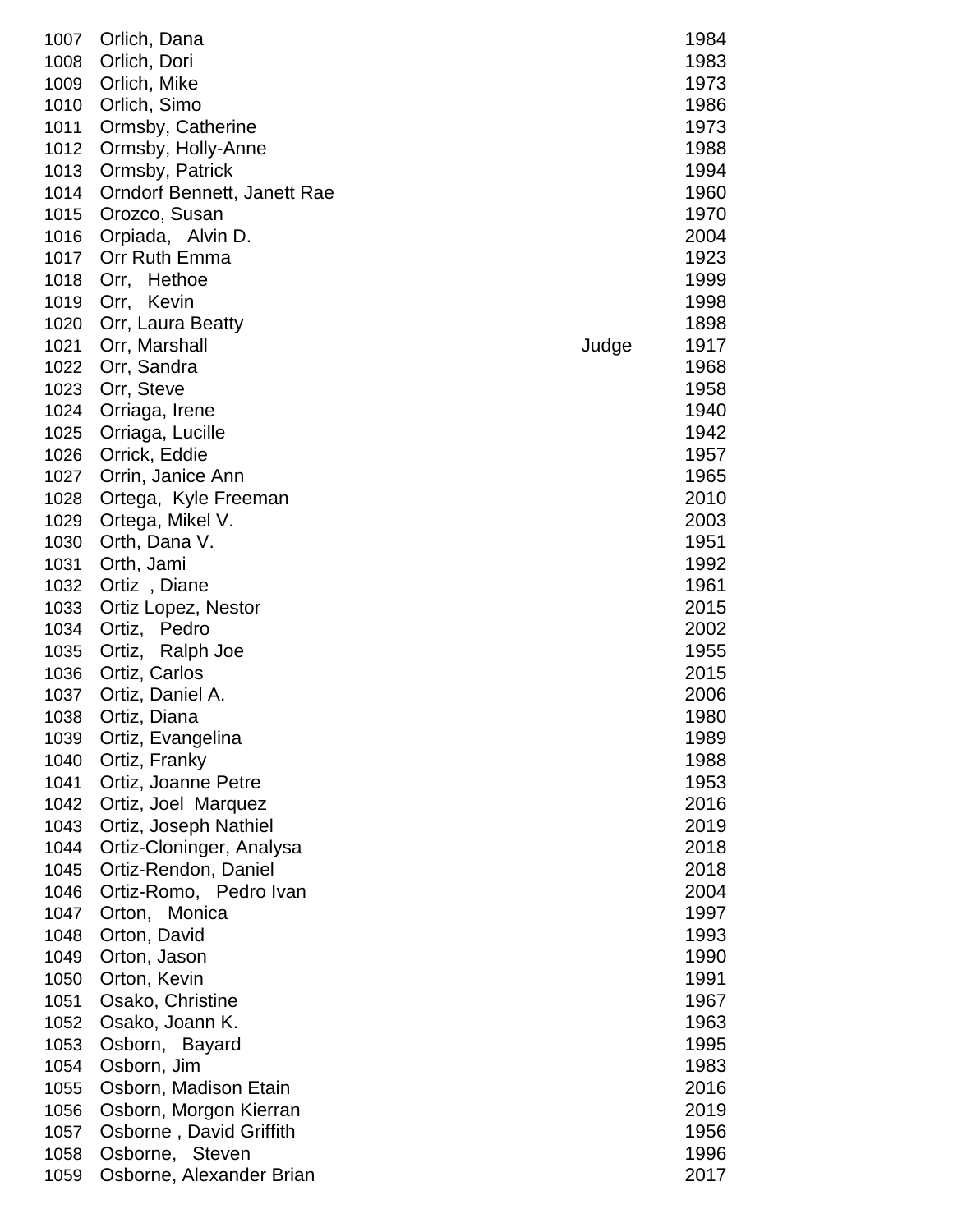| | | | |
|---|---|---|---|
| 1007 | Orlich, Dana | | 1984 |
| 1008 | Orlich, Dori | | 1983 |
| 1009 | Orlich, Mike | | 1973 |
| 1010 | Orlich, Simo | | 1986 |
| 1011 | Ormsby, Catherine | | 1973 |
| 1012 | Ormsby, Holly-Anne | | 1988 |
| 1013 | Ormsby, Patrick | | 1994 |
| 1014 | Orndorf Bennett, Janett Rae | | 1960 |
| 1015 | Orozco, Susan | | 1970 |
| 1016 | Orpiada, Alvin D. | | 2004 |
| 1017 | Orr Ruth Emma | | 1923 |
| 1018 | Orr, Hethoe | | 1999 |
| 1019 | Orr, Kevin | | 1998 |
| 1020 | Orr, Laura Beatty | | 1898 |
| 1021 | Orr, Marshall | Judge | 1917 |
| 1022 | Orr, Sandra | | 1968 |
| 1023 | Orr, Steve | | 1958 |
| 1024 | Orriaga, Irene | | 1940 |
| 1025 | Orriaga, Lucille | | 1942 |
| 1026 | Orrick, Eddie | | 1957 |
| 1027 | Orrin, Janice Ann | | 1965 |
| 1028 | Ortega, Kyle Freeman | | 2010 |
| 1029 | Ortega, Mikel V. | | 2003 |
| 1030 | Orth, Dana V. | | 1951 |
| 1031 | Orth, Jami | | 1992 |
| 1032 | Ortiz , Diane | | 1961 |
| 1033 | Ortiz Lopez, Nestor | | 2015 |
| 1034 | Ortiz, Pedro | | 2002 |
| 1035 | Ortiz, Ralph Joe | | 1955 |
| 1036 | Ortiz, Carlos | | 2015 |
| 1037 | Ortiz, Daniel A. | | 2006 |
| 1038 | Ortiz, Diana | | 1980 |
| 1039 | Ortiz, Evangelina | | 1989 |
| 1040 | Ortiz, Franky | | 1988 |
| 1041 | Ortiz, Joanne Petre | | 1953 |
| 1042 | Ortiz, Joel Marquez | | 2016 |
| 1043 | Ortiz, Joseph Nathiel | | 2019 |
| 1044 | Ortiz-Cloninger, Analysa | | 2018 |
| 1045 | Ortiz-Rendon, Daniel | | 2018 |
| 1046 | Ortiz-Romo, Pedro Ivan | | 2004 |
| 1047 | Orton, Monica | | 1997 |
| 1048 | Orton, David | | 1993 |
| 1049 | Orton, Jason | | 1990 |
| 1050 | Orton, Kevin | | 1991 |
| 1051 | Osako, Christine | | 1967 |
| 1052 | Osako, Joann K. | | 1963 |
| 1053 | Osborn, Bayard | | 1995 |
| 1054 | Osborn, Jim | | 1983 |
| 1055 | Osborn, Madison Etain | | 2016 |
| 1056 | Osborn, Morgon Kierran | | 2019 |
| 1057 | Osborne , David Griffith | | 1956 |
| 1058 | Osborne, Steven | | 1996 |
| 1059 | Osborne, Alexander Brian | | 2017 |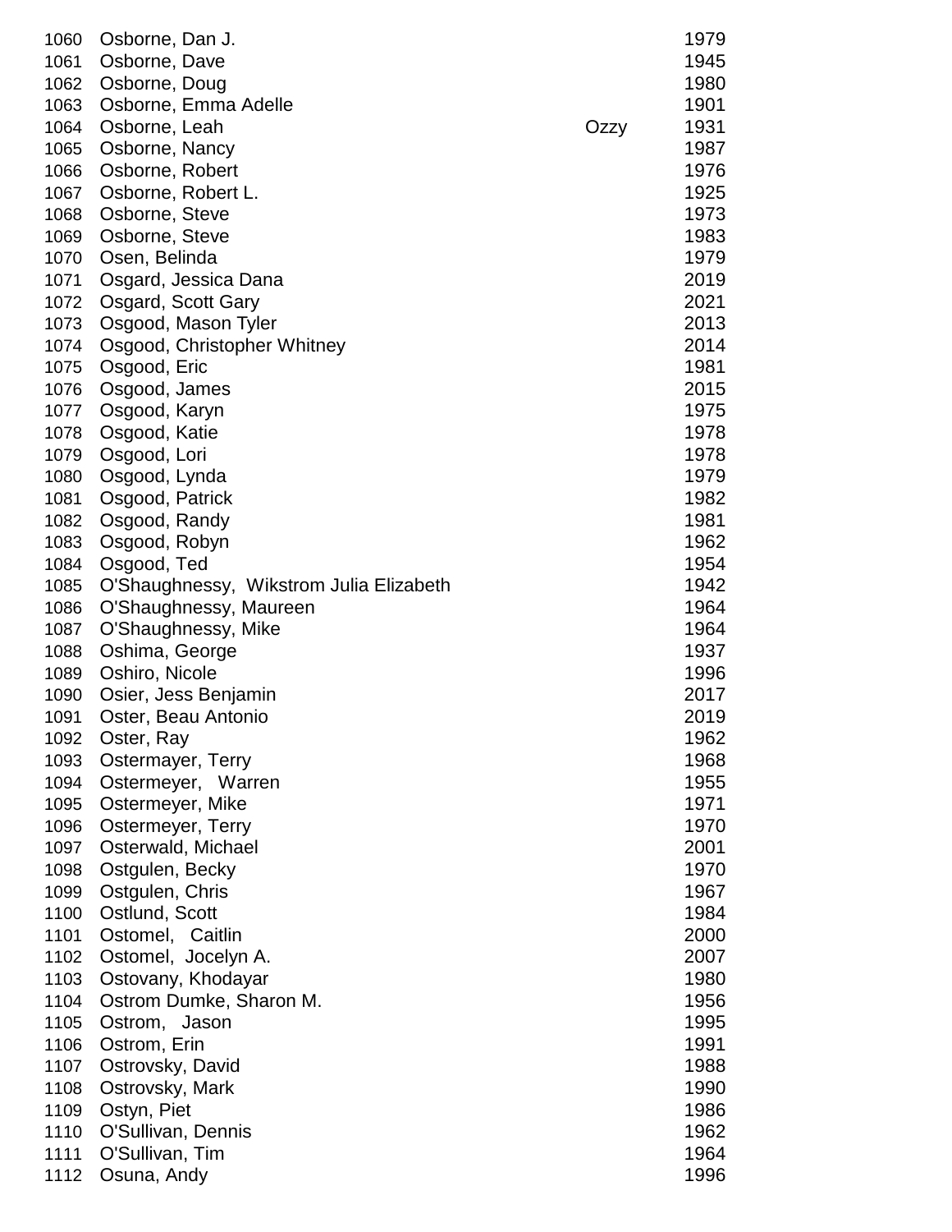| | | | |
|---|---|---|---|
| 1060 | Osborne, Dan J. | | 1979 |
| 1061 | Osborne, Dave | | 1945 |
| 1062 | Osborne, Doug | | 1980 |
| 1063 | Osborne, Emma Adelle | | 1901 |
| 1064 | Osborne, Leah | Ozzy | 1931 |
| 1065 | Osborne, Nancy | | 1987 |
| 1066 | Osborne, Robert | | 1976 |
| 1067 | Osborne, Robert L. | | 1925 |
| 1068 | Osborne, Steve | | 1973 |
| 1069 | Osborne, Steve | | 1983 |
| 1070 | Osen, Belinda | | 1979 |
| 1071 | Osgard, Jessica Dana | | 2019 |
| 1072 | Osgard, Scott Gary | | 2021 |
| 1073 | Osgood, Mason Tyler | | 2013 |
| 1074 | Osgood, Christopher Whitney | | 2014 |
| 1075 | Osgood, Eric | | 1981 |
| 1076 | Osgood, James | | 2015 |
| 1077 | Osgood, Karyn | | 1975 |
| 1078 | Osgood, Katie | | 1978 |
| 1079 | Osgood, Lori | | 1978 |
| 1080 | Osgood, Lynda | | 1979 |
| 1081 | Osgood, Patrick | | 1982 |
| 1082 | Osgood, Randy | | 1981 |
| 1083 | Osgood, Robyn | | 1962 |
| 1084 | Osgood, Ted | | 1954 |
| 1085 | O'Shaughnessy, Wikstrom Julia Elizabeth | | 1942 |
| 1086 | O'Shaughnessy, Maureen | | 1964 |
| 1087 | O'Shaughnessy, Mike | | 1964 |
| 1088 | Oshima, George | | 1937 |
| 1089 | Oshiro, Nicole | | 1996 |
| 1090 | Osier, Jess Benjamin | | 2017 |
| 1091 | Oster, Beau Antonio | | 2019 |
| 1092 | Oster, Ray | | 1962 |
| 1093 | Ostermayer, Terry | | 1968 |
| 1094 | Ostermeyer, Warren | | 1955 |
| 1095 | Ostermeyer, Mike | | 1971 |
| 1096 | Ostermeyer, Terry | | 1970 |
| 1097 | Osterwald, Michael | | 2001 |
| 1098 | Ostgulen, Becky | | 1970 |
| 1099 | Ostgulen, Chris | | 1967 |
| 1100 | Ostlund, Scott | | 1984 |
| 1101 | Ostomel, Caitlin | | 2000 |
| 1102 | Ostomel, Jocelyn A. | | 2007 |
| 1103 | Ostovany, Khodayar | | 1980 |
| 1104 | Ostrom Dumke, Sharon M. | | 1956 |
| 1105 | Ostrom, Jason | | 1995 |
| 1106 | Ostrom, Erin | | 1991 |
| 1107 | Ostrovsky, David | | 1988 |
| 1108 | Ostrovsky, Mark | | 1990 |
| 1109 | Ostyn, Piet | | 1986 |
| 1110 | O'Sullivan, Dennis | | 1962 |
| 1111 | O'Sullivan, Tim | | 1964 |
| 1112 | Osuna, Andy | | 1996 |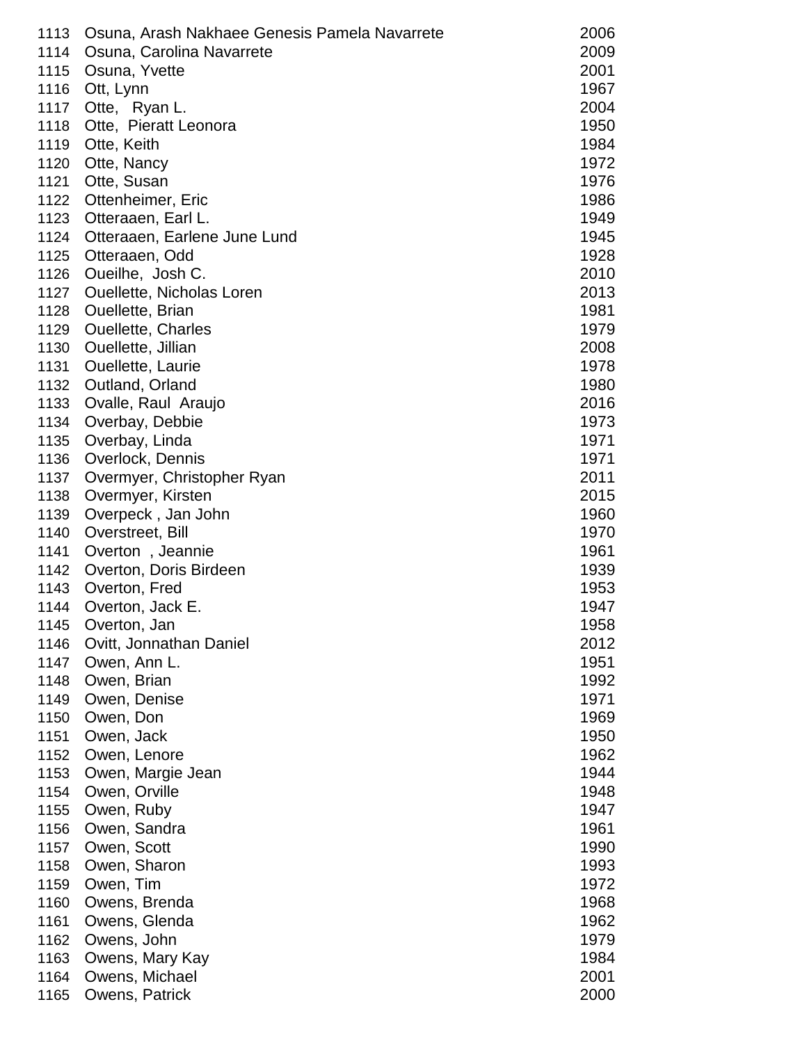| | | |
|---|---|---|
| 1113 | Osuna, Arash Nakhaee Genesis Pamela Navarrete | 2006 |
| 1114 | Osuna, Carolina Navarrete | 2009 |
| 1115 | Osuna, Yvette | 2001 |
| 1116 | Ott, Lynn | 1967 |
| 1117 | Otte, Ryan L. | 2004 |
| 1118 | Otte, Pieratt Leonora | 1950 |
| 1119 | Otte, Keith | 1984 |
| 1120 | Otte, Nancy | 1972 |
| 1121 | Otte, Susan | 1976 |
| 1122 | Ottenheimer, Eric | 1986 |
| 1123 | Otteraaen, Earl L. | 1949 |
| 1124 | Otteraaen, Earlene June Lund | 1945 |
| 1125 | Otteraaen, Odd | 1928 |
| 1126 | Oueilhe, Josh C. | 2010 |
| 1127 | Ouellette, Nicholas Loren | 2013 |
| 1128 | Ouellette, Brian | 1981 |
| 1129 | Ouellette, Charles | 1979 |
| 1130 | Ouellette, Jillian | 2008 |
| 1131 | Ouellette, Laurie | 1978 |
| 1132 | Outland, Orland | 1980 |
| 1133 | Ovalle, Raul Araujo | 2016 |
| 1134 | Overbay, Debbie | 1973 |
| 1135 | Overbay, Linda | 1971 |
| 1136 | Overlock, Dennis | 1971 |
| 1137 | Overmyer, Christopher Ryan | 2011 |
| 1138 | Overmyer, Kirsten | 2015 |
| 1139 | Overpeck , Jan John | 1960 |
| 1140 | Overstreet, Bill | 1970 |
| 1141 | Overton , Jeannie | 1961 |
| 1142 | Overton, Doris Birdeen | 1939 |
| 1143 | Overton, Fred | 1953 |
| 1144 | Overton, Jack E. | 1947 |
| 1145 | Overton, Jan | 1958 |
| 1146 | Ovitt, Jonnathan Daniel | 2012 |
| 1147 | Owen, Ann L. | 1951 |
| 1148 | Owen, Brian | 1992 |
| 1149 | Owen, Denise | 1971 |
| 1150 | Owen, Don | 1969 |
| 1151 | Owen, Jack | 1950 |
| 1152 | Owen, Lenore | 1962 |
| 1153 | Owen, Margie Jean | 1944 |
| 1154 | Owen, Orville | 1948 |
| 1155 | Owen, Ruby | 1947 |
| 1156 | Owen, Sandra | 1961 |
| 1157 | Owen, Scott | 1990 |
| 1158 | Owen, Sharon | 1993 |
| 1159 | Owen, Tim | 1972 |
| 1160 | Owens, Brenda | 1968 |
| 1161 | Owens, Glenda | 1962 |
| 1162 | Owens, John | 1979 |
| 1163 | Owens, Mary Kay | 1984 |
| 1164 | Owens, Michael | 2001 |
| 1165 | Owens, Patrick | 2000 |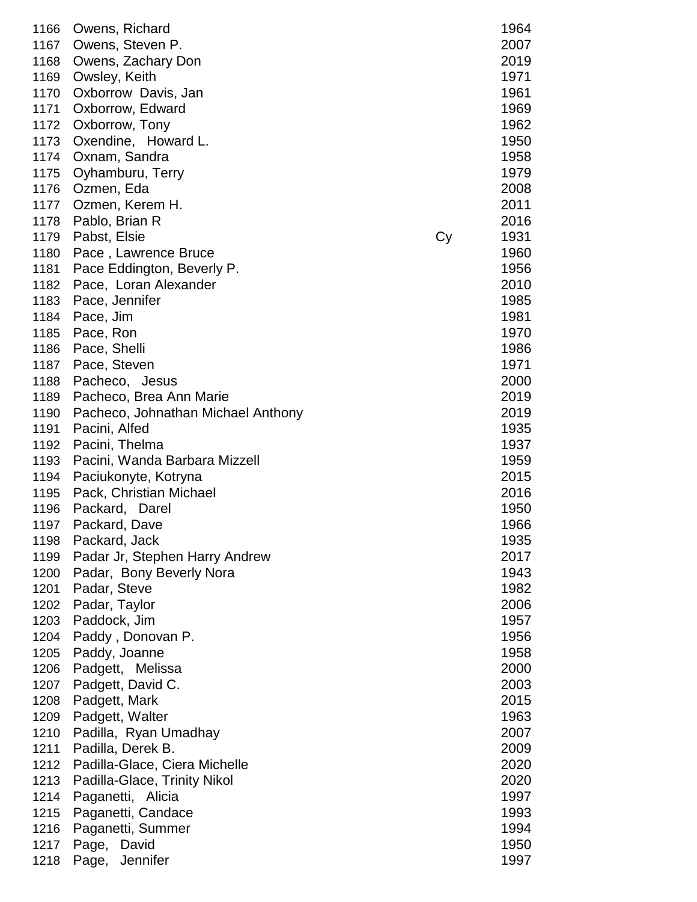| | | | |
|---|---|---|---|
| 1166 | Owens, Richard | | 1964 |
| 1167 | Owens, Steven P. | | 2007 |
| 1168 | Owens, Zachary Don | | 2019 |
| 1169 | Owsley, Keith | | 1971 |
| 1170 | Oxborrow Davis, Jan | | 1961 |
| 1171 | Oxborrow, Edward | | 1969 |
| 1172 | Oxborrow, Tony | | 1962 |
| 1173 | Oxendine, Howard L. | | 1950 |
| 1174 | Oxnam, Sandra | | 1958 |
| 1175 | Oyhamburu, Terry | | 1979 |
| 1176 | Ozmen, Eda | | 2008 |
| 1177 | Ozmen, Kerem H. | | 2011 |
| 1178 | Pablo, Brian R | | 2016 |
| 1179 | Pabst, Elsie | Cy | 1931 |
| 1180 | Pace , Lawrence Bruce | | 1960 |
| 1181 | Pace Eddington, Beverly P. | | 1956 |
| 1182 | Pace, Loran Alexander | | 2010 |
| 1183 | Pace, Jennifer | | 1985 |
| 1184 | Pace, Jim | | 1981 |
| 1185 | Pace, Ron | | 1970 |
| 1186 | Pace, Shelli | | 1986 |
| 1187 | Pace, Steven | | 1971 |
| 1188 | Pacheco, Jesus | | 2000 |
| 1189 | Pacheco, Brea Ann Marie | | 2019 |
| 1190 | Pacheco, Johnathan Michael Anthony | | 2019 |
| 1191 | Pacini, Alfed | | 1935 |
| 1192 | Pacini, Thelma | | 1937 |
| 1193 | Pacini, Wanda Barbara Mizzell | | 1959 |
| 1194 | Paciukonyte, Kotryna | | 2015 |
| 1195 | Pack, Christian Michael | | 2016 |
| 1196 | Packard, Darel | | 1950 |
| 1197 | Packard, Dave | | 1966 |
| 1198 | Packard, Jack | | 1935 |
| 1199 | Padar Jr, Stephen Harry Andrew | | 2017 |
| 1200 | Padar, Bony Beverly Nora | | 1943 |
| 1201 | Padar, Steve | | 1982 |
| 1202 | Padar, Taylor | | 2006 |
| 1203 | Paddock, Jim | | 1957 |
| 1204 | Paddy , Donovan P. | | 1956 |
| 1205 | Paddy, Joanne | | 1958 |
| 1206 | Padgett, Melissa | | 2000 |
| 1207 | Padgett, David C. | | 2003 |
| 1208 | Padgett, Mark | | 2015 |
| 1209 | Padgett, Walter | | 1963 |
| 1210 | Padilla, Ryan Umadhay | | 2007 |
| 1211 | Padilla, Derek B. | | 2009 |
| 1212 | Padilla-Glace, Ciera Michelle | | 2020 |
| 1213 | Padilla-Glace, Trinity Nikol | | 2020 |
| 1214 | Paganetti, Alicia | | 1997 |
| 1215 | Paganetti, Candace | | 1993 |
| 1216 | Paganetti, Summer | | 1994 |
| 1217 | Page, David | | 1950 |
| 1218 | Page, Jennifer | | 1997 |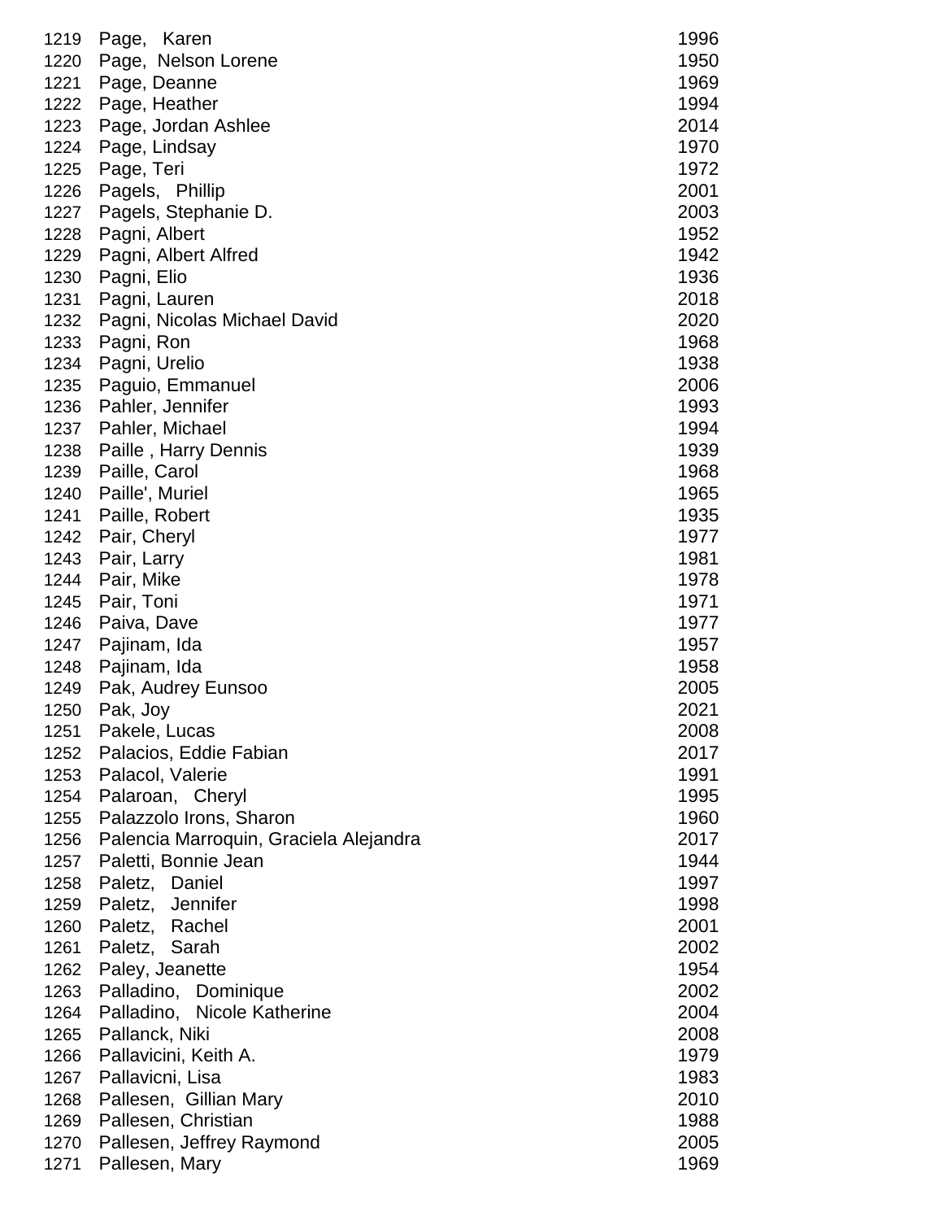| | | |
|---|---|---|
| 1219 | Page, Karen | 1996 |
| 1220 | Page, Nelson Lorene | 1950 |
| 1221 | Page, Deanne | 1969 |
| 1222 | Page, Heather | 1994 |
| 1223 | Page, Jordan Ashlee | 2014 |
| 1224 | Page, Lindsay | 1970 |
| 1225 | Page, Teri | 1972 |
| 1226 | Pagels, Phillip | 2001 |
| 1227 | Pagels, Stephanie D. | 2003 |
| 1228 | Pagni, Albert | 1952 |
| 1229 | Pagni, Albert Alfred | 1942 |
| 1230 | Pagni, Elio | 1936 |
| 1231 | Pagni, Lauren | 2018 |
| 1232 | Pagni, Nicolas Michael David | 2020 |
| 1233 | Pagni, Ron | 1968 |
| 1234 | Pagni, Urelio | 1938 |
| 1235 | Paguio, Emmanuel | 2006 |
| 1236 | Pahler, Jennifer | 1993 |
| 1237 | Pahler, Michael | 1994 |
| 1238 | Paille , Harry Dennis | 1939 |
| 1239 | Paille, Carol | 1968 |
| 1240 | Paille', Muriel | 1965 |
| 1241 | Paille, Robert | 1935 |
| 1242 | Pair, Cheryl | 1977 |
| 1243 | Pair, Larry | 1981 |
| 1244 | Pair, Mike | 1978 |
| 1245 | Pair, Toni | 1971 |
| 1246 | Paiva, Dave | 1977 |
| 1247 | Pajinam, Ida | 1957 |
| 1248 | Pajinam, Ida | 1958 |
| 1249 | Pak, Audrey Eunsoo | 2005 |
| 1250 | Pak, Joy | 2021 |
| 1251 | Pakele, Lucas | 2008 |
| 1252 | Palacios, Eddie Fabian | 2017 |
| 1253 | Palacol, Valerie | 1991 |
| 1254 | Palaroan, Cheryl | 1995 |
| 1255 | Palazzolo Irons, Sharon | 1960 |
| 1256 | Palencia Marroquin, Graciela Alejandra | 2017 |
| 1257 | Paletti, Bonnie Jean | 1944 |
| 1258 | Paletz, Daniel | 1997 |
| 1259 | Paletz, Jennifer | 1998 |
| 1260 | Paletz, Rachel | 2001 |
| 1261 | Paletz, Sarah | 2002 |
| 1262 | Paley, Jeanette | 1954 |
| 1263 | Palladino, Dominique | 2002 |
| 1264 | Palladino, Nicole Katherine | 2004 |
| 1265 | Pallanck, Niki | 2008 |
| 1266 | Pallavicini, Keith A. | 1979 |
| 1267 | Pallavicni, Lisa | 1983 |
| 1268 | Pallesen, Gillian Mary | 2010 |
| 1269 | Pallesen, Christian | 1988 |
| 1270 | Pallesen, Jeffrey Raymond | 2005 |
| 1271 | Pallesen, Mary | 1969 |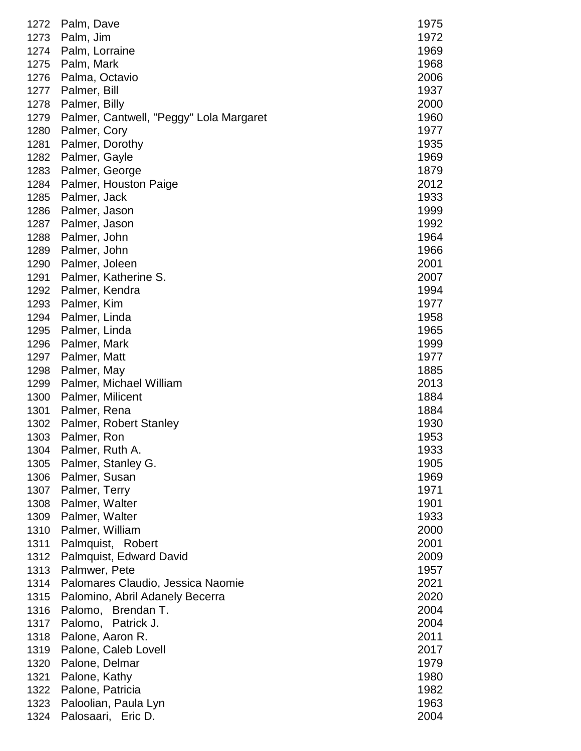| | | |
|---|---|---|
| 1272 | Palm, Dave | 1975 |
| 1273 | Palm, Jim | 1972 |
| 1274 | Palm, Lorraine | 1969 |
| 1275 | Palm, Mark | 1968 |
| 1276 | Palma, Octavio | 2006 |
| 1277 | Palmer, Bill | 1937 |
| 1278 | Palmer, Billy | 2000 |
| 1279 | Palmer, Cantwell, "Peggy" Lola Margaret | 1960 |
| 1280 | Palmer, Cory | 1977 |
| 1281 | Palmer, Dorothy | 1935 |
| 1282 | Palmer, Gayle | 1969 |
| 1283 | Palmer, George | 1879 |
| 1284 | Palmer, Houston Paige | 2012 |
| 1285 | Palmer, Jack | 1933 |
| 1286 | Palmer, Jason | 1999 |
| 1287 | Palmer, Jason | 1992 |
| 1288 | Palmer, John | 1964 |
| 1289 | Palmer, John | 1966 |
| 1290 | Palmer, Joleen | 2001 |
| 1291 | Palmer, Katherine S. | 2007 |
| 1292 | Palmer, Kendra | 1994 |
| 1293 | Palmer, Kim | 1977 |
| 1294 | Palmer, Linda | 1958 |
| 1295 | Palmer, Linda | 1965 |
| 1296 | Palmer, Mark | 1999 |
| 1297 | Palmer, Matt | 1977 |
| 1298 | Palmer, May | 1885 |
| 1299 | Palmer, Michael William | 2013 |
| 1300 | Palmer, Milicent | 1884 |
| 1301 | Palmer, Rena | 1884 |
| 1302 | Palmer, Robert Stanley | 1930 |
| 1303 | Palmer, Ron | 1953 |
| 1304 | Palmer, Ruth A. | 1933 |
| 1305 | Palmer, Stanley G. | 1905 |
| 1306 | Palmer, Susan | 1969 |
| 1307 | Palmer, Terry | 1971 |
| 1308 | Palmer, Walter | 1901 |
| 1309 | Palmer, Walter | 1933 |
| 1310 | Palmer, William | 2000 |
| 1311 | Palmquist, Robert | 2001 |
| 1312 | Palmquist, Edward David | 2009 |
| 1313 | Palmwer, Pete | 1957 |
| 1314 | Palomares Claudio, Jessica Naomie | 2021 |
| 1315 | Palomino, Abril Adanely Becerra | 2020 |
| 1316 | Palomo, Brendan T. | 2004 |
| 1317 | Palomo, Patrick J. | 2004 |
| 1318 | Palone, Aaron R. | 2011 |
| 1319 | Palone, Caleb Lovell | 2017 |
| 1320 | Palone, Delmar | 1979 |
| 1321 | Palone, Kathy | 1980 |
| 1322 | Palone, Patricia | 1982 |
| 1323 | Paloolian, Paula Lyn | 1963 |
| 1324 | Palosaari, Eric D. | 2004 |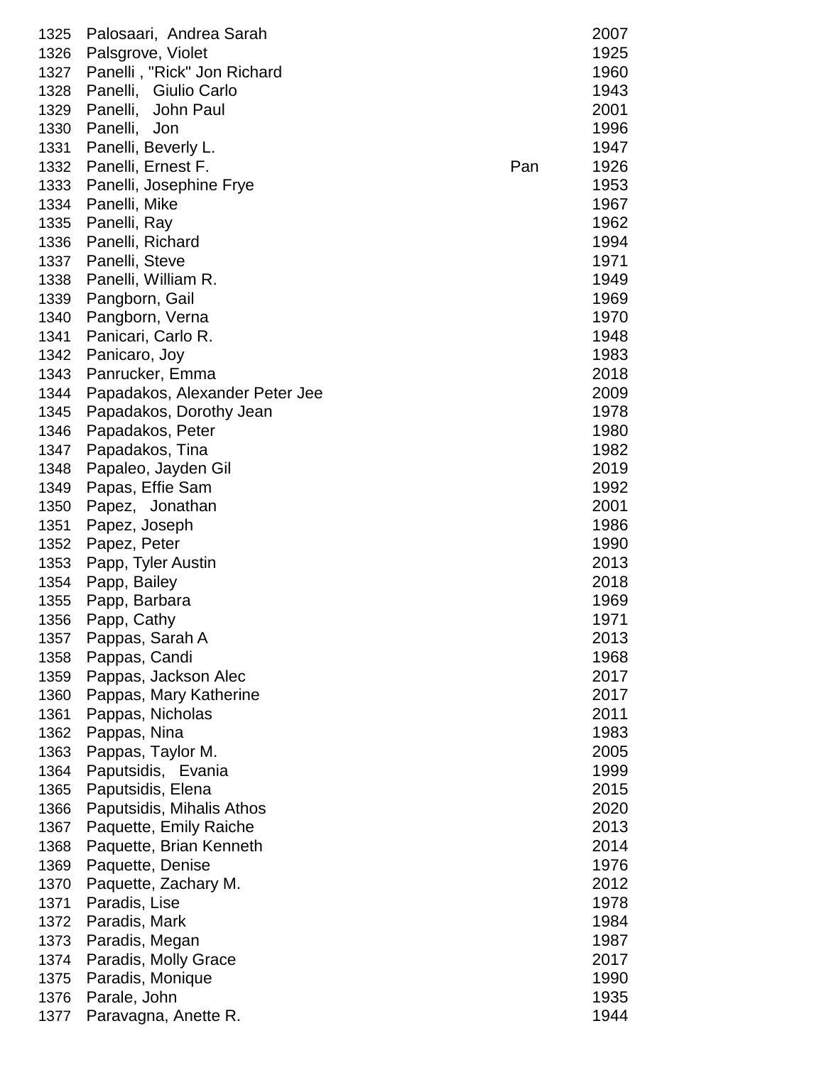| | | | |
|---|---|---|---|
| 1325 | Palosaari, Andrea Sarah | | 2007 |
| 1326 | Palsgrove, Violet | | 1925 |
| 1327 | Panelli , "Rick" Jon Richard | | 1960 |
| 1328 | Panelli, Giulio Carlo | | 1943 |
| 1329 | Panelli, John Paul | | 2001 |
| 1330 | Panelli, Jon | | 1996 |
| 1331 | Panelli, Beverly L. | | 1947 |
| 1332 | Panelli, Ernest F. | Pan | 1926 |
| 1333 | Panelli, Josephine Frye | | 1953 |
| 1334 | Panelli, Mike | | 1967 |
| 1335 | Panelli, Ray | | 1962 |
| 1336 | Panelli, Richard | | 1994 |
| 1337 | Panelli, Steve | | 1971 |
| 1338 | Panelli, William R. | | 1949 |
| 1339 | Pangborn, Gail | | 1969 |
| 1340 | Pangborn, Verna | | 1970 |
| 1341 | Panicari, Carlo R. | | 1948 |
| 1342 | Panicaro, Joy | | 1983 |
| 1343 | Panrucker, Emma | | 2018 |
| 1344 | Papadakos, Alexander Peter Jee | | 2009 |
| 1345 | Papadakos, Dorothy Jean | | 1978 |
| 1346 | Papadakos, Peter | | 1980 |
| 1347 | Papadakos, Tina | | 1982 |
| 1348 | Papaleo, Jayden Gil | | 2019 |
| 1349 | Papas, Effie Sam | | 1992 |
| 1350 | Papez, Jonathan | | 2001 |
| 1351 | Papez, Joseph | | 1986 |
| 1352 | Papez, Peter | | 1990 |
| 1353 | Papp, Tyler Austin | | 2013 |
| 1354 | Papp, Bailey | | 2018 |
| 1355 | Papp, Barbara | | 1969 |
| 1356 | Papp, Cathy | | 1971 |
| 1357 | Pappas, Sarah A | | 2013 |
| 1358 | Pappas, Candi | | 1968 |
| 1359 | Pappas, Jackson Alec | | 2017 |
| 1360 | Pappas, Mary Katherine | | 2017 |
| 1361 | Pappas, Nicholas | | 2011 |
| 1362 | Pappas, Nina | | 1983 |
| 1363 | Pappas, Taylor M. | | 2005 |
| 1364 | Paputsidis, Evania | | 1999 |
| 1365 | Paputsidis, Elena | | 2015 |
| 1366 | Paputsidis, Mihalis Athos | | 2020 |
| 1367 | Paquette, Emily Raiche | | 2013 |
| 1368 | Paquette, Brian Kenneth | | 2014 |
| 1369 | Paquette, Denise | | 1976 |
| 1370 | Paquette, Zachary M. | | 2012 |
| 1371 | Paradis, Lise | | 1978 |
| 1372 | Paradis, Mark | | 1984 |
| 1373 | Paradis, Megan | | 1987 |
| 1374 | Paradis, Molly Grace | | 2017 |
| 1375 | Paradis, Monique | | 1990 |
| 1376 | Parale, John | | 1935 |
| 1377 | Paravagna, Anette R. | | 1944 |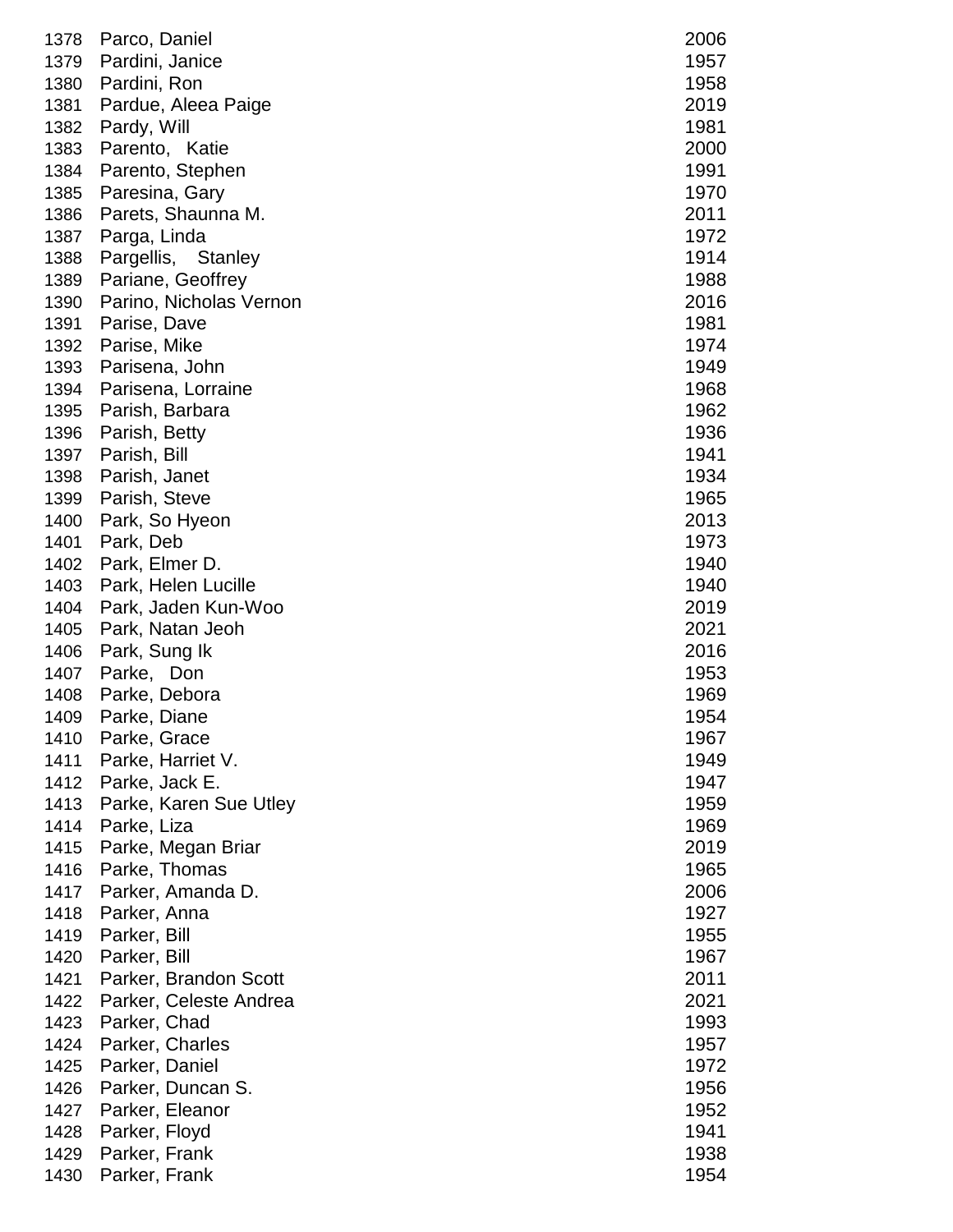| | | |
|---|---|---|
| 1378 | Parco, Daniel | 2006 |
| 1379 | Pardini, Janice | 1957 |
| 1380 | Pardini, Ron | 1958 |
| 1381 | Pardue, Aleea Paige | 2019 |
| 1382 | Pardy, Will | 1981 |
| 1383 | Parento, Katie | 2000 |
| 1384 | Parento, Stephen | 1991 |
| 1385 | Paresina, Gary | 1970 |
| 1386 | Parets, Shaunna M. | 2011 |
| 1387 | Parga, Linda | 1972 |
| 1388 | Pargellis, Stanley | 1914 |
| 1389 | Pariane, Geoffrey | 1988 |
| 1390 | Parino, Nicholas Vernon | 2016 |
| 1391 | Parise, Dave | 1981 |
| 1392 | Parise, Mike | 1974 |
| 1393 | Parisena, John | 1949 |
| 1394 | Parisena, Lorraine | 1968 |
| 1395 | Parish, Barbara | 1962 |
| 1396 | Parish, Betty | 1936 |
| 1397 | Parish, Bill | 1941 |
| 1398 | Parish, Janet | 1934 |
| 1399 | Parish, Steve | 1965 |
| 1400 | Park, So Hyeon | 2013 |
| 1401 | Park, Deb | 1973 |
| 1402 | Park, Elmer D. | 1940 |
| 1403 | Park, Helen Lucille | 1940 |
| 1404 | Park, Jaden Kun-Woo | 2019 |
| 1405 | Park, Natan Jeoh | 2021 |
| 1406 | Park, Sung Ik | 2016 |
| 1407 | Parke, Don | 1953 |
| 1408 | Parke, Debora | 1969 |
| 1409 | Parke, Diane | 1954 |
| 1410 | Parke, Grace | 1967 |
| 1411 | Parke, Harriet V. | 1949 |
| 1412 | Parke, Jack E. | 1947 |
| 1413 | Parke, Karen Sue Utley | 1959 |
| 1414 | Parke, Liza | 1969 |
| 1415 | Parke, Megan Briar | 2019 |
| 1416 | Parke, Thomas | 1965 |
| 1417 | Parker, Amanda D. | 2006 |
| 1418 | Parker, Anna | 1927 |
| 1419 | Parker, Bill | 1955 |
| 1420 | Parker, Bill | 1967 |
| 1421 | Parker, Brandon Scott | 2011 |
| 1422 | Parker, Celeste Andrea | 2021 |
| 1423 | Parker, Chad | 1993 |
| 1424 | Parker, Charles | 1957 |
| 1425 | Parker, Daniel | 1972 |
| 1426 | Parker, Duncan S. | 1956 |
| 1427 | Parker, Eleanor | 1952 |
| 1428 | Parker, Floyd | 1941 |
| 1429 | Parker, Frank | 1938 |
| 1430 | Parker, Frank | 1954 |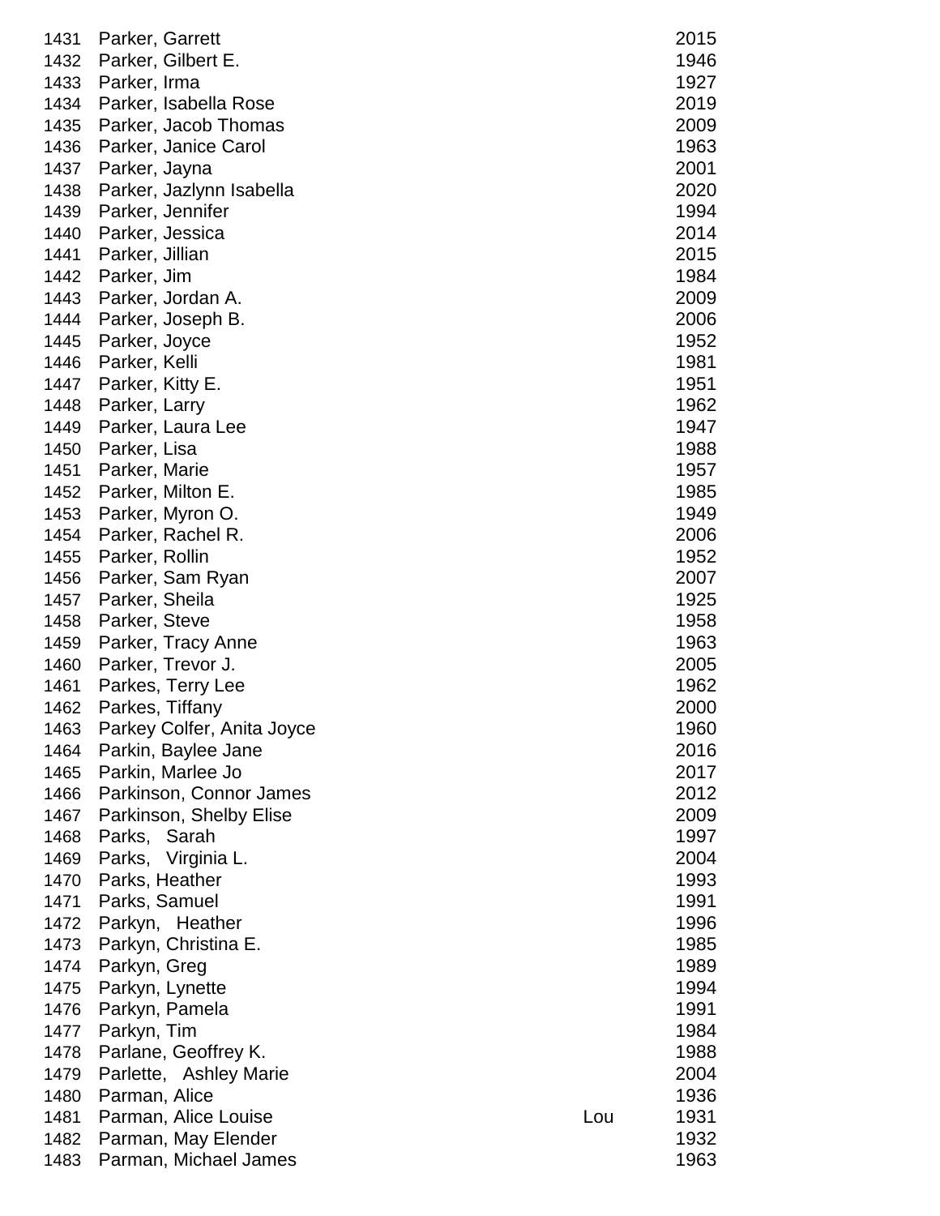| | | | |
|---|---|---|---|
| 1431 | Parker, Garrett | | 2015 |
| 1432 | Parker, Gilbert E. | | 1946 |
| 1433 | Parker, Irma | | 1927 |
| 1434 | Parker, Isabella Rose | | 2019 |
| 1435 | Parker, Jacob Thomas | | 2009 |
| 1436 | Parker, Janice Carol | | 1963 |
| 1437 | Parker, Jayna | | 2001 |
| 1438 | Parker, Jazlynn Isabella | | 2020 |
| 1439 | Parker, Jennifer | | 1994 |
| 1440 | Parker, Jessica | | 2014 |
| 1441 | Parker, Jillian | | 2015 |
| 1442 | Parker, Jim | | 1984 |
| 1443 | Parker, Jordan A. | | 2009 |
| 1444 | Parker, Joseph B. | | 2006 |
| 1445 | Parker, Joyce | | 1952 |
| 1446 | Parker, Kelli | | 1981 |
| 1447 | Parker, Kitty E. | | 1951 |
| 1448 | Parker, Larry | | 1962 |
| 1449 | Parker, Laura Lee | | 1947 |
| 1450 | Parker, Lisa | | 1988 |
| 1451 | Parker, Marie | | 1957 |
| 1452 | Parker, Milton E. | | 1985 |
| 1453 | Parker, Myron O. | | 1949 |
| 1454 | Parker, Rachel R. | | 2006 |
| 1455 | Parker, Rollin | | 1952 |
| 1456 | Parker, Sam Ryan | | 2007 |
| 1457 | Parker, Sheila | | 1925 |
| 1458 | Parker, Steve | | 1958 |
| 1459 | Parker, Tracy Anne | | 1963 |
| 1460 | Parker, Trevor J. | | 2005 |
| 1461 | Parkes, Terry Lee | | 1962 |
| 1462 | Parkes, Tiffany | | 2000 |
| 1463 | Parkey Colfer, Anita Joyce | | 1960 |
| 1464 | Parkin, Baylee Jane | | 2016 |
| 1465 | Parkin, Marlee Jo | | 2017 |
| 1466 | Parkinson, Connor James | | 2012 |
| 1467 | Parkinson, Shelby Elise | | 2009 |
| 1468 | Parks, Sarah | | 1997 |
| 1469 | Parks, Virginia L. | | 2004 |
| 1470 | Parks, Heather | | 1993 |
| 1471 | Parks, Samuel | | 1991 |
| 1472 | Parkyn, Heather | | 1996 |
| 1473 | Parkyn, Christina E. | | 1985 |
| 1474 | Parkyn, Greg | | 1989 |
| 1475 | Parkyn, Lynette | | 1994 |
| 1476 | Parkyn, Pamela | | 1991 |
| 1477 | Parkyn, Tim | | 1984 |
| 1478 | Parlane, Geoffrey K. | | 1988 |
| 1479 | Parlette, Ashley Marie | | 2004 |
| 1480 | Parman, Alice | | 1936 |
| 1481 | Parman, Alice Louise | Lou | 1931 |
| 1482 | Parman, May Elender | | 1932 |
| 1483 | Parman, Michael James | | 1963 |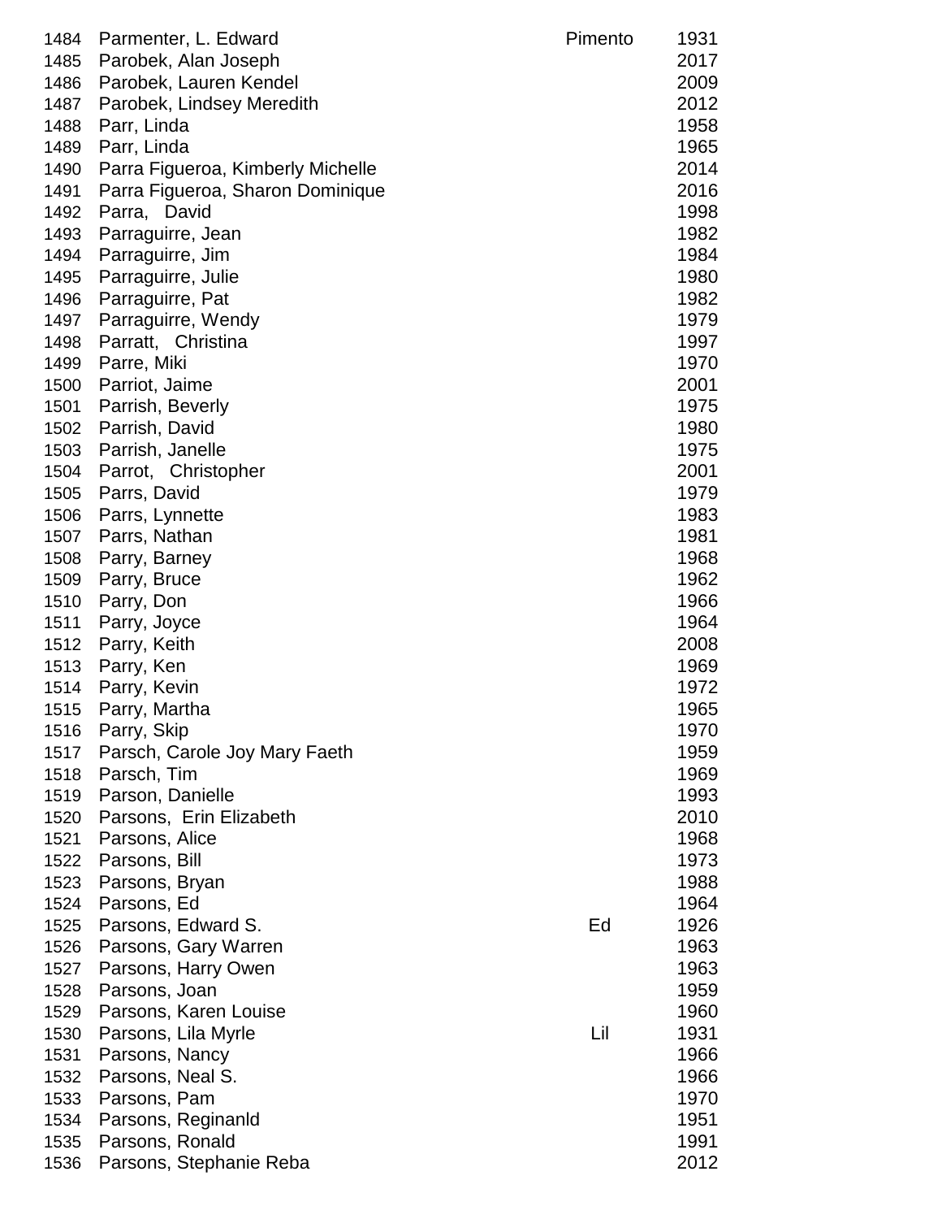| | | | |
|---|---|---|---|
| 1484 | Parmenter, L. Edward | Pimento | 1931 |
| 1485 | Parobek, Alan Joseph | | 2017 |
| 1486 | Parobek, Lauren Kendel | | 2009 |
| 1487 | Parobek, Lindsey Meredith | | 2012 |
| 1488 | Parr, Linda | | 1958 |
| 1489 | Parr, Linda | | 1965 |
| 1490 | Parra Figueroa, Kimberly Michelle | | 2014 |
| 1491 | Parra Figueroa, Sharon Dominique | | 2016 |
| 1492 | Parra, David | | 1998 |
| 1493 | Parraguirre, Jean | | 1982 |
| 1494 | Parraguirre, Jim | | 1984 |
| 1495 | Parraguirre, Julie | | 1980 |
| 1496 | Parraguirre, Pat | | 1982 |
| 1497 | Parraguirre, Wendy | | 1979 |
| 1498 | Parratt, Christina | | 1997 |
| 1499 | Parre, Miki | | 1970 |
| 1500 | Parriot, Jaime | | 2001 |
| 1501 | Parrish, Beverly | | 1975 |
| 1502 | Parrish, David | | 1980 |
| 1503 | Parrish, Janelle | | 1975 |
| 1504 | Parrot, Christopher | | 2001 |
| 1505 | Parrs, David | | 1979 |
| 1506 | Parrs, Lynnette | | 1983 |
| 1507 | Parrs, Nathan | | 1981 |
| 1508 | Parry, Barney | | 1968 |
| 1509 | Parry, Bruce | | 1962 |
| 1510 | Parry, Don | | 1966 |
| 1511 | Parry, Joyce | | 1964 |
| 1512 | Parry, Keith | | 2008 |
| 1513 | Parry, Ken | | 1969 |
| 1514 | Parry, Kevin | | 1972 |
| 1515 | Parry, Martha | | 1965 |
| 1516 | Parry, Skip | | 1970 |
| 1517 | Parsch, Carole Joy Mary Faeth | | 1959 |
| 1518 | Parsch, Tim | | 1969 |
| 1519 | Parson, Danielle | | 1993 |
| 1520 | Parsons, Erin Elizabeth | | 2010 |
| 1521 | Parsons, Alice | | 1968 |
| 1522 | Parsons, Bill | | 1973 |
| 1523 | Parsons, Bryan | | 1988 |
| 1524 | Parsons, Ed | | 1964 |
| 1525 | Parsons, Edward S. | Ed | 1926 |
| 1526 | Parsons, Gary Warren | | 1963 |
| 1527 | Parsons, Harry Owen | | 1963 |
| 1528 | Parsons, Joan | | 1959 |
| 1529 | Parsons, Karen Louise | | 1960 |
| 1530 | Parsons, Lila Myrle | Lil | 1931 |
| 1531 | Parsons, Nancy | | 1966 |
| 1532 | Parsons, Neal S. | | 1966 |
| 1533 | Parsons, Pam | | 1970 |
| 1534 | Parsons, Reginanld | | 1951 |
| 1535 | Parsons, Ronald | | 1991 |
| 1536 | Parsons, Stephanie Reba | | 2012 |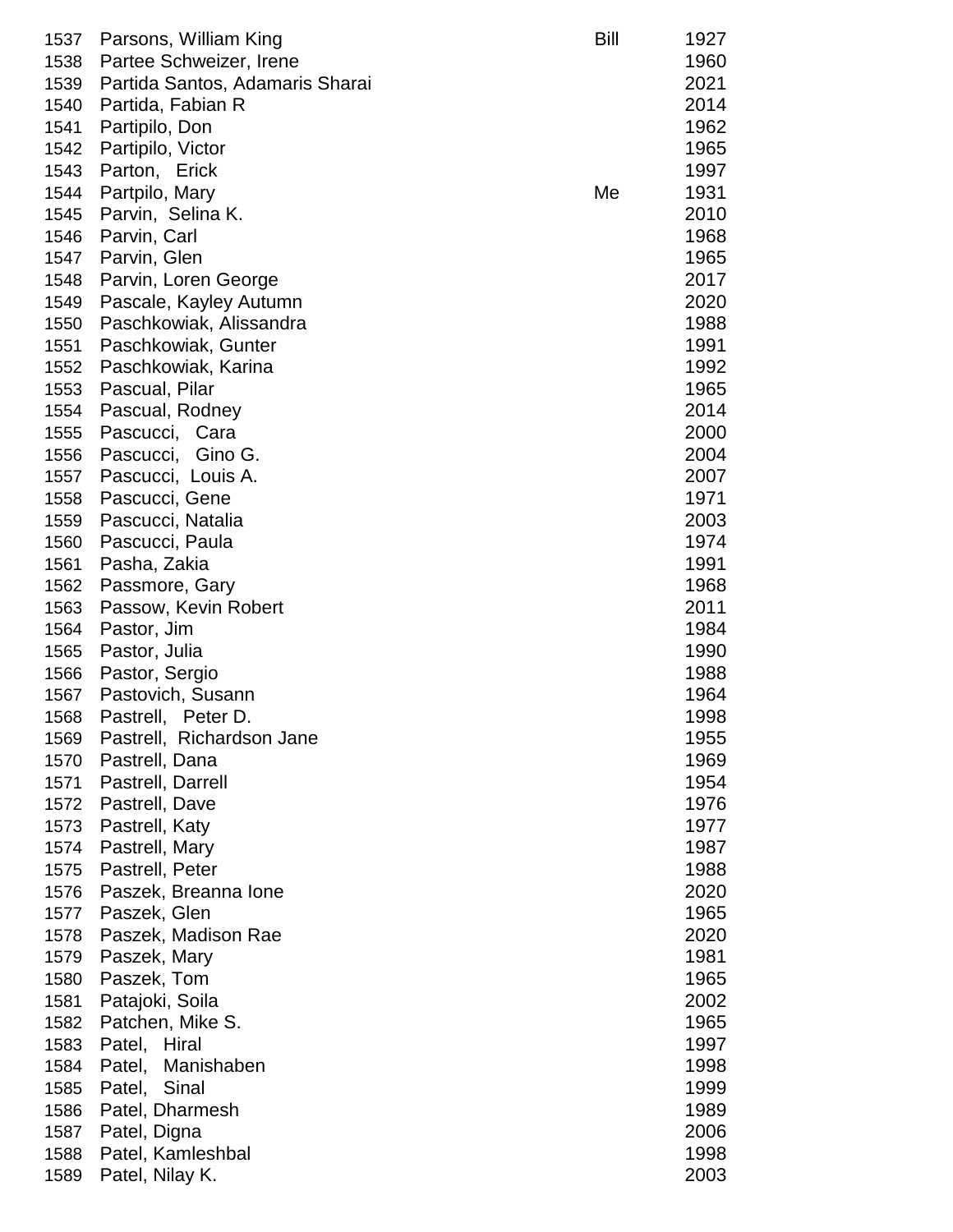| | | | |
|---|---|---|---|
| 1537 | Parsons, William King | Bill | 1927 |
| 1538 | Partee Schweizer, Irene | | 1960 |
| 1539 | Partida Santos, Adamaris Sharai | | 2021 |
| 1540 | Partida, Fabian R | | 2014 |
| 1541 | Partipilo, Don | | 1962 |
| 1542 | Partipilo, Victor | | 1965 |
| 1543 | Parton, Erick | | 1997 |
| 1544 | Partpilo, Mary | Me | 1931 |
| 1545 | Parvin, Selina K. | | 2010 |
| 1546 | Parvin, Carl | | 1968 |
| 1547 | Parvin, Glen | | 1965 |
| 1548 | Parvin, Loren George | | 2017 |
| 1549 | Pascale, Kayley Autumn | | 2020 |
| 1550 | Paschkowiak, Alissandra | | 1988 |
| 1551 | Paschkowiak, Gunter | | 1991 |
| 1552 | Paschkowiak, Karina | | 1992 |
| 1553 | Pascual, Pilar | | 1965 |
| 1554 | Pascual, Rodney | | 2014 |
| 1555 | Pascucci, Cara | | 2000 |
| 1556 | Pascucci, Gino G. | | 2004 |
| 1557 | Pascucci, Louis A. | | 2007 |
| 1558 | Pascucci, Gene | | 1971 |
| 1559 | Pascucci, Natalia | | 2003 |
| 1560 | Pascucci, Paula | | 1974 |
| 1561 | Pasha, Zakia | | 1991 |
| 1562 | Passmore, Gary | | 1968 |
| 1563 | Passow, Kevin Robert | | 2011 |
| 1564 | Pastor, Jim | | 1984 |
| 1565 | Pastor, Julia | | 1990 |
| 1566 | Pastor, Sergio | | 1988 |
| 1567 | Pastovich, Susann | | 1964 |
| 1568 | Pastrell, Peter D. | | 1998 |
| 1569 | Pastrell, Richardson Jane | | 1955 |
| 1570 | Pastrell, Dana | | 1969 |
| 1571 | Pastrell, Darrell | | 1954 |
| 1572 | Pastrell, Dave | | 1976 |
| 1573 | Pastrell, Katy | | 1977 |
| 1574 | Pastrell, Mary | | 1987 |
| 1575 | Pastrell, Peter | | 1988 |
| 1576 | Paszek, Breanna Ione | | 2020 |
| 1577 | Paszek, Glen | | 1965 |
| 1578 | Paszek, Madison Rae | | 2020 |
| 1579 | Paszek, Mary | | 1981 |
| 1580 | Paszek, Tom | | 1965 |
| 1581 | Patajoki, Soila | | 2002 |
| 1582 | Patchen, Mike S. | | 1965 |
| 1583 | Patel, Hiral | | 1997 |
| 1584 | Patel, Manishaben | | 1998 |
| 1585 | Patel, Sinal | | 1999 |
| 1586 | Patel, Dharmesh | | 1989 |
| 1587 | Patel, Digna | | 2006 |
| 1588 | Patel, Kamleshbal | | 1998 |
| 1589 | Patel, Nilay K. | | 2003 |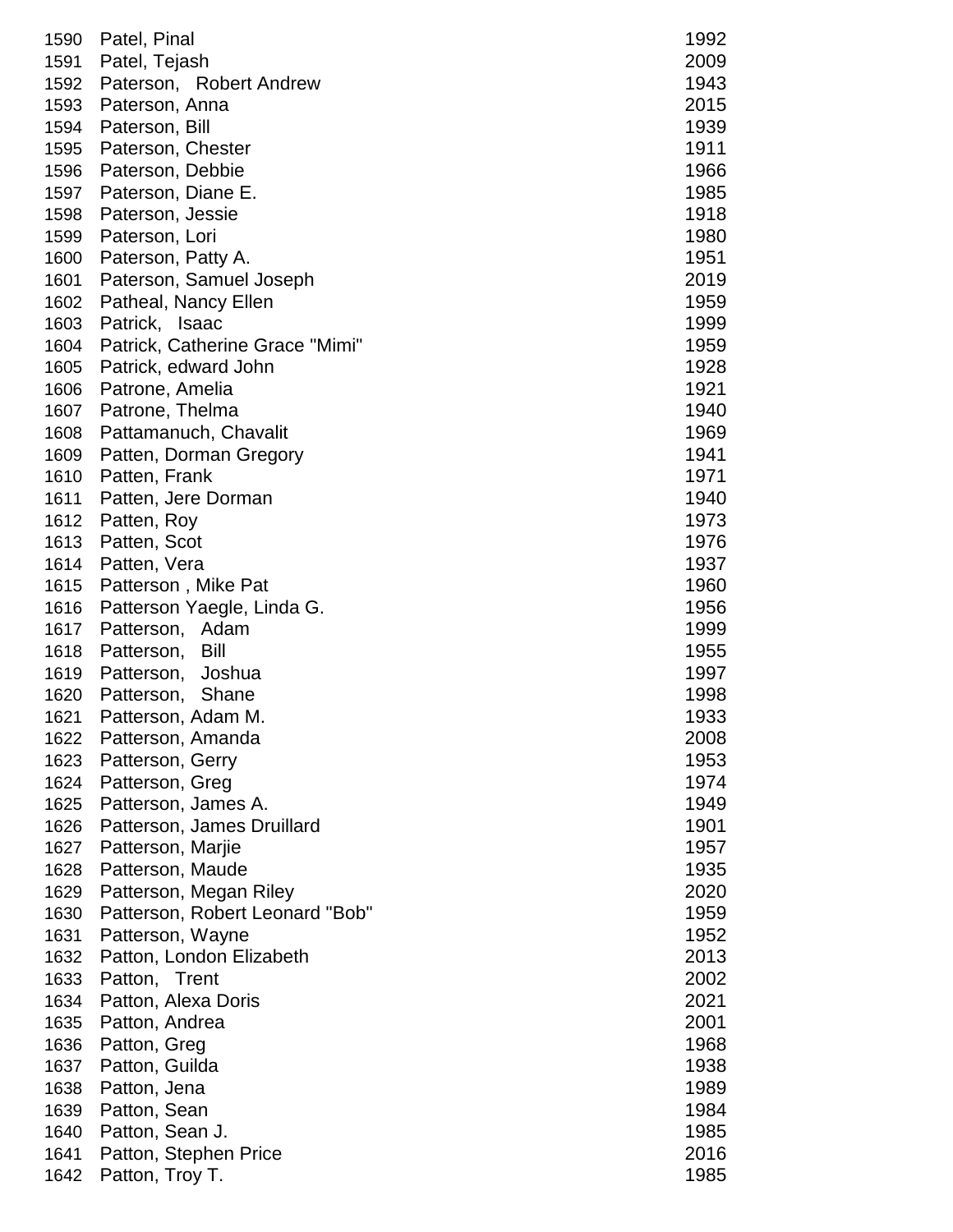| | | |
|---|---|---|
| 1590 | Patel, Pinal | 1992 |
| 1591 | Patel, Tejash | 2009 |
| 1592 | Paterson, Robert Andrew | 1943 |
| 1593 | Paterson, Anna | 2015 |
| 1594 | Paterson, Bill | 1939 |
| 1595 | Paterson, Chester | 1911 |
| 1596 | Paterson, Debbie | 1966 |
| 1597 | Paterson, Diane E. | 1985 |
| 1598 | Paterson, Jessie | 1918 |
| 1599 | Paterson, Lori | 1980 |
| 1600 | Paterson, Patty A. | 1951 |
| 1601 | Paterson, Samuel Joseph | 2019 |
| 1602 | Patheal, Nancy Ellen | 1959 |
| 1603 | Patrick, Isaac | 1999 |
| 1604 | Patrick, Catherine Grace "Mimi" | 1959 |
| 1605 | Patrick, edward John | 1928 |
| 1606 | Patrone, Amelia | 1921 |
| 1607 | Patrone, Thelma | 1940 |
| 1608 | Pattamanuch, Chavalit | 1969 |
| 1609 | Patten, Dorman Gregory | 1941 |
| 1610 | Patten, Frank | 1971 |
| 1611 | Patten, Jere Dorman | 1940 |
| 1612 | Patten, Roy | 1973 |
| 1613 | Patten, Scot | 1976 |
| 1614 | Patten, Vera | 1937 |
| 1615 | Patterson , Mike Pat | 1960 |
| 1616 | Patterson Yaegle, Linda G. | 1956 |
| 1617 | Patterson, Adam | 1999 |
| 1618 | Patterson, Bill | 1955 |
| 1619 | Patterson, Joshua | 1997 |
| 1620 | Patterson, Shane | 1998 |
| 1621 | Patterson, Adam M. | 1933 |
| 1622 | Patterson, Amanda | 2008 |
| 1623 | Patterson, Gerry | 1953 |
| 1624 | Patterson, Greg | 1974 |
| 1625 | Patterson, James A. | 1949 |
| 1626 | Patterson, James Druillard | 1901 |
| 1627 | Patterson, Marjie | 1957 |
| 1628 | Patterson, Maude | 1935 |
| 1629 | Patterson, Megan Riley | 2020 |
| 1630 | Patterson, Robert Leonard "Bob" | 1959 |
| 1631 | Patterson, Wayne | 1952 |
| 1632 | Patton, London Elizabeth | 2013 |
| 1633 | Patton, Trent | 2002 |
| 1634 | Patton, Alexa Doris | 2021 |
| 1635 | Patton, Andrea | 2001 |
| 1636 | Patton, Greg | 1968 |
| 1637 | Patton, Guilda | 1938 |
| 1638 | Patton, Jena | 1989 |
| 1639 | Patton, Sean | 1984 |
| 1640 | Patton, Sean J. | 1985 |
| 1641 | Patton, Stephen Price | 2016 |
| 1642 | Patton, Troy T. | 1985 |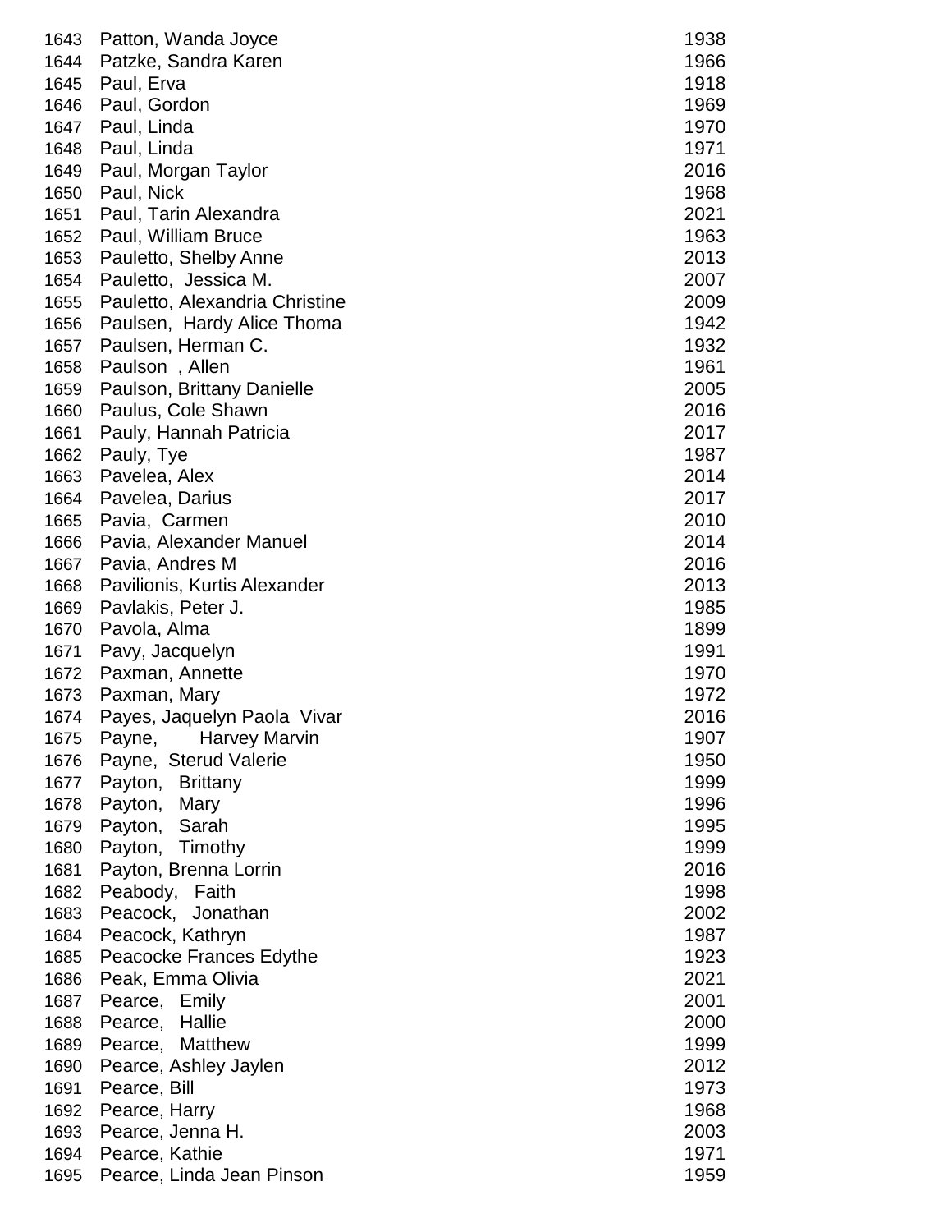| | | |
|---|---|---|
| 1643 | Patton, Wanda Joyce | 1938 |
| 1644 | Patzke, Sandra Karen | 1966 |
| 1645 | Paul, Erva | 1918 |
| 1646 | Paul, Gordon | 1969 |
| 1647 | Paul, Linda | 1970 |
| 1648 | Paul, Linda | 1971 |
| 1649 | Paul, Morgan Taylor | 2016 |
| 1650 | Paul, Nick | 1968 |
| 1651 | Paul, Tarin Alexandra | 2021 |
| 1652 | Paul, William Bruce | 1963 |
| 1653 | Pauletto, Shelby Anne | 2013 |
| 1654 | Pauletto, Jessica M. | 2007 |
| 1655 | Pauletto, Alexandria Christine | 2009 |
| 1656 | Paulsen, Hardy Alice Thoma | 1942 |
| 1657 | Paulsen, Herman C. | 1932 |
| 1658 | Paulson , Allen | 1961 |
| 1659 | Paulson, Brittany Danielle | 2005 |
| 1660 | Paulus, Cole Shawn | 2016 |
| 1661 | Pauly, Hannah Patricia | 2017 |
| 1662 | Pauly, Tye | 1987 |
| 1663 | Pavelea, Alex | 2014 |
| 1664 | Pavelea, Darius | 2017 |
| 1665 | Pavia, Carmen | 2010 |
| 1666 | Pavia, Alexander Manuel | 2014 |
| 1667 | Pavia, Andres M | 2016 |
| 1668 | Pavilionis, Kurtis Alexander | 2013 |
| 1669 | Pavlakis, Peter J. | 1985 |
| 1670 | Pavola, Alma | 1899 |
| 1671 | Pavy, Jacquelyn | 1991 |
| 1672 | Paxman, Annette | 1970 |
| 1673 | Paxman, Mary | 1972 |
| 1674 | Payes, Jaquelyn Paola Vivar | 2016 |
| 1675 | Payne, Harvey Marvin | 1907 |
| 1676 | Payne, Sterud Valerie | 1950 |
| 1677 | Payton, Brittany | 1999 |
| 1678 | Payton, Mary | 1996 |
| 1679 | Payton, Sarah | 1995 |
| 1680 | Payton, Timothy | 1999 |
| 1681 | Payton, Brenna Lorrin | 2016 |
| 1682 | Peabody, Faith | 1998 |
| 1683 | Peacock, Jonathan | 2002 |
| 1684 | Peacock, Kathryn | 1987 |
| 1685 | Peacocke Frances Edythe | 1923 |
| 1686 | Peak, Emma Olivia | 2021 |
| 1687 | Pearce, Emily | 2001 |
| 1688 | Pearce, Hallie | 2000 |
| 1689 | Pearce, Matthew | 1999 |
| 1690 | Pearce, Ashley Jaylen | 2012 |
| 1691 | Pearce, Bill | 1973 |
| 1692 | Pearce, Harry | 1968 |
| 1693 | Pearce, Jenna H. | 2003 |
| 1694 | Pearce, Kathie | 1971 |
| 1695 | Pearce, Linda Jean Pinson | 1959 |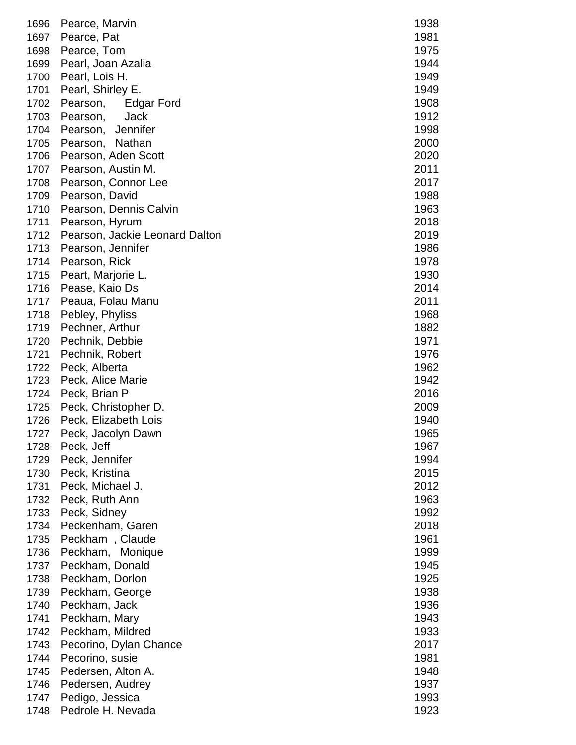| | | |
|---|---|---|
| 1696 | Pearce, Marvin | 1938 |
| 1697 | Pearce, Pat | 1981 |
| 1698 | Pearce, Tom | 1975 |
| 1699 | Pearl, Joan Azalia | 1944 |
| 1700 | Pearl, Lois H. | 1949 |
| 1701 | Pearl, Shirley E. | 1949 |
| 1702 | Pearson, Edgar Ford | 1908 |
| 1703 | Pearson, Jack | 1912 |
| 1704 | Pearson, Jennifer | 1998 |
| 1705 | Pearson, Nathan | 2000 |
| 1706 | Pearson, Aden Scott | 2020 |
| 1707 | Pearson, Austin M. | 2011 |
| 1708 | Pearson, Connor Lee | 2017 |
| 1709 | Pearson, David | 1988 |
| 1710 | Pearson, Dennis Calvin | 1963 |
| 1711 | Pearson, Hyrum | 2018 |
| 1712 | Pearson, Jackie Leonard Dalton | 2019 |
| 1713 | Pearson, Jennifer | 1986 |
| 1714 | Pearson, Rick | 1978 |
| 1715 | Peart, Marjorie L. | 1930 |
| 1716 | Pease, Kaio Ds | 2014 |
| 1717 | Peaua, Folau Manu | 2011 |
| 1718 | Pebley, Phyliss | 1968 |
| 1719 | Pechner, Arthur | 1882 |
| 1720 | Pechnik, Debbie | 1971 |
| 1721 | Pechnik, Robert | 1976 |
| 1722 | Peck, Alberta | 1962 |
| 1723 | Peck, Alice Marie | 1942 |
| 1724 | Peck, Brian P | 2016 |
| 1725 | Peck, Christopher D. | 2009 |
| 1726 | Peck, Elizabeth Lois | 1940 |
| 1727 | Peck, Jacolyn Dawn | 1965 |
| 1728 | Peck, Jeff | 1967 |
| 1729 | Peck, Jennifer | 1994 |
| 1730 | Peck, Kristina | 2015 |
| 1731 | Peck, Michael J. | 2012 |
| 1732 | Peck, Ruth Ann | 1963 |
| 1733 | Peck, Sidney | 1992 |
| 1734 | Peckenham, Garen | 2018 |
| 1735 | Peckham , Claude | 1961 |
| 1736 | Peckham, Monique | 1999 |
| 1737 | Peckham, Donald | 1945 |
| 1738 | Peckham, Dorlon | 1925 |
| 1739 | Peckham, George | 1938 |
| 1740 | Peckham, Jack | 1936 |
| 1741 | Peckham, Mary | 1943 |
| 1742 | Peckham, Mildred | 1933 |
| 1743 | Pecorino, Dylan Chance | 2017 |
| 1744 | Pecorino, susie | 1981 |
| 1745 | Pedersen, Alton A. | 1948 |
| 1746 | Pedersen, Audrey | 1937 |
| 1747 | Pedigo, Jessica | 1993 |
| 1748 | Pedrole H. Nevada | 1923 |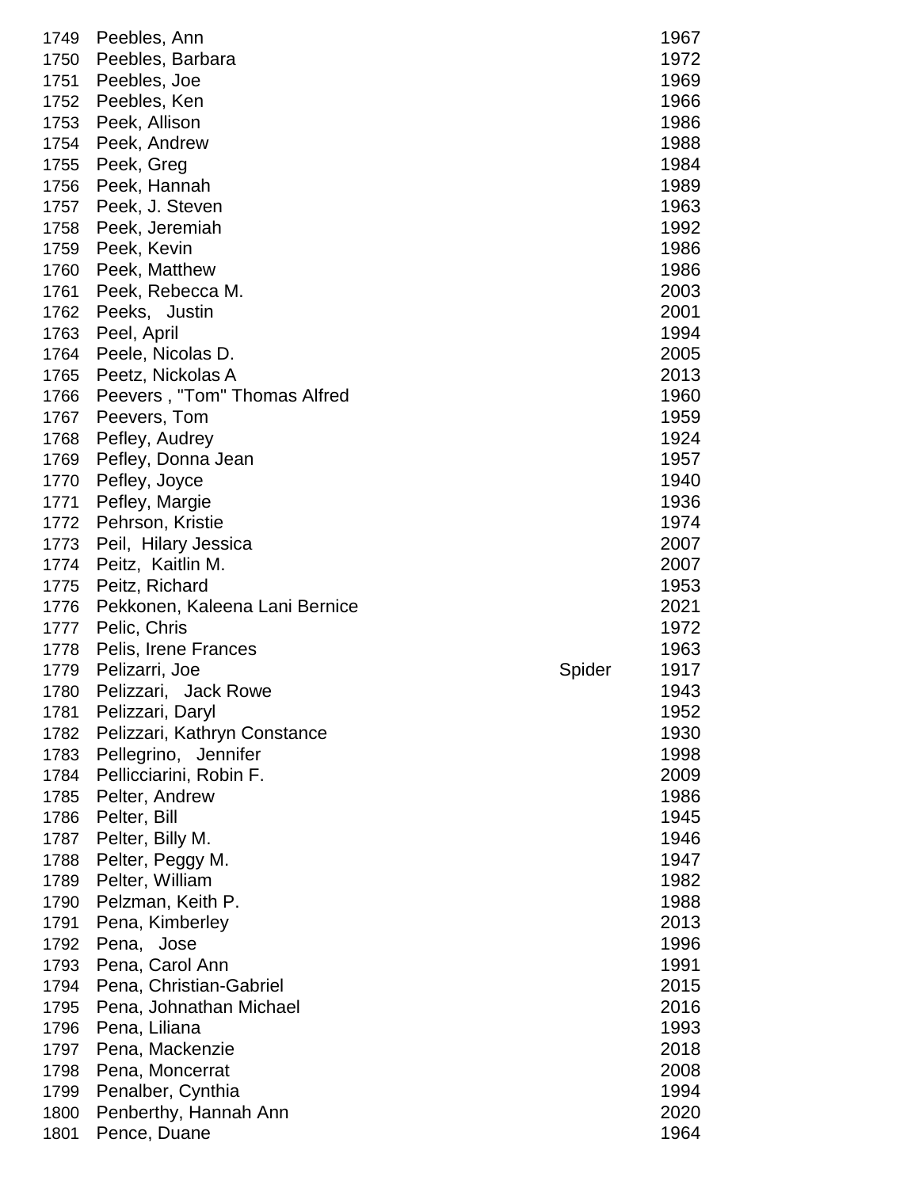| | | | |
|---|---|---|---|
| 1749 | Peebles, Ann | | 1967 |
| 1750 | Peebles, Barbara | | 1972 |
| 1751 | Peebles, Joe | | 1969 |
| 1752 | Peebles, Ken | | 1966 |
| 1753 | Peek, Allison | | 1986 |
| 1754 | Peek, Andrew | | 1988 |
| 1755 | Peek, Greg | | 1984 |
| 1756 | Peek, Hannah | | 1989 |
| 1757 | Peek, J. Steven | | 1963 |
| 1758 | Peek, Jeremiah | | 1992 |
| 1759 | Peek, Kevin | | 1986 |
| 1760 | Peek, Matthew | | 1986 |
| 1761 | Peek, Rebecca M. | | 2003 |
| 1762 | Peeks, Justin | | 2001 |
| 1763 | Peel, April | | 1994 |
| 1764 | Peele, Nicolas D. | | 2005 |
| 1765 | Peetz, Nickolas A | | 2013 |
| 1766 | Peevers , "Tom" Thomas Alfred | | 1960 |
| 1767 | Peevers, Tom | | 1959 |
| 1768 | Pefley, Audrey | | 1924 |
| 1769 | Pefley, Donna Jean | | 1957 |
| 1770 | Pefley, Joyce | | 1940 |
| 1771 | Pefley, Margie | | 1936 |
| 1772 | Pehrson, Kristie | | 1974 |
| 1773 | Peil, Hilary Jessica | | 2007 |
| 1774 | Peitz, Kaitlin M. | | 2007 |
| 1775 | Peitz, Richard | | 1953 |
| 1776 | Pekkonen, Kaleena Lani Bernice | | 2021 |
| 1777 | Pelic, Chris | | 1972 |
| 1778 | Pelis, Irene Frances | | 1963 |
| 1779 | Pelizarri, Joe | Spider | 1917 |
| 1780 | Pelizzari, Jack Rowe | | 1943 |
| 1781 | Pelizzari, Daryl | | 1952 |
| 1782 | Pelizzari, Kathryn Constance | | 1930 |
| 1783 | Pellegrino, Jennifer | | 1998 |
| 1784 | Pellicciarini, Robin F. | | 2009 |
| 1785 | Pelter, Andrew | | 1986 |
| 1786 | Pelter, Bill | | 1945 |
| 1787 | Pelter, Billy M. | | 1946 |
| 1788 | Pelter, Peggy M. | | 1947 |
| 1789 | Pelter, William | | 1982 |
| 1790 | Pelzman, Keith P. | | 1988 |
| 1791 | Pena, Kimberley | | 2013 |
| 1792 | Pena, Jose | | 1996 |
| 1793 | Pena, Carol Ann | | 1991 |
| 1794 | Pena, Christian-Gabriel | | 2015 |
| 1795 | Pena, Johnathan Michael | | 2016 |
| 1796 | Pena, Liliana | | 1993 |
| 1797 | Pena, Mackenzie | | 2018 |
| 1798 | Pena, Moncerrat | | 2008 |
| 1799 | Penalber, Cynthia | | 1994 |
| 1800 | Penberthy, Hannah Ann | | 2020 |
| 1801 | Pence, Duane | | 1964 |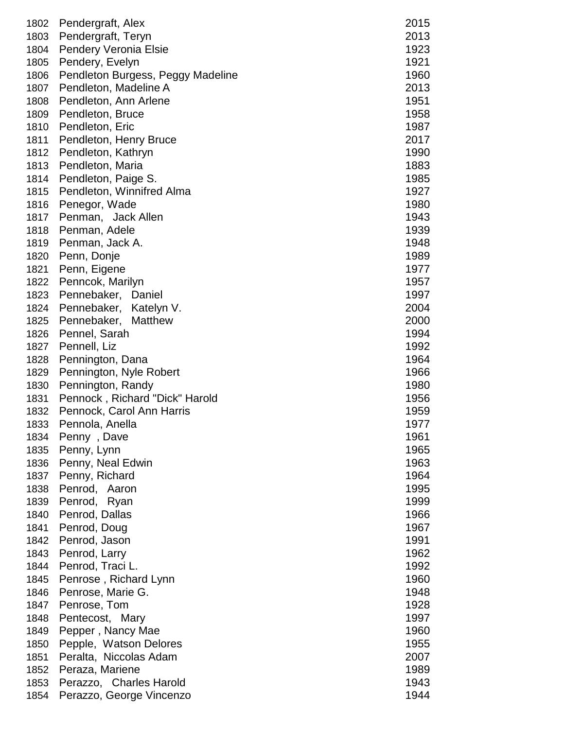| | | |
|---|---|---|
| 1802 | Pendergraft, Alex | 2015 |
| 1803 | Pendergraft, Teryn | 2013 |
| 1804 | Pendery Veronia Elsie | 1923 |
| 1805 | Pendery, Evelyn | 1921 |
| 1806 | Pendleton Burgess, Peggy Madeline | 1960 |
| 1807 | Pendleton, Madeline A | 2013 |
| 1808 | Pendleton, Ann Arlene | 1951 |
| 1809 | Pendleton, Bruce | 1958 |
| 1810 | Pendleton, Eric | 1987 |
| 1811 | Pendleton, Henry Bruce | 2017 |
| 1812 | Pendleton, Kathryn | 1990 |
| 1813 | Pendleton, Maria | 1883 |
| 1814 | Pendleton, Paige S. | 1985 |
| 1815 | Pendleton, Winnifred Alma | 1927 |
| 1816 | Penegor, Wade | 1980 |
| 1817 | Penman, Jack Allen | 1943 |
| 1818 | Penman, Adele | 1939 |
| 1819 | Penman, Jack A. | 1948 |
| 1820 | Penn, Donje | 1989 |
| 1821 | Penn, Eigene | 1977 |
| 1822 | Penncok, Marilyn | 1957 |
| 1823 | Pennebaker, Daniel | 1997 |
| 1824 | Pennebaker, Katelyn V. | 2004 |
| 1825 | Pennebaker, Matthew | 2000 |
| 1826 | Pennel, Sarah | 1994 |
| 1827 | Pennell, Liz | 1992 |
| 1828 | Pennington, Dana | 1964 |
| 1829 | Pennington, Nyle Robert | 1966 |
| 1830 | Pennington, Randy | 1980 |
| 1831 | Pennock , Richard "Dick" Harold | 1956 |
| 1832 | Pennock, Carol Ann Harris | 1959 |
| 1833 | Pennola, Anella | 1977 |
| 1834 | Penny , Dave | 1961 |
| 1835 | Penny, Lynn | 1965 |
| 1836 | Penny, Neal Edwin | 1963 |
| 1837 | Penny, Richard | 1964 |
| 1838 | Penrod, Aaron | 1995 |
| 1839 | Penrod, Ryan | 1999 |
| 1840 | Penrod, Dallas | 1966 |
| 1841 | Penrod, Doug | 1967 |
| 1842 | Penrod, Jason | 1991 |
| 1843 | Penrod, Larry | 1962 |
| 1844 | Penrod, Traci L. | 1992 |
| 1845 | Penrose , Richard Lynn | 1960 |
| 1846 | Penrose, Marie G. | 1948 |
| 1847 | Penrose, Tom | 1928 |
| 1848 | Pentecost, Mary | 1997 |
| 1849 | Pepper , Nancy Mae | 1960 |
| 1850 | Pepple, Watson Delores | 1955 |
| 1851 | Peralta, Niccolas Adam | 2007 |
| 1852 | Peraza, Mariene | 1989 |
| 1853 | Perazzo, Charles Harold | 1943 |
| 1854 | Perazzo, George Vincenzo | 1944 |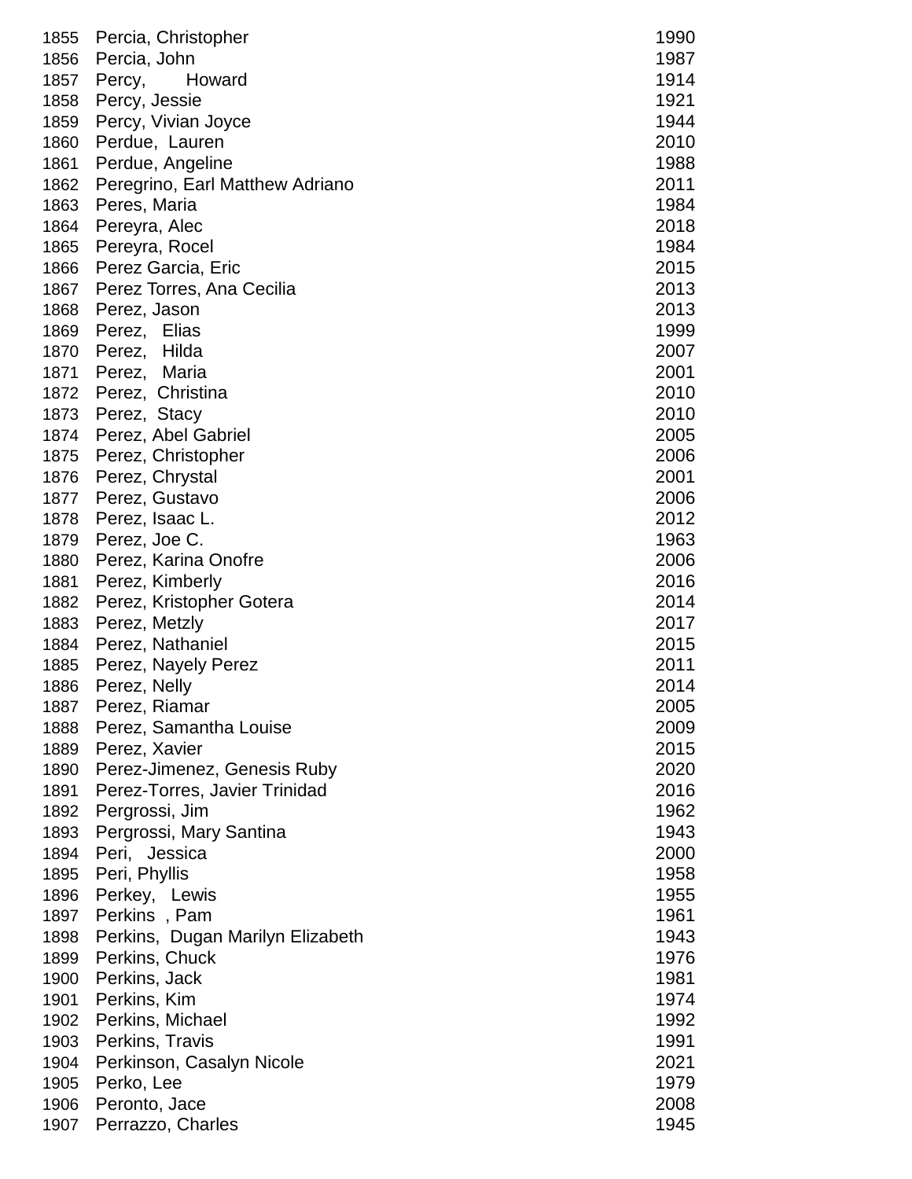| | | |
|---|---|---|
| 1855 | Percia, Christopher | 1990 |
| 1856 | Percia, John | 1987 |
| 1857 | Percy, Howard | 1914 |
| 1858 | Percy, Jessie | 1921 |
| 1859 | Percy, Vivian Joyce | 1944 |
| 1860 | Perdue, Lauren | 2010 |
| 1861 | Perdue, Angeline | 1988 |
| 1862 | Peregrino, Earl Matthew Adriano | 2011 |
| 1863 | Peres, Maria | 1984 |
| 1864 | Pereyra, Alec | 2018 |
| 1865 | Pereyra, Rocel | 1984 |
| 1866 | Perez Garcia, Eric | 2015 |
| 1867 | Perez Torres, Ana Cecilia | 2013 |
| 1868 | Perez, Jason | 2013 |
| 1869 | Perez, Elias | 1999 |
| 1870 | Perez, Hilda | 2007 |
| 1871 | Perez, Maria | 2001 |
| 1872 | Perez, Christina | 2010 |
| 1873 | Perez, Stacy | 2010 |
| 1874 | Perez, Abel Gabriel | 2005 |
| 1875 | Perez, Christopher | 2006 |
| 1876 | Perez, Chrystal | 2001 |
| 1877 | Perez, Gustavo | 2006 |
| 1878 | Perez, Isaac L. | 2012 |
| 1879 | Perez, Joe C. | 1963 |
| 1880 | Perez, Karina Onofre | 2006 |
| 1881 | Perez, Kimberly | 2016 |
| 1882 | Perez, Kristopher Gotera | 2014 |
| 1883 | Perez, Metzly | 2017 |
| 1884 | Perez, Nathaniel | 2015 |
| 1885 | Perez, Nayely Perez | 2011 |
| 1886 | Perez, Nelly | 2014 |
| 1887 | Perez, Riamar | 2005 |
| 1888 | Perez, Samantha Louise | 2009 |
| 1889 | Perez, Xavier | 2015 |
| 1890 | Perez-Jimenez, Genesis Ruby | 2020 |
| 1891 | Perez-Torres, Javier Trinidad | 2016 |
| 1892 | Pergrossi, Jim | 1962 |
| 1893 | Pergrossi, Mary Santina | 1943 |
| 1894 | Peri, Jessica | 2000 |
| 1895 | Peri, Phyllis | 1958 |
| 1896 | Perkey, Lewis | 1955 |
| 1897 | Perkins , Pam | 1961 |
| 1898 | Perkins, Dugan Marilyn Elizabeth | 1943 |
| 1899 | Perkins, Chuck | 1976 |
| 1900 | Perkins, Jack | 1981 |
| 1901 | Perkins, Kim | 1974 |
| 1902 | Perkins, Michael | 1992 |
| 1903 | Perkins, Travis | 1991 |
| 1904 | Perkinson, Casalyn Nicole | 2021 |
| 1905 | Perko, Lee | 1979 |
| 1906 | Peronto, Jace | 2008 |
| 1907 | Perrazzo, Charles | 1945 |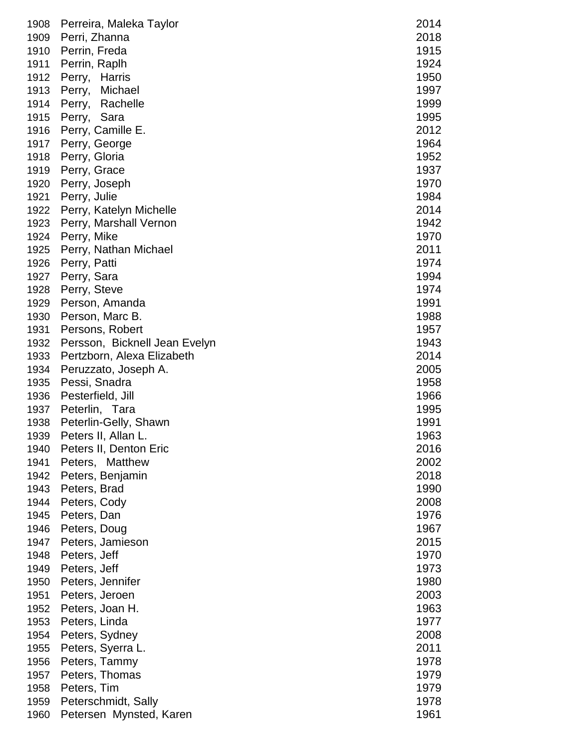| | | |
|---|---|---|
| 1908 | Perreira, Maleka Taylor | 2014 |
| 1909 | Perri, Zhanna | 2018 |
| 1910 | Perrin, Freda | 1915 |
| 1911 | Perrin, Raplh | 1924 |
| 1912 | Perry, Harris | 1950 |
| 1913 | Perry, Michael | 1997 |
| 1914 | Perry, Rachelle | 1999 |
| 1915 | Perry, Sara | 1995 |
| 1916 | Perry, Camille E. | 2012 |
| 1917 | Perry, George | 1964 |
| 1918 | Perry, Gloria | 1952 |
| 1919 | Perry, Grace | 1937 |
| 1920 | Perry, Joseph | 1970 |
| 1921 | Perry, Julie | 1984 |
| 1922 | Perry, Katelyn Michelle | 2014 |
| 1923 | Perry, Marshall Vernon | 1942 |
| 1924 | Perry, Mike | 1970 |
| 1925 | Perry, Nathan Michael | 2011 |
| 1926 | Perry, Patti | 1974 |
| 1927 | Perry, Sara | 1994 |
| 1928 | Perry, Steve | 1974 |
| 1929 | Person, Amanda | 1991 |
| 1930 | Person, Marc B. | 1988 |
| 1931 | Persons, Robert | 1957 |
| 1932 | Persson, Bicknell Jean Evelyn | 1943 |
| 1933 | Pertzborn, Alexa Elizabeth | 2014 |
| 1934 | Peruzzato, Joseph A. | 2005 |
| 1935 | Pessi, Snadra | 1958 |
| 1936 | Pesterfield, Jill | 1966 |
| 1937 | Peterlin, Tara | 1995 |
| 1938 | Peterlin-Gelly, Shawn | 1991 |
| 1939 | Peters II, Allan L. | 1963 |
| 1940 | Peters II, Denton Eric | 2016 |
| 1941 | Peters, Matthew | 2002 |
| 1942 | Peters, Benjamin | 2018 |
| 1943 | Peters, Brad | 1990 |
| 1944 | Peters, Cody | 2008 |
| 1945 | Peters, Dan | 1976 |
| 1946 | Peters, Doug | 1967 |
| 1947 | Peters, Jamieson | 2015 |
| 1948 | Peters, Jeff | 1970 |
| 1949 | Peters, Jeff | 1973 |
| 1950 | Peters, Jennifer | 1980 |
| 1951 | Peters, Jeroen | 2003 |
| 1952 | Peters, Joan H. | 1963 |
| 1953 | Peters, Linda | 1977 |
| 1954 | Peters, Sydney | 2008 |
| 1955 | Peters, Syerra L. | 2011 |
| 1956 | Peters, Tammy | 1978 |
| 1957 | Peters, Thomas | 1979 |
| 1958 | Peters, Tim | 1979 |
| 1959 | Peterschmidt, Sally | 1978 |
| 1960 | Petersen Mynsted, Karen | 1961 |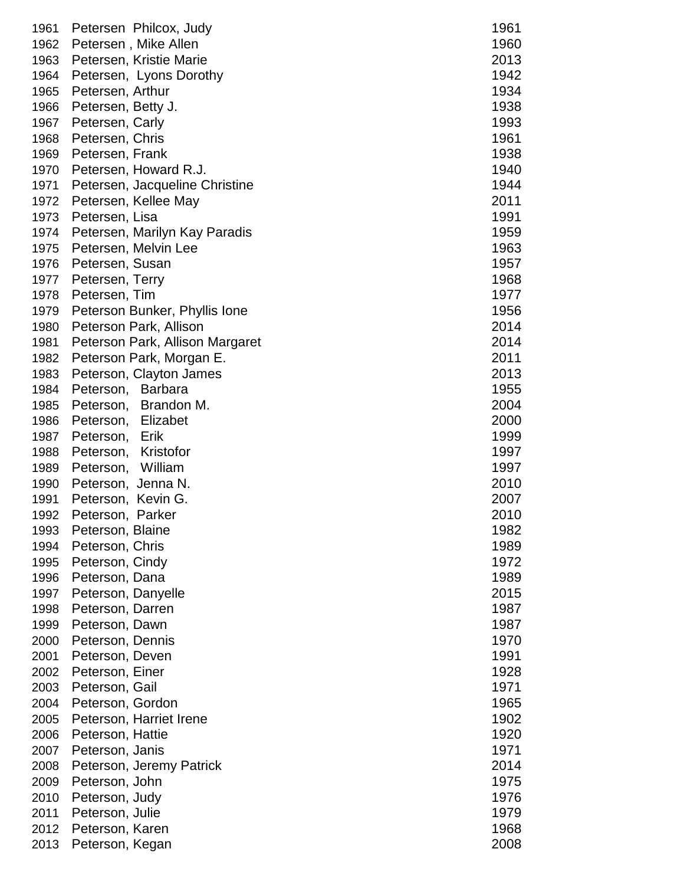| | | |
|---|---|---|
| 1961 | Petersen Philcox, Judy | 1961 |
| 1962 | Petersen , Mike Allen | 1960 |
| 1963 | Petersen, Kristie Marie | 2013 |
| 1964 | Petersen, Lyons Dorothy | 1942 |
| 1965 | Petersen, Arthur | 1934 |
| 1966 | Petersen, Betty J. | 1938 |
| 1967 | Petersen, Carly | 1993 |
| 1968 | Petersen, Chris | 1961 |
| 1969 | Petersen, Frank | 1938 |
| 1970 | Petersen, Howard R.J. | 1940 |
| 1971 | Petersen, Jacqueline Christine | 1944 |
| 1972 | Petersen, Kellee May | 2011 |
| 1973 | Petersen, Lisa | 1991 |
| 1974 | Petersen, Marilyn Kay Paradis | 1959 |
| 1975 | Petersen, Melvin Lee | 1963 |
| 1976 | Petersen, Susan | 1957 |
| 1977 | Petersen, Terry | 1968 |
| 1978 | Petersen, Tim | 1977 |
| 1979 | Peterson Bunker, Phyllis Ione | 1956 |
| 1980 | Peterson Park, Allison | 2014 |
| 1981 | Peterson Park, Allison Margaret | 2014 |
| 1982 | Peterson Park, Morgan E. | 2011 |
| 1983 | Peterson, Clayton James | 2013 |
| 1984 | Peterson, Barbara | 1955 |
| 1985 | Peterson, Brandon M. | 2004 |
| 1986 | Peterson, Elizabet | 2000 |
| 1987 | Peterson, Erik | 1999 |
| 1988 | Peterson, Kristofor | 1997 |
| 1989 | Peterson, William | 1997 |
| 1990 | Peterson, Jenna N. | 2010 |
| 1991 | Peterson, Kevin G. | 2007 |
| 1992 | Peterson, Parker | 2010 |
| 1993 | Peterson, Blaine | 1982 |
| 1994 | Peterson, Chris | 1989 |
| 1995 | Peterson, Cindy | 1972 |
| 1996 | Peterson, Dana | 1989 |
| 1997 | Peterson, Danyelle | 2015 |
| 1998 | Peterson, Darren | 1987 |
| 1999 | Peterson, Dawn | 1987 |
| 2000 | Peterson, Dennis | 1970 |
| 2001 | Peterson, Deven | 1991 |
| 2002 | Peterson, Einer | 1928 |
| 2003 | Peterson, Gail | 1971 |
| 2004 | Peterson, Gordon | 1965 |
| 2005 | Peterson, Harriet Irene | 1902 |
| 2006 | Peterson, Hattie | 1920 |
| 2007 | Peterson, Janis | 1971 |
| 2008 | Peterson, Jeremy Patrick | 2014 |
| 2009 | Peterson, John | 1975 |
| 2010 | Peterson, Judy | 1976 |
| 2011 | Peterson, Julie | 1979 |
| 2012 | Peterson, Karen | 1968 |
| 2013 | Peterson, Kegan | 2008 |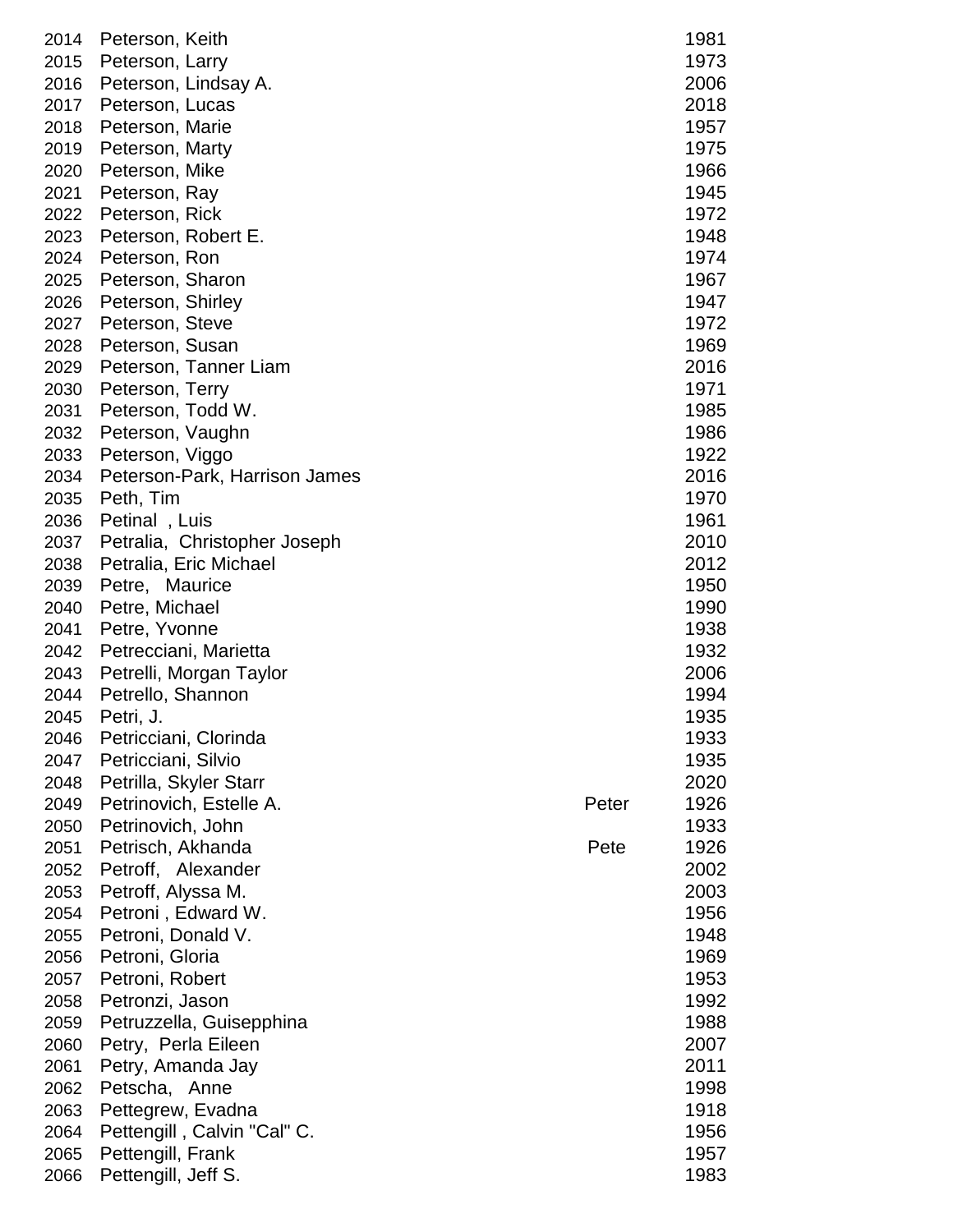| | | | |
|---|---|---|---|
| 2014 | Peterson, Keith | | 1981 |
| 2015 | Peterson, Larry | | 1973 |
| 2016 | Peterson, Lindsay A. | | 2006 |
| 2017 | Peterson, Lucas | | 2018 |
| 2018 | Peterson, Marie | | 1957 |
| 2019 | Peterson, Marty | | 1975 |
| 2020 | Peterson, Mike | | 1966 |
| 2021 | Peterson, Ray | | 1945 |
| 2022 | Peterson, Rick | | 1972 |
| 2023 | Peterson, Robert E. | | 1948 |
| 2024 | Peterson, Ron | | 1974 |
| 2025 | Peterson, Sharon | | 1967 |
| 2026 | Peterson, Shirley | | 1947 |
| 2027 | Peterson, Steve | | 1972 |
| 2028 | Peterson, Susan | | 1969 |
| 2029 | Peterson, Tanner Liam | | 2016 |
| 2030 | Peterson, Terry | | 1971 |
| 2031 | Peterson, Todd W. | | 1985 |
| 2032 | Peterson, Vaughn | | 1986 |
| 2033 | Peterson, Viggo | | 1922 |
| 2034 | Peterson-Park, Harrison James | | 2016 |
| 2035 | Peth, Tim | | 1970 |
| 2036 | Petinal , Luis | | 1961 |
| 2037 | Petralia, Christopher Joseph | | 2010 |
| 2038 | Petralia, Eric Michael | | 2012 |
| 2039 | Petre, Maurice | | 1950 |
| 2040 | Petre, Michael | | 1990 |
| 2041 | Petre, Yvonne | | 1938 |
| 2042 | Petrecciani, Marietta | | 1932 |
| 2043 | Petrelli, Morgan Taylor | | 2006 |
| 2044 | Petrello, Shannon | | 1994 |
| 2045 | Petri, J. | | 1935 |
| 2046 | Petricciani, Clorinda | | 1933 |
| 2047 | Petricciani, Silvio | | 1935 |
| 2048 | Petrilla, Skyler Starr | | 2020 |
| 2049 | Petrinovich, Estelle A. | Peter | 1926 |
| 2050 | Petrinovich, John | | 1933 |
| 2051 | Petrisch, Akhanda | Pete | 1926 |
| 2052 | Petroff, Alexander | | 2002 |
| 2053 | Petroff, Alyssa M. | | 2003 |
| 2054 | Petroni , Edward W. | | 1956 |
| 2055 | Petroni, Donald V. | | 1948 |
| 2056 | Petroni, Gloria | | 1969 |
| 2057 | Petroni, Robert | | 1953 |
| 2058 | Petronzi, Jason | | 1992 |
| 2059 | Petruzzella, Guisepphina | | 1988 |
| 2060 | Petry, Perla Eileen | | 2007 |
| 2061 | Petry, Amanda Jay | | 2011 |
| 2062 | Petscha, Anne | | 1998 |
| 2063 | Pettegrew, Evadna | | 1918 |
| 2064 | Pettengill , Calvin "Cal" C. | | 1956 |
| 2065 | Pettengill, Frank | | 1957 |
| 2066 | Pettengill, Jeff S. | | 1983 |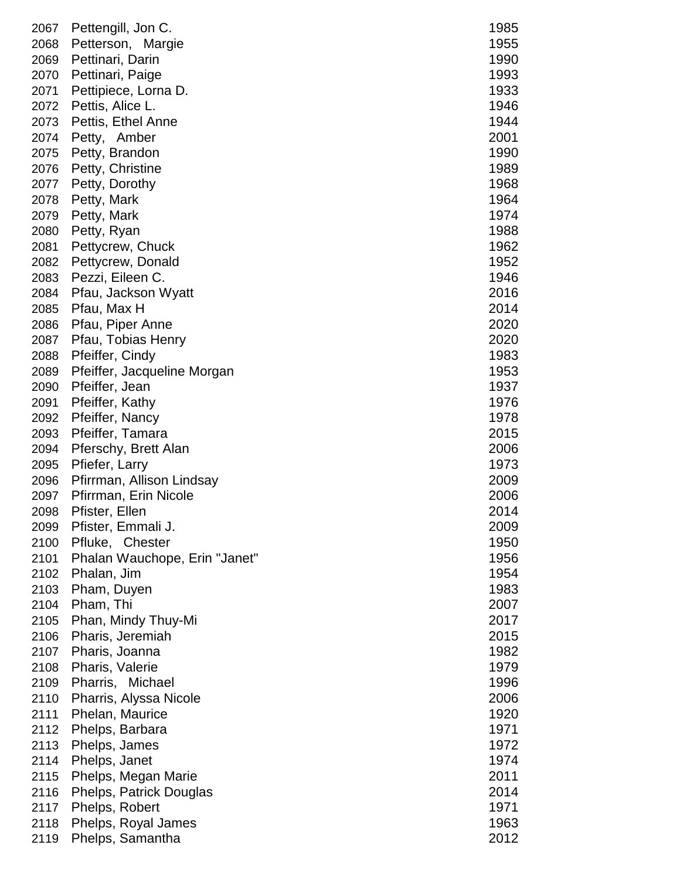| | | |
|---|---|---|
| 2067 | Pettengill, Jon C. | 1985 |
| 2068 | Petterson, Margie | 1955 |
| 2069 | Pettinari, Darin | 1990 |
| 2070 | Pettinari, Paige | 1993 |
| 2071 | Pettipiece, Lorna D. | 1933 |
| 2072 | Pettis, Alice L. | 1946 |
| 2073 | Pettis, Ethel Anne | 1944 |
| 2074 | Petty, Amber | 2001 |
| 2075 | Petty, Brandon | 1990 |
| 2076 | Petty, Christine | 1989 |
| 2077 | Petty, Dorothy | 1968 |
| 2078 | Petty, Mark | 1964 |
| 2079 | Petty, Mark | 1974 |
| 2080 | Petty, Ryan | 1988 |
| 2081 | Pettycrew, Chuck | 1962 |
| 2082 | Pettycrew, Donald | 1952 |
| 2083 | Pezzi, Eileen C. | 1946 |
| 2084 | Pfau, Jackson Wyatt | 2016 |
| 2085 | Pfau, Max H | 2014 |
| 2086 | Pfau, Piper Anne | 2020 |
| 2087 | Pfau, Tobias Henry | 2020 |
| 2088 | Pfeiffer, Cindy | 1983 |
| 2089 | Pfeiffer, Jacqueline Morgan | 1953 |
| 2090 | Pfeiffer, Jean | 1937 |
| 2091 | Pfeiffer, Kathy | 1976 |
| 2092 | Pfeiffer, Nancy | 1978 |
| 2093 | Pfeiffer, Tamara | 2015 |
| 2094 | Pferschy, Brett Alan | 2006 |
| 2095 | Pfiefer, Larry | 1973 |
| 2096 | Pfirrman, Allison Lindsay | 2009 |
| 2097 | Pfirrman, Erin Nicole | 2006 |
| 2098 | Pfister, Ellen | 2014 |
| 2099 | Pfister, Emmali J. | 2009 |
| 2100 | Pfluke, Chester | 1950 |
| 2101 | Phalan Wauchope, Erin "Janet" | 1956 |
| 2102 | Phalan, Jim | 1954 |
| 2103 | Pham, Duyen | 1983 |
| 2104 | Pham, Thi | 2007 |
| 2105 | Phan, Mindy Thuy-Mi | 2017 |
| 2106 | Pharis, Jeremiah | 2015 |
| 2107 | Pharis, Joanna | 1982 |
| 2108 | Pharis, Valerie | 1979 |
| 2109 | Pharris, Michael | 1996 |
| 2110 | Pharris, Alyssa Nicole | 2006 |
| 2111 | Phelan, Maurice | 1920 |
| 2112 | Phelps, Barbara | 1971 |
| 2113 | Phelps, James | 1972 |
| 2114 | Phelps, Janet | 1974 |
| 2115 | Phelps, Megan Marie | 2011 |
| 2116 | Phelps, Patrick Douglas | 2014 |
| 2117 | Phelps, Robert | 1971 |
| 2118 | Phelps, Royal James | 1963 |
| 2119 | Phelps, Samantha | 2012 |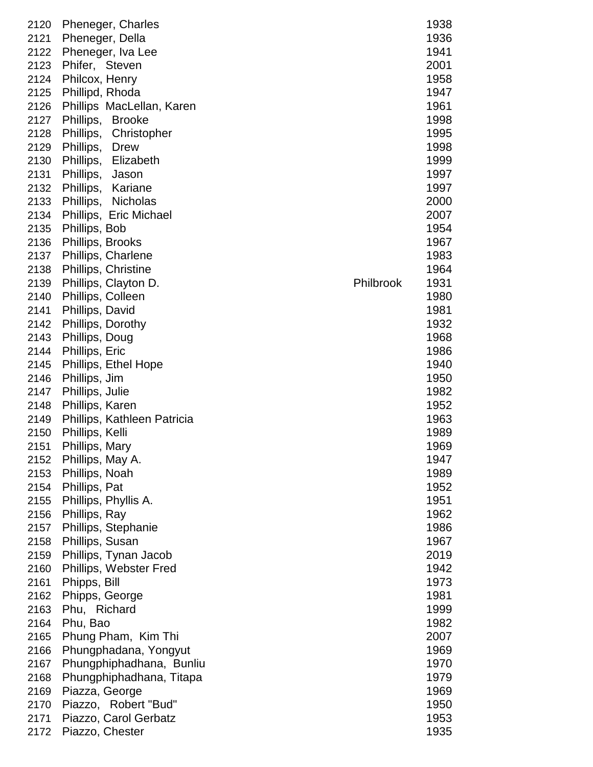| | | | |
|---|---|---|---|
| 2120 | Pheneger, Charles | | 1938 |
| 2121 | Pheneger, Della | | 1936 |
| 2122 | Pheneger, Iva Lee | | 1941 |
| 2123 | Phifer, Steven | | 2001 |
| 2124 | Philcox, Henry | | 1958 |
| 2125 | Phillipd, Rhoda | | 1947 |
| 2126 | Phillips MacLellan, Karen | | 1961 |
| 2127 | Phillips, Brooke | | 1998 |
| 2128 | Phillips, Christopher | | 1995 |
| 2129 | Phillips, Drew | | 1998 |
| 2130 | Phillips, Elizabeth | | 1999 |
| 2131 | Phillips, Jason | | 1997 |
| 2132 | Phillips, Kariane | | 1997 |
| 2133 | Phillips, Nicholas | | 2000 |
| 2134 | Phillips, Eric Michael | | 2007 |
| 2135 | Phillips, Bob | | 1954 |
| 2136 | Phillips, Brooks | | 1967 |
| 2137 | Phillips, Charlene | | 1983 |
| 2138 | Phillips, Christine | | 1964 |
| 2139 | Phillips, Clayton D. | Philbrook | 1931 |
| 2140 | Phillips, Colleen | | 1980 |
| 2141 | Phillips, David | | 1981 |
| 2142 | Phillips, Dorothy | | 1932 |
| 2143 | Phillips, Doug | | 1968 |
| 2144 | Phillips, Eric | | 1986 |
| 2145 | Phillips, Ethel Hope | | 1940 |
| 2146 | Phillips, Jim | | 1950 |
| 2147 | Phillips, Julie | | 1982 |
| 2148 | Phillips, Karen | | 1952 |
| 2149 | Phillips, Kathleen Patricia | | 1963 |
| 2150 | Phillips, Kelli | | 1989 |
| 2151 | Phillips, Mary | | 1969 |
| 2152 | Phillips, May A. | | 1947 |
| 2153 | Phillips, Noah | | 1989 |
| 2154 | Phillips, Pat | | 1952 |
| 2155 | Phillips, Phyllis A. | | 1951 |
| 2156 | Phillips, Ray | | 1962 |
| 2157 | Phillips, Stephanie | | 1986 |
| 2158 | Phillips, Susan | | 1967 |
| 2159 | Phillips, Tynan Jacob | | 2019 |
| 2160 | Phillips, Webster Fred | | 1942 |
| 2161 | Phipps, Bill | | 1973 |
| 2162 | Phipps, George | | 1981 |
| 2163 | Phu, Richard | | 1999 |
| 2164 | Phu, Bao | | 1982 |
| 2165 | Phung Pham, Kim Thi | | 2007 |
| 2166 | Phungphadana, Yongyut | | 1969 |
| 2167 | Phungphiphadhana, Bunliu | | 1970 |
| 2168 | Phungphiphadhana, Titapa | | 1979 |
| 2169 | Piazza, George | | 1969 |
| 2170 | Piazzo, Robert "Bud" | | 1950 |
| 2171 | Piazzo, Carol Gerbatz | | 1953 |
| 2172 | Piazzo, Chester | | 1935 |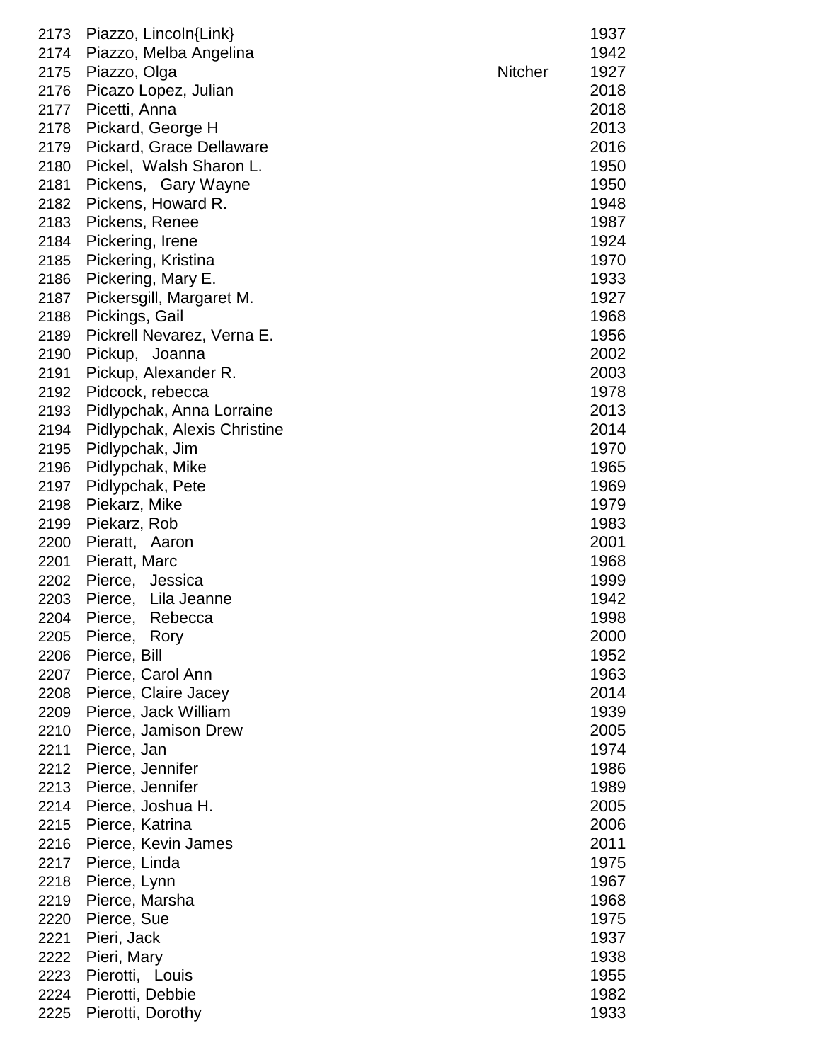| | | | |
|---|---|---|---|
| 2173 | Piazzo, Lincoln{Link} | | 1937 |
| 2174 | Piazzo, Melba Angelina | | 1942 |
| 2175 | Piazzo, Olga | Nitcher | 1927 |
| 2176 | Picazo Lopez, Julian | | 2018 |
| 2177 | Picetti, Anna | | 2018 |
| 2178 | Pickard, George H | | 2013 |
| 2179 | Pickard, Grace Dellaware | | 2016 |
| 2180 | Pickel, Walsh Sharon L. | | 1950 |
| 2181 | Pickens, Gary Wayne | | 1950 |
| 2182 | Pickens, Howard R. | | 1948 |
| 2183 | Pickens, Renee | | 1987 |
| 2184 | Pickering, Irene | | 1924 |
| 2185 | Pickering, Kristina | | 1970 |
| 2186 | Pickering, Mary E. | | 1933 |
| 2187 | Pickersgill, Margaret M. | | 1927 |
| 2188 | Pickings, Gail | | 1968 |
| 2189 | Pickrell Nevarez, Verna E. | | 1956 |
| 2190 | Pickup, Joanna | | 2002 |
| 2191 | Pickup, Alexander R. | | 2003 |
| 2192 | Pidcock, rebecca | | 1978 |
| 2193 | Pidlypchak, Anna Lorraine | | 2013 |
| 2194 | Pidlypchak, Alexis Christine | | 2014 |
| 2195 | Pidlypchak, Jim | | 1970 |
| 2196 | Pidlypchak, Mike | | 1965 |
| 2197 | Pidlypchak, Pete | | 1969 |
| 2198 | Piekarz, Mike | | 1979 |
| 2199 | Piekarz, Rob | | 1983 |
| 2200 | Pieratt, Aaron | | 2001 |
| 2201 | Pieratt, Marc | | 1968 |
| 2202 | Pierce, Jessica | | 1999 |
| 2203 | Pierce, Lila Jeanne | | 1942 |
| 2204 | Pierce, Rebecca | | 1998 |
| 2205 | Pierce, Rory | | 2000 |
| 2206 | Pierce, Bill | | 1952 |
| 2207 | Pierce, Carol Ann | | 1963 |
| 2208 | Pierce, Claire Jacey | | 2014 |
| 2209 | Pierce, Jack William | | 1939 |
| 2210 | Pierce, Jamison Drew | | 2005 |
| 2211 | Pierce, Jan | | 1974 |
| 2212 | Pierce, Jennifer | | 1986 |
| 2213 | Pierce, Jennifer | | 1989 |
| 2214 | Pierce, Joshua H. | | 2005 |
| 2215 | Pierce, Katrina | | 2006 |
| 2216 | Pierce, Kevin James | | 2011 |
| 2217 | Pierce, Linda | | 1975 |
| 2218 | Pierce, Lynn | | 1967 |
| 2219 | Pierce, Marsha | | 1968 |
| 2220 | Pierce, Sue | | 1975 |
| 2221 | Pieri, Jack | | 1937 |
| 2222 | Pieri, Mary | | 1938 |
| 2223 | Pierotti, Louis | | 1955 |
| 2224 | Pierotti, Debbie | | 1982 |
| 2225 | Pierotti, Dorothy | | 1933 |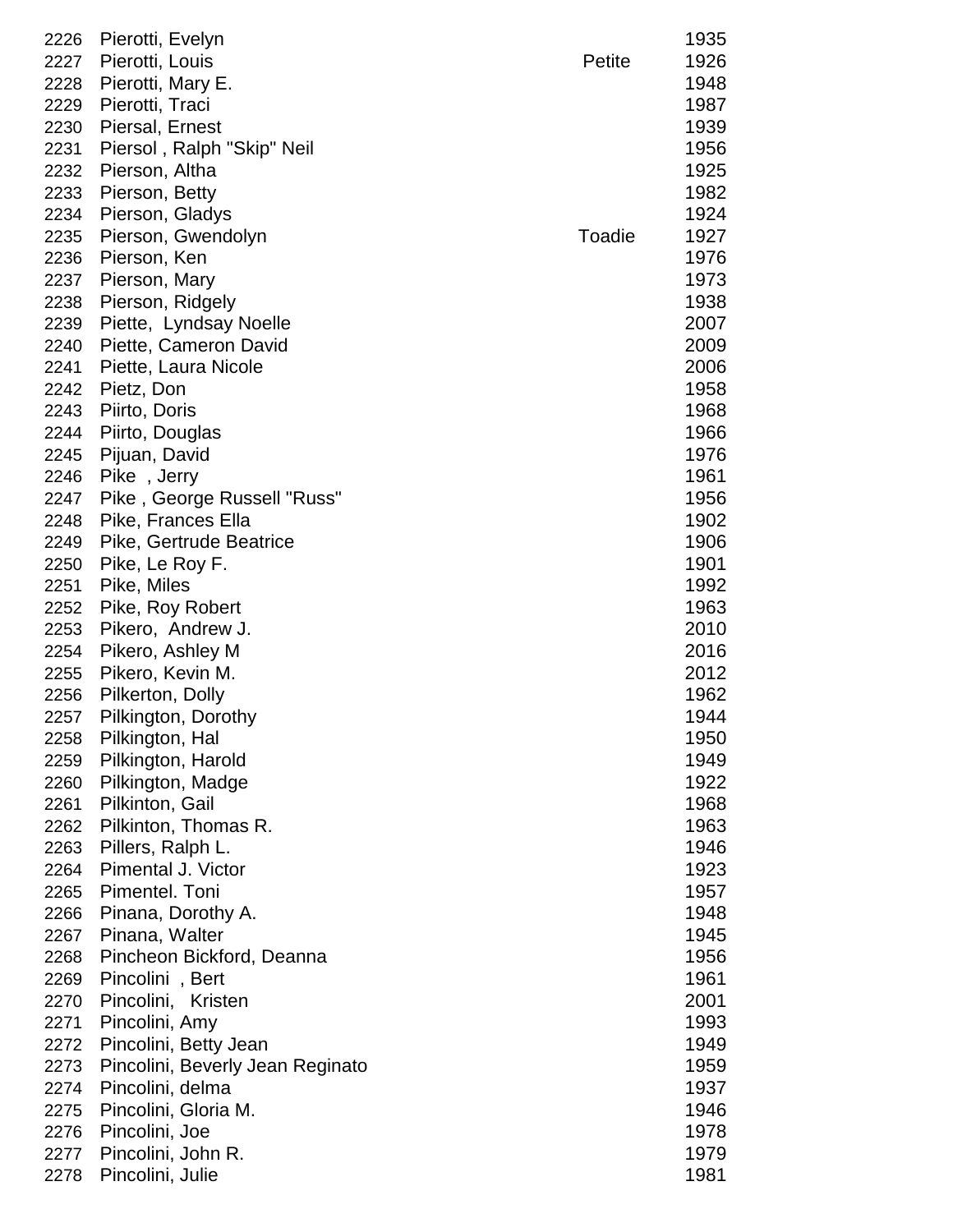| | | | |
|---|---|---|---|
| 2226 | Pierotti, Evelyn | | 1935 |
| 2227 | Pierotti, Louis | Petite | 1926 |
| 2228 | Pierotti, Mary E. | | 1948 |
| 2229 | Pierotti, Traci | | 1987 |
| 2230 | Piersal, Ernest | | 1939 |
| 2231 | Piersol , Ralph "Skip" Neil | | 1956 |
| 2232 | Pierson, Altha | | 1925 |
| 2233 | Pierson, Betty | | 1982 |
| 2234 | Pierson, Gladys | | 1924 |
| 2235 | Pierson, Gwendolyn | Toadie | 1927 |
| 2236 | Pierson, Ken | | 1976 |
| 2237 | Pierson, Mary | | 1973 |
| 2238 | Pierson, Ridgely | | 1938 |
| 2239 | Piette, Lyndsay Noelle | | 2007 |
| 2240 | Piette, Cameron David | | 2009 |
| 2241 | Piette, Laura Nicole | | 2006 |
| 2242 | Pietz, Don | | 1958 |
| 2243 | Piirto, Doris | | 1968 |
| 2244 | Piirto, Douglas | | 1966 |
| 2245 | Pijuan, David | | 1976 |
| 2246 | Pike , Jerry | | 1961 |
| 2247 | Pike , George Russell "Russ" | | 1956 |
| 2248 | Pike, Frances Ella | | 1902 |
| 2249 | Pike, Gertrude Beatrice | | 1906 |
| 2250 | Pike, Le Roy F. | | 1901 |
| 2251 | Pike, Miles | | 1992 |
| 2252 | Pike, Roy Robert | | 1963 |
| 2253 | Pikero, Andrew J. | | 2010 |
| 2254 | Pikero, Ashley M | | 2016 |
| 2255 | Pikero, Kevin M. | | 2012 |
| 2256 | Pilkerton, Dolly | | 1962 |
| 2257 | Pilkington, Dorothy | | 1944 |
| 2258 | Pilkington, Hal | | 1950 |
| 2259 | Pilkington, Harold | | 1949 |
| 2260 | Pilkington, Madge | | 1922 |
| 2261 | Pilkinton, Gail | | 1968 |
| 2262 | Pilkinton, Thomas R. | | 1963 |
| 2263 | Pillers, Ralph L. | | 1946 |
| 2264 | Pimental J. Victor | | 1923 |
| 2265 | Pimentel. Toni | | 1957 |
| 2266 | Pinana, Dorothy A. | | 1948 |
| 2267 | Pinana, Walter | | 1945 |
| 2268 | Pincheon Bickford, Deanna | | 1956 |
| 2269 | Pincolini , Bert | | 1961 |
| 2270 | Pincolini, Kristen | | 2001 |
| 2271 | Pincolini, Amy | | 1993 |
| 2272 | Pincolini, Betty Jean | | 1949 |
| 2273 | Pincolini, Beverly Jean Reginato | | 1959 |
| 2274 | Pincolini, delma | | 1937 |
| 2275 | Pincolini, Gloria M. | | 1946 |
| 2276 | Pincolini, Joe | | 1978 |
| 2277 | Pincolini, John R. | | 1979 |
| 2278 | Pincolini, Julie | | 1981 |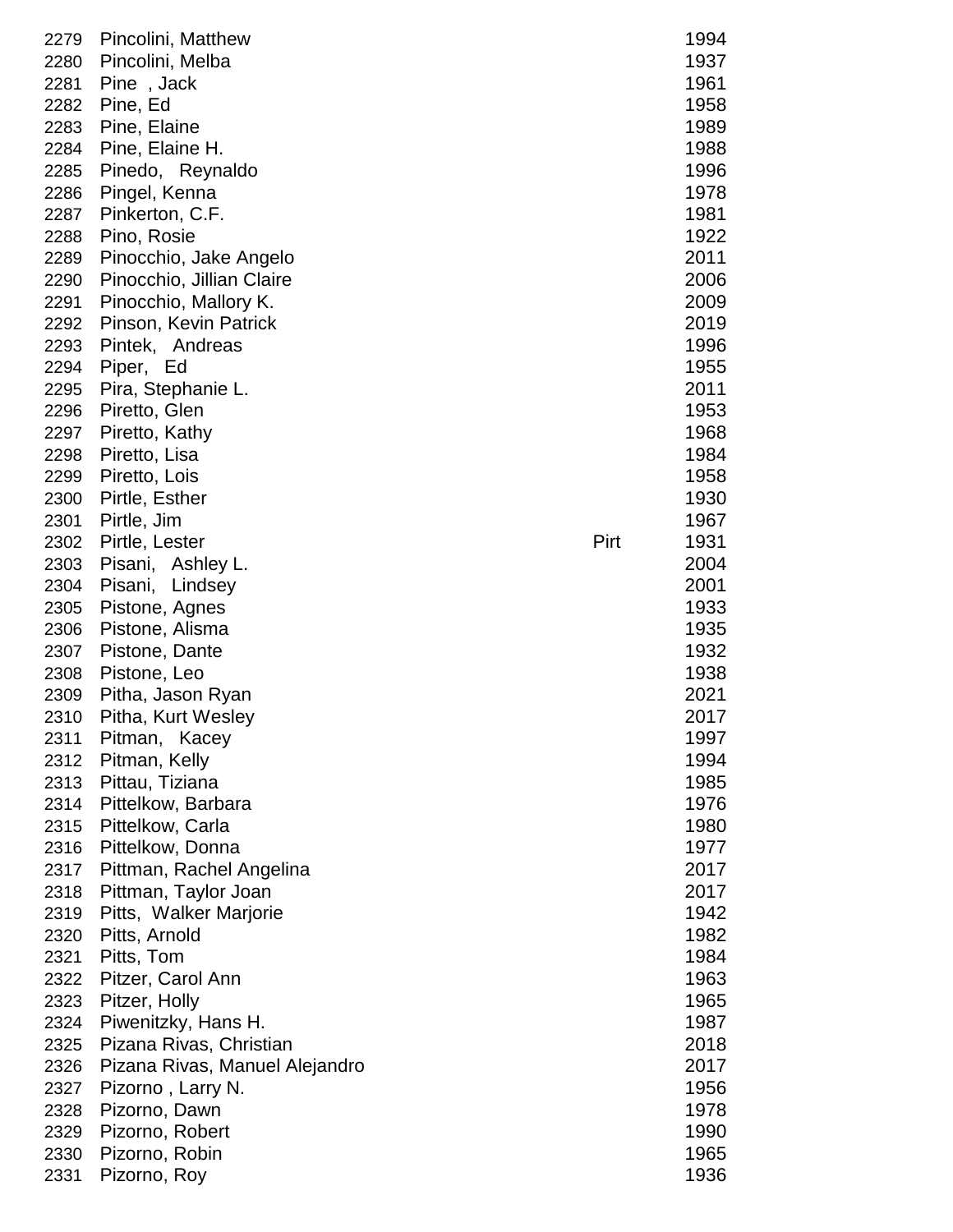| | | | |
|---|---|---|---|
| 2279 | Pincolini, Matthew | | 1994 |
| 2280 | Pincolini, Melba | | 1937 |
| 2281 | Pine , Jack | | 1961 |
| 2282 | Pine, Ed | | 1958 |
| 2283 | Pine, Elaine | | 1989 |
| 2284 | Pine, Elaine H. | | 1988 |
| 2285 | Pinedo, Reynaldo | | 1996 |
| 2286 | Pingel, Kenna | | 1978 |
| 2287 | Pinkerton, C.F. | | 1981 |
| 2288 | Pino, Rosie | | 1922 |
| 2289 | Pinocchio, Jake Angelo | | 2011 |
| 2290 | Pinocchio, Jillian Claire | | 2006 |
| 2291 | Pinocchio, Mallory K. | | 2009 |
| 2292 | Pinson, Kevin Patrick | | 2019 |
| 2293 | Pintek, Andreas | | 1996 |
| 2294 | Piper, Ed | | 1955 |
| 2295 | Pira, Stephanie L. | | 2011 |
| 2296 | Piretto, Glen | | 1953 |
| 2297 | Piretto, Kathy | | 1968 |
| 2298 | Piretto, Lisa | | 1984 |
| 2299 | Piretto, Lois | | 1958 |
| 2300 | Pirtle, Esther | | 1930 |
| 2301 | Pirtle, Jim | | 1967 |
| 2302 | Pirtle, Lester | Pirt | 1931 |
| 2303 | Pisani, Ashley L. | | 2004 |
| 2304 | Pisani, Lindsey | | 2001 |
| 2305 | Pistone, Agnes | | 1933 |
| 2306 | Pistone, Alisma | | 1935 |
| 2307 | Pistone, Dante | | 1932 |
| 2308 | Pistone, Leo | | 1938 |
| 2309 | Pitha, Jason Ryan | | 2021 |
| 2310 | Pitha, Kurt Wesley | | 2017 |
| 2311 | Pitman, Kacey | | 1997 |
| 2312 | Pitman, Kelly | | 1994 |
| 2313 | Pittau, Tiziana | | 1985 |
| 2314 | Pittelkow, Barbara | | 1976 |
| 2315 | Pittelkow, Carla | | 1980 |
| 2316 | Pittelkow, Donna | | 1977 |
| 2317 | Pittman, Rachel Angelina | | 2017 |
| 2318 | Pittman, Taylor Joan | | 2017 |
| 2319 | Pitts, Walker Marjorie | | 1942 |
| 2320 | Pitts, Arnold | | 1982 |
| 2321 | Pitts, Tom | | 1984 |
| 2322 | Pitzer, Carol Ann | | 1963 |
| 2323 | Pitzer, Holly | | 1965 |
| 2324 | Piwenitzky, Hans H. | | 1987 |
| 2325 | Pizana Rivas, Christian | | 2018 |
| 2326 | Pizana Rivas, Manuel Alejandro | | 2017 |
| 2327 | Pizorno , Larry N. | | 1956 |
| 2328 | Pizorno, Dawn | | 1978 |
| 2329 | Pizorno, Robert | | 1990 |
| 2330 | Pizorno, Robin | | 1965 |
| 2331 | Pizorno, Roy | | 1936 |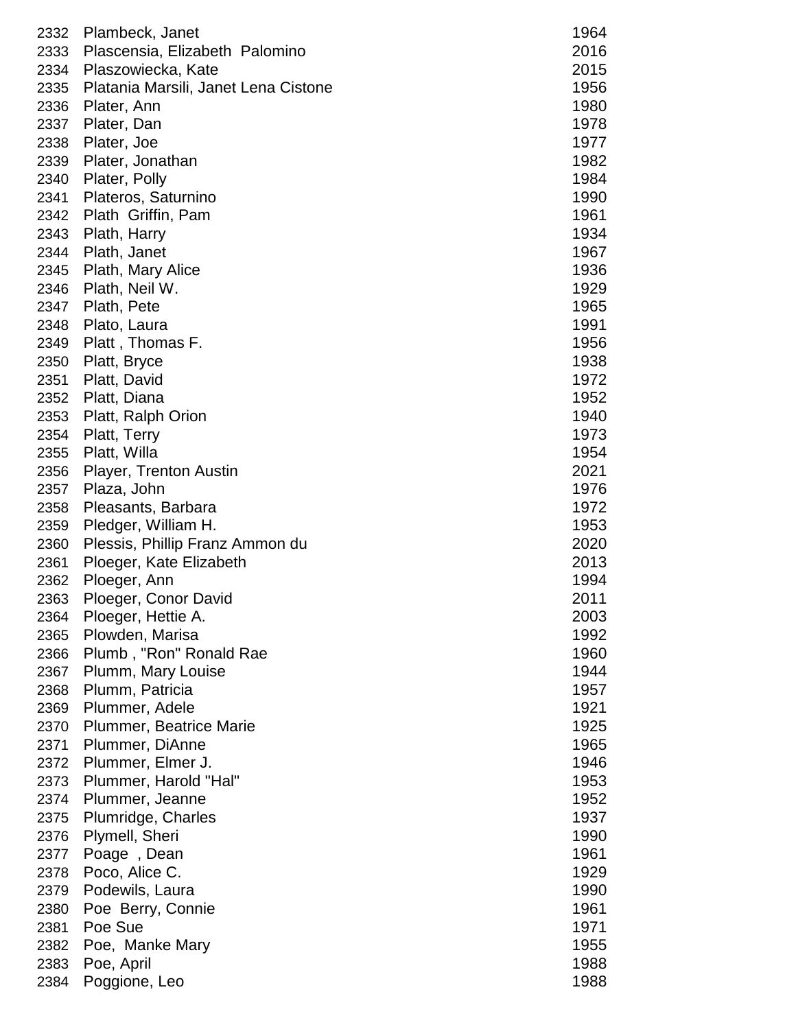| | | |
|---|---|---|
| 2332 | Plambeck, Janet | 1964 |
| 2333 | Plascensia, Elizabeth  Palomino | 2016 |
| 2334 | Plaszowiecka, Kate | 2015 |
| 2335 | Platania Marsili, Janet Lena Cistone | 1956 |
| 2336 | Plater, Ann | 1980 |
| 2337 | Plater, Dan | 1978 |
| 2338 | Plater, Joe | 1977 |
| 2339 | Plater, Jonathan | 1982 |
| 2340 | Plater, Polly | 1984 |
| 2341 | Plateros, Saturnino | 1990 |
| 2342 | Plath  Griffin, Pam | 1961 |
| 2343 | Plath, Harry | 1934 |
| 2344 | Plath, Janet | 1967 |
| 2345 | Plath, Mary Alice | 1936 |
| 2346 | Plath, Neil W. | 1929 |
| 2347 | Plath, Pete | 1965 |
| 2348 | Plato, Laura | 1991 |
| 2349 | Platt , Thomas F. | 1956 |
| 2350 | Platt, Bryce | 1938 |
| 2351 | Platt, David | 1972 |
| 2352 | Platt, Diana | 1952 |
| 2353 | Platt, Ralph Orion | 1940 |
| 2354 | Platt, Terry | 1973 |
| 2355 | Platt, Willa | 1954 |
| 2356 | Player, Trenton Austin | 2021 |
| 2357 | Plaza, John | 1976 |
| 2358 | Pleasants, Barbara | 1972 |
| 2359 | Pledger, William H. | 1953 |
| 2360 | Plessis, Phillip Franz Ammon du | 2020 |
| 2361 | Ploeger, Kate Elizabeth | 2013 |
| 2362 | Ploeger, Ann | 1994 |
| 2363 | Ploeger, Conor David | 2011 |
| 2364 | Ploeger, Hettie A. | 2003 |
| 2365 | Plowden, Marisa | 1992 |
| 2366 | Plumb , "Ron" Ronald Rae | 1960 |
| 2367 | Plumm, Mary Louise | 1944 |
| 2368 | Plumm, Patricia | 1957 |
| 2369 | Plummer, Adele | 1921 |
| 2370 | Plummer, Beatrice Marie | 1925 |
| 2371 | Plummer, DiAnne | 1965 |
| 2372 | Plummer, Elmer J. | 1946 |
| 2373 | Plummer, Harold "Hal" | 1953 |
| 2374 | Plummer, Jeanne | 1952 |
| 2375 | Plumridge, Charles | 1937 |
| 2376 | Plymell, Sheri | 1990 |
| 2377 | Poage  , Dean | 1961 |
| 2378 | Poco, Alice C. | 1929 |
| 2379 | Podewils, Laura | 1990 |
| 2380 | Poe  Berry, Connie | 1961 |
| 2381 | Poe Sue | 1971 |
| 2382 | Poe,  Manke Mary | 1955 |
| 2383 | Poe, April | 1988 |
| 2384 | Poggione, Leo | 1988 |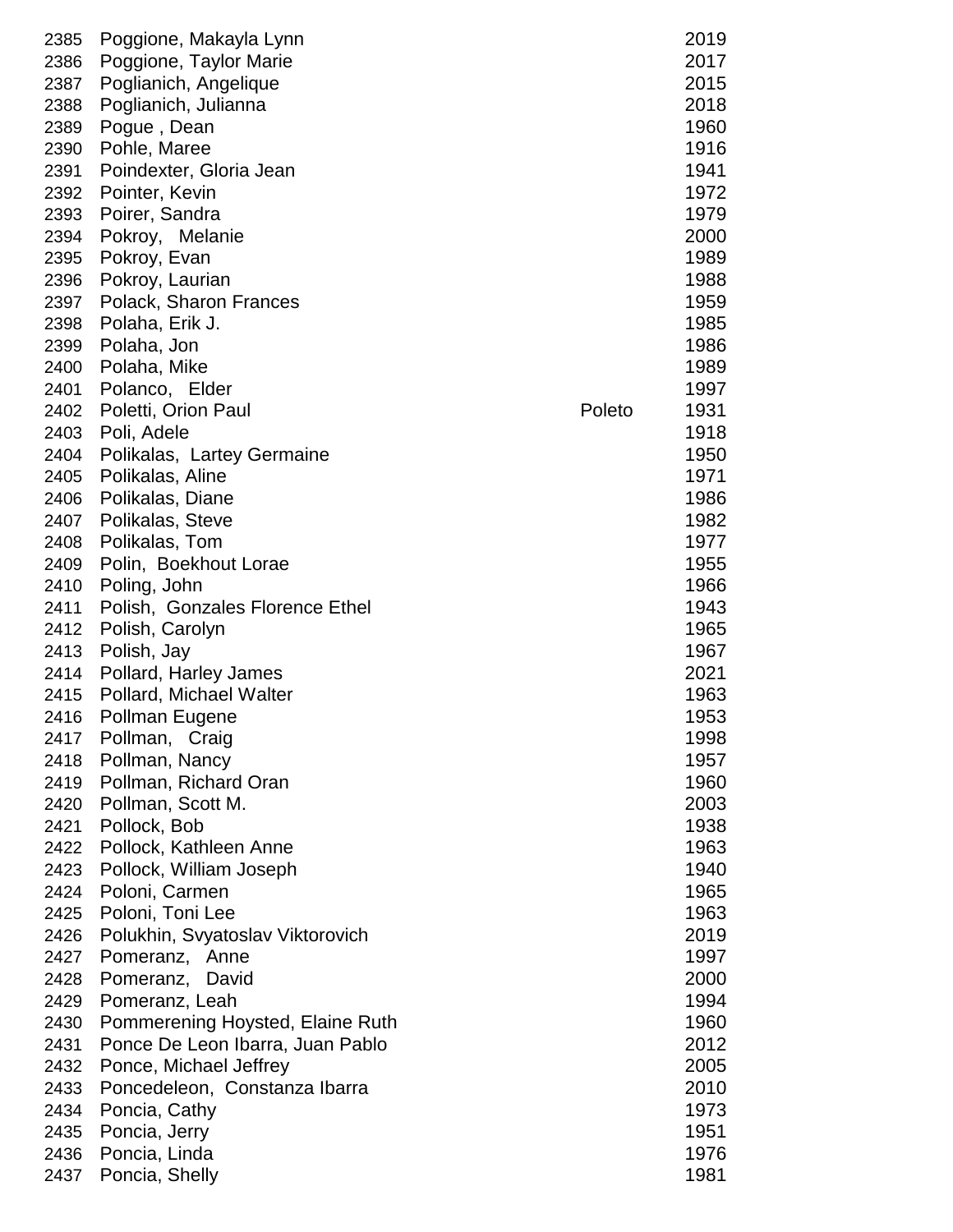| | | | |
|---|---|---|---|
| 2385 | Poggione, Makayla Lynn | | 2019 |
| 2386 | Poggione, Taylor Marie | | 2017 |
| 2387 | Poglianich, Angelique | | 2015 |
| 2388 | Poglianich, Julianna | | 2018 |
| 2389 | Pogue , Dean | | 1960 |
| 2390 | Pohle, Maree | | 1916 |
| 2391 | Poindexter, Gloria Jean | | 1941 |
| 2392 | Pointer, Kevin | | 1972 |
| 2393 | Poirer, Sandra | | 1979 |
| 2394 | Pokroy, Melanie | | 2000 |
| 2395 | Pokroy, Evan | | 1989 |
| 2396 | Pokroy, Laurian | | 1988 |
| 2397 | Polack, Sharon Frances | | 1959 |
| 2398 | Polaha, Erik J. | | 1985 |
| 2399 | Polaha, Jon | | 1986 |
| 2400 | Polaha, Mike | | 1989 |
| 2401 | Polanco, Elder | | 1997 |
| 2402 | Poletti, Orion Paul | Poleto | 1931 |
| 2403 | Poli, Adele | | 1918 |
| 2404 | Polikalas, Lartey Germaine | | 1950 |
| 2405 | Polikalas, Aline | | 1971 |
| 2406 | Polikalas, Diane | | 1986 |
| 2407 | Polikalas, Steve | | 1982 |
| 2408 | Polikalas, Tom | | 1977 |
| 2409 | Polin, Boekhout Lorae | | 1955 |
| 2410 | Poling, John | | 1966 |
| 2411 | Polish, Gonzales Florence Ethel | | 1943 |
| 2412 | Polish, Carolyn | | 1965 |
| 2413 | Polish, Jay | | 1967 |
| 2414 | Pollard, Harley James | | 2021 |
| 2415 | Pollard, Michael Walter | | 1963 |
| 2416 | Pollman Eugene | | 1953 |
| 2417 | Pollman, Craig | | 1998 |
| 2418 | Pollman, Nancy | | 1957 |
| 2419 | Pollman, Richard Oran | | 1960 |
| 2420 | Pollman, Scott M. | | 2003 |
| 2421 | Pollock, Bob | | 1938 |
| 2422 | Pollock, Kathleen Anne | | 1963 |
| 2423 | Pollock, William Joseph | | 1940 |
| 2424 | Poloni, Carmen | | 1965 |
| 2425 | Poloni, Toni Lee | | 1963 |
| 2426 | Polukhin, Svyatoslav Viktorovich | | 2019 |
| 2427 | Pomeranz, Anne | | 1997 |
| 2428 | Pomeranz, David | | 2000 |
| 2429 | Pomeranz, Leah | | 1994 |
| 2430 | Pommerening Hoysted, Elaine Ruth | | 1960 |
| 2431 | Ponce De Leon Ibarra, Juan Pablo | | 2012 |
| 2432 | Ponce, Michael Jeffrey | | 2005 |
| 2433 | Poncedeleon, Constanza Ibarra | | 2010 |
| 2434 | Poncia, Cathy | | 1973 |
| 2435 | Poncia, Jerry | | 1951 |
| 2436 | Poncia, Linda | | 1976 |
| 2437 | Poncia, Shelly | | 1981 |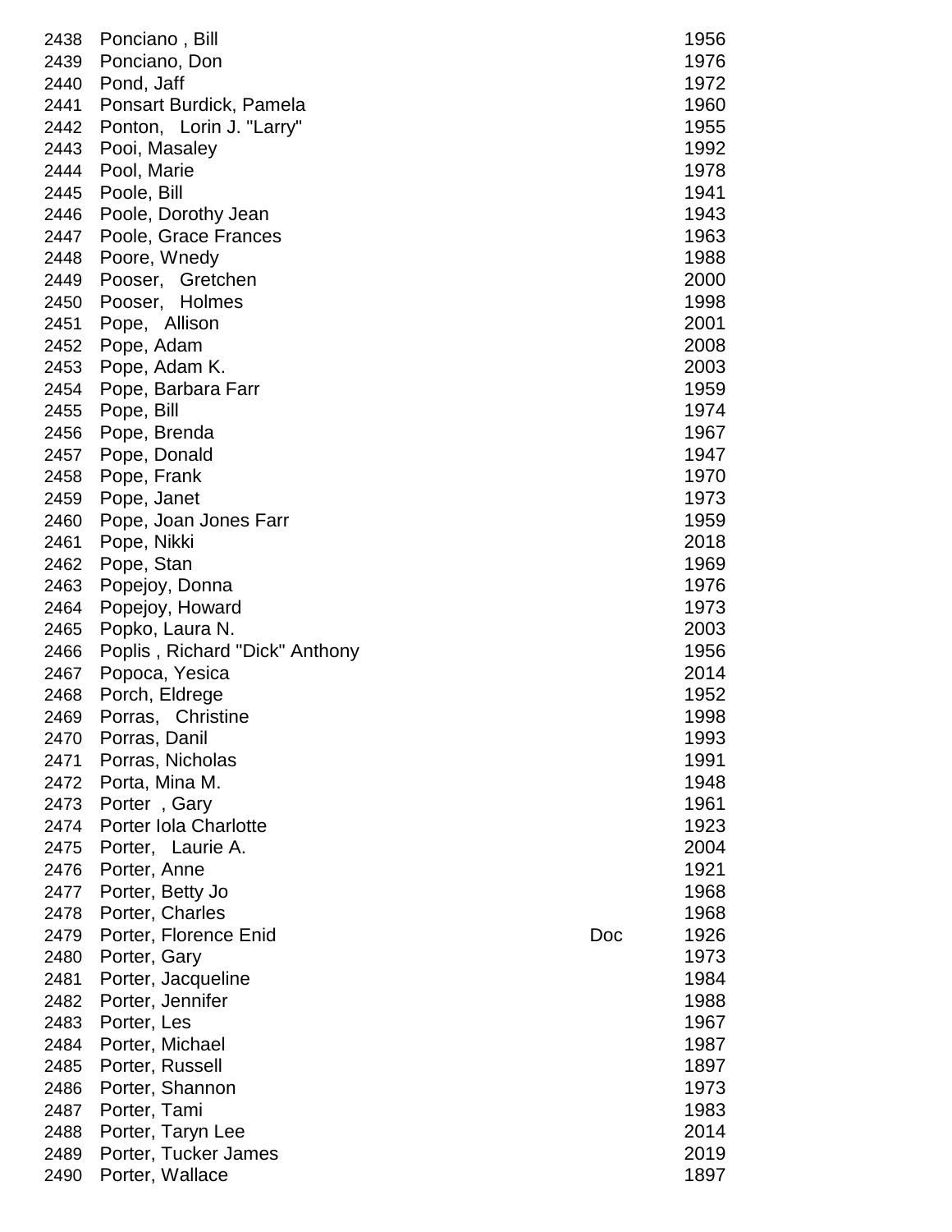| | | | |
|---|---|---|---|
| 2438 | Ponciano , Bill | | 1956 |
| 2439 | Ponciano, Don | | 1976 |
| 2440 | Pond, Jaff | | 1972 |
| 2441 | Ponsart Burdick, Pamela | | 1960 |
| 2442 | Ponton, Lorin J. "Larry" | | 1955 |
| 2443 | Pooi, Masaley | | 1992 |
| 2444 | Pool, Marie | | 1978 |
| 2445 | Poole, Bill | | 1941 |
| 2446 | Poole, Dorothy Jean | | 1943 |
| 2447 | Poole, Grace Frances | | 1963 |
| 2448 | Poore, Wnedy | | 1988 |
| 2449 | Pooser, Gretchen | | 2000 |
| 2450 | Pooser, Holmes | | 1998 |
| 2451 | Pope, Allison | | 2001 |
| 2452 | Pope, Adam | | 2008 |
| 2453 | Pope, Adam K. | | 2003 |
| 2454 | Pope, Barbara Farr | | 1959 |
| 2455 | Pope, Bill | | 1974 |
| 2456 | Pope, Brenda | | 1967 |
| 2457 | Pope, Donald | | 1947 |
| 2458 | Pope, Frank | | 1970 |
| 2459 | Pope, Janet | | 1973 |
| 2460 | Pope, Joan Jones Farr | | 1959 |
| 2461 | Pope, Nikki | | 2018 |
| 2462 | Pope, Stan | | 1969 |
| 2463 | Popejoy, Donna | | 1976 |
| 2464 | Popejoy, Howard | | 1973 |
| 2465 | Popko, Laura N. | | 2003 |
| 2466 | Poplis , Richard "Dick" Anthony | | 1956 |
| 2467 | Popoca, Yesica | | 2014 |
| 2468 | Porch, Eldrege | | 1952 |
| 2469 | Porras, Christine | | 1998 |
| 2470 | Porras, Danil | | 1993 |
| 2471 | Porras, Nicholas | | 1991 |
| 2472 | Porta, Mina M. | | 1948 |
| 2473 | Porter , Gary | | 1961 |
| 2474 | Porter Iola Charlotte | | 1923 |
| 2475 | Porter, Laurie A. | | 2004 |
| 2476 | Porter, Anne | | 1921 |
| 2477 | Porter, Betty Jo | | 1968 |
| 2478 | Porter, Charles | | 1968 |
| 2479 | Porter, Florence Enid | Doc | 1926 |
| 2480 | Porter, Gary | | 1973 |
| 2481 | Porter, Jacqueline | | 1984 |
| 2482 | Porter, Jennifer | | 1988 |
| 2483 | Porter, Les | | 1967 |
| 2484 | Porter, Michael | | 1987 |
| 2485 | Porter, Russell | | 1897 |
| 2486 | Porter, Shannon | | 1973 |
| 2487 | Porter, Tami | | 1983 |
| 2488 | Porter, Taryn Lee | | 2014 |
| 2489 | Porter, Tucker James | | 2019 |
| 2490 | Porter, Wallace | | 1897 |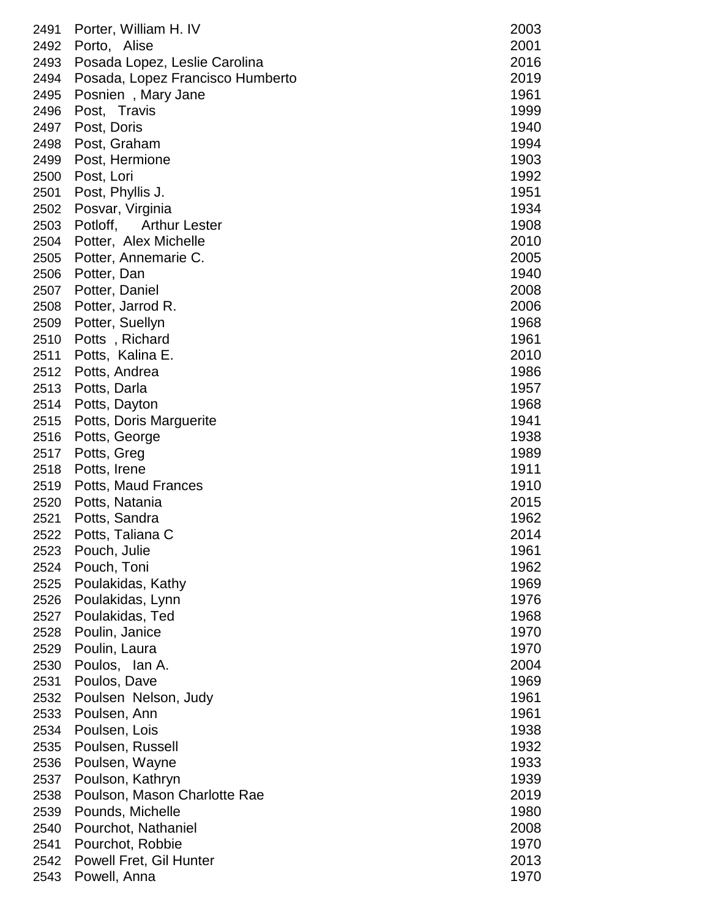| | | |
|---|---|---|
| 2491 | Porter, William H. IV | 2003 |
| 2492 | Porto,   Alise | 2001 |
| 2493 | Posada Lopez, Leslie Carolina | 2016 |
| 2494 | Posada, Lopez Francisco Humberto | 2019 |
| 2495 | Posnien  , Mary Jane | 1961 |
| 2496 | Post,   Travis | 1999 |
| 2497 | Post, Doris | 1940 |
| 2498 | Post, Graham | 1994 |
| 2499 | Post, Hermione | 1903 |
| 2500 | Post, Lori | 1992 |
| 2501 | Post, Phyllis J. | 1951 |
| 2502 | Posvar, Virginia | 1934 |
| 2503 | Potloff,     Arthur Lester | 1908 |
| 2504 | Potter,  Alex Michelle | 2010 |
| 2505 | Potter, Annemarie C. | 2005 |
| 2506 | Potter, Dan | 1940 |
| 2507 | Potter, Daniel | 2008 |
| 2508 | Potter, Jarrod R. | 2006 |
| 2509 | Potter, Suellyn | 1968 |
| 2510 | Potts  , Richard | 1961 |
| 2511 | Potts,  Kalina E. | 2010 |
| 2512 | Potts, Andrea | 1986 |
| 2513 | Potts, Darla | 1957 |
| 2514 | Potts, Dayton | 1968 |
| 2515 | Potts, Doris Marguerite | 1941 |
| 2516 | Potts, George | 1938 |
| 2517 | Potts, Greg | 1989 |
| 2518 | Potts, Irene | 1911 |
| 2519 | Potts, Maud Frances | 1910 |
| 2520 | Potts, Natania | 2015 |
| 2521 | Potts, Sandra | 1962 |
| 2522 | Potts, Taliana C | 2014 |
| 2523 | Pouch, Julie | 1961 |
| 2524 | Pouch, Toni | 1962 |
| 2525 | Poulakidas, Kathy | 1969 |
| 2526 | Poulakidas, Lynn | 1976 |
| 2527 | Poulakidas, Ted | 1968 |
| 2528 | Poulin, Janice | 1970 |
| 2529 | Poulin, Laura | 1970 |
| 2530 | Poulos,   Ian A. | 2004 |
| 2531 | Poulos, Dave | 1969 |
| 2532 | Poulsen  Nelson, Judy | 1961 |
| 2533 | Poulsen, Ann | 1961 |
| 2534 | Poulsen, Lois | 1938 |
| 2535 | Poulsen, Russell | 1932 |
| 2536 | Poulsen, Wayne | 1933 |
| 2537 | Poulson, Kathryn | 1939 |
| 2538 | Poulson, Mason Charlotte Rae | 2019 |
| 2539 | Pounds, Michelle | 1980 |
| 2540 | Pourchot, Nathaniel | 2008 |
| 2541 | Pourchot, Robbie | 1970 |
| 2542 | Powell Fret, Gil Hunter | 2013 |
| 2543 | Powell, Anna | 1970 |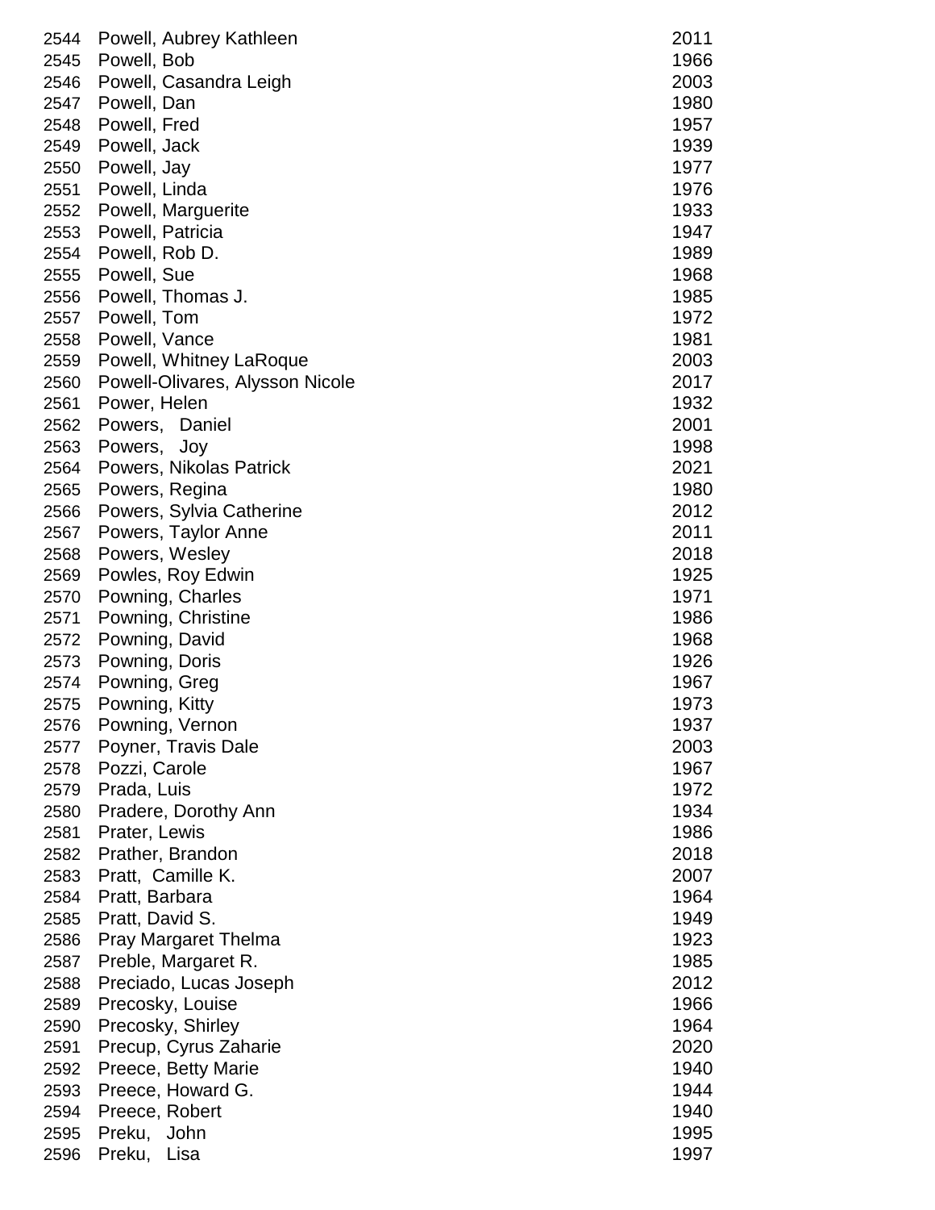| | | |
|---|---|---|
| 2544 | Powell, Aubrey Kathleen | 2011 |
| 2545 | Powell, Bob | 1966 |
| 2546 | Powell, Casandra Leigh | 2003 |
| 2547 | Powell, Dan | 1980 |
| 2548 | Powell, Fred | 1957 |
| 2549 | Powell, Jack | 1939 |
| 2550 | Powell, Jay | 1977 |
| 2551 | Powell, Linda | 1976 |
| 2552 | Powell, Marguerite | 1933 |
| 2553 | Powell, Patricia | 1947 |
| 2554 | Powell, Rob D. | 1989 |
| 2555 | Powell, Sue | 1968 |
| 2556 | Powell, Thomas J. | 1985 |
| 2557 | Powell, Tom | 1972 |
| 2558 | Powell, Vance | 1981 |
| 2559 | Powell, Whitney LaRoque | 2003 |
| 2560 | Powell-Olivares, Alysson Nicole | 2017 |
| 2561 | Power, Helen | 1932 |
| 2562 | Powers, Daniel | 2001 |
| 2563 | Powers, Joy | 1998 |
| 2564 | Powers, Nikolas Patrick | 2021 |
| 2565 | Powers, Regina | 1980 |
| 2566 | Powers, Sylvia Catherine | 2012 |
| 2567 | Powers, Taylor Anne | 2011 |
| 2568 | Powers, Wesley | 2018 |
| 2569 | Powles, Roy Edwin | 1925 |
| 2570 | Powning, Charles | 1971 |
| 2571 | Powning, Christine | 1986 |
| 2572 | Powning, David | 1968 |
| 2573 | Powning, Doris | 1926 |
| 2574 | Powning, Greg | 1967 |
| 2575 | Powning, Kitty | 1973 |
| 2576 | Powning, Vernon | 1937 |
| 2577 | Poyner, Travis Dale | 2003 |
| 2578 | Pozzi, Carole | 1967 |
| 2579 | Prada, Luis | 1972 |
| 2580 | Pradere, Dorothy Ann | 1934 |
| 2581 | Prater, Lewis | 1986 |
| 2582 | Prather, Brandon | 2018 |
| 2583 | Pratt, Camille K. | 2007 |
| 2584 | Pratt, Barbara | 1964 |
| 2585 | Pratt, David S. | 1949 |
| 2586 | Pray Margaret Thelma | 1923 |
| 2587 | Preble, Margaret R. | 1985 |
| 2588 | Preciado, Lucas Joseph | 2012 |
| 2589 | Precosky, Louise | 1966 |
| 2590 | Precosky, Shirley | 1964 |
| 2591 | Precup, Cyrus Zaharie | 2020 |
| 2592 | Preece, Betty Marie | 1940 |
| 2593 | Preece, Howard G. | 1944 |
| 2594 | Preece, Robert | 1940 |
| 2595 | Preku, John | 1995 |
| 2596 | Preku, Lisa | 1997 |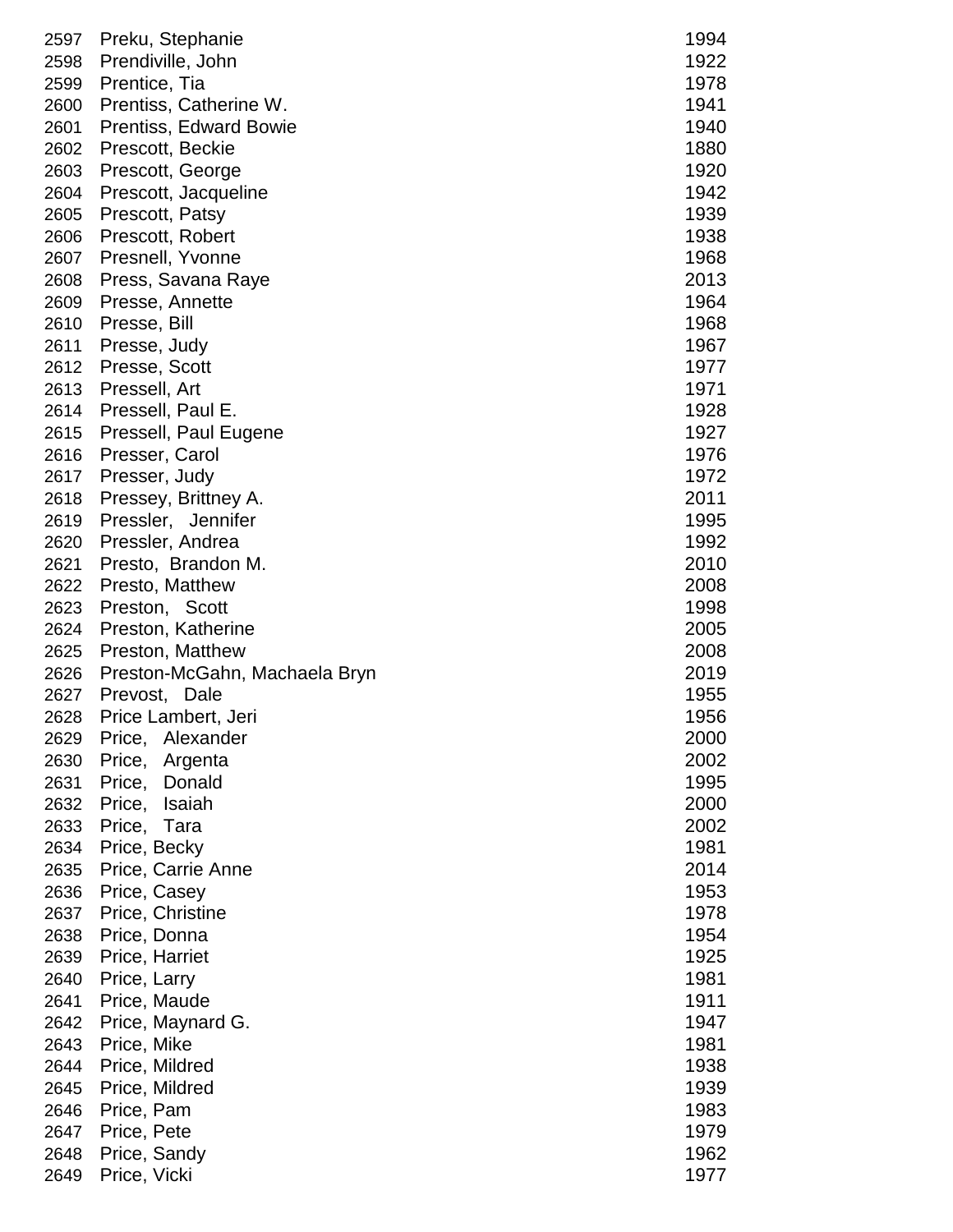| | | |
|---|---|---|
| 2597 | Preku, Stephanie | 1994 |
| 2598 | Prendiville, John | 1922 |
| 2599 | Prentice, Tia | 1978 |
| 2600 | Prentiss, Catherine W. | 1941 |
| 2601 | Prentiss, Edward Bowie | 1940 |
| 2602 | Prescott, Beckie | 1880 |
| 2603 | Prescott, George | 1920 |
| 2604 | Prescott, Jacqueline | 1942 |
| 2605 | Prescott, Patsy | 1939 |
| 2606 | Prescott, Robert | 1938 |
| 2607 | Presnell, Yvonne | 1968 |
| 2608 | Press, Savana Raye | 2013 |
| 2609 | Presse, Annette | 1964 |
| 2610 | Presse, Bill | 1968 |
| 2611 | Presse, Judy | 1967 |
| 2612 | Presse, Scott | 1977 |
| 2613 | Pressell, Art | 1971 |
| 2614 | Pressell, Paul E. | 1928 |
| 2615 | Pressell, Paul Eugene | 1927 |
| 2616 | Presser, Carol | 1976 |
| 2617 | Presser, Judy | 1972 |
| 2618 | Pressey, Brittney A. | 2011 |
| 2619 | Pressler, Jennifer | 1995 |
| 2620 | Pressler, Andrea | 1992 |
| 2621 | Presto, Brandon M. | 2010 |
| 2622 | Presto, Matthew | 2008 |
| 2623 | Preston, Scott | 1998 |
| 2624 | Preston, Katherine | 2005 |
| 2625 | Preston, Matthew | 2008 |
| 2626 | Preston-McGahn, Machaela Bryn | 2019 |
| 2627 | Prevost, Dale | 1955 |
| 2628 | Price Lambert, Jeri | 1956 |
| 2629 | Price, Alexander | 2000 |
| 2630 | Price, Argenta | 2002 |
| 2631 | Price, Donald | 1995 |
| 2632 | Price, Isaiah | 2000 |
| 2633 | Price, Tara | 2002 |
| 2634 | Price, Becky | 1981 |
| 2635 | Price, Carrie Anne | 2014 |
| 2636 | Price, Casey | 1953 |
| 2637 | Price, Christine | 1978 |
| 2638 | Price, Donna | 1954 |
| 2639 | Price, Harriet | 1925 |
| 2640 | Price, Larry | 1981 |
| 2641 | Price, Maude | 1911 |
| 2642 | Price, Maynard G. | 1947 |
| 2643 | Price, Mike | 1981 |
| 2644 | Price, Mildred | 1938 |
| 2645 | Price, Mildred | 1939 |
| 2646 | Price, Pam | 1983 |
| 2647 | Price, Pete | 1979 |
| 2648 | Price, Sandy | 1962 |
| 2649 | Price, Vicki | 1977 |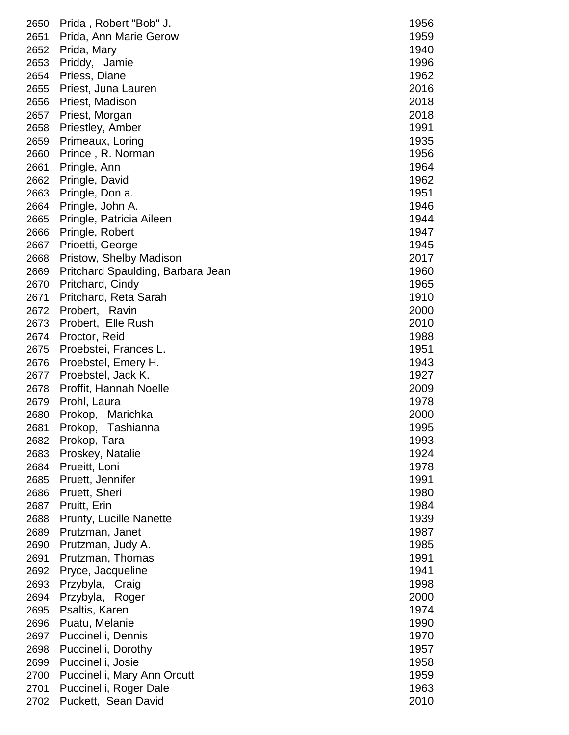| | | |
|---|---|---|
| 2650 | Prida , Robert "Bob" J. | 1956 |
| 2651 | Prida, Ann Marie Gerow | 1959 |
| 2652 | Prida, Mary | 1940 |
| 2653 | Priddy, Jamie | 1996 |
| 2654 | Priess, Diane | 1962 |
| 2655 | Priest, Juna Lauren | 2016 |
| 2656 | Priest, Madison | 2018 |
| 2657 | Priest, Morgan | 2018 |
| 2658 | Priestley, Amber | 1991 |
| 2659 | Primeaux, Loring | 1935 |
| 2660 | Prince , R. Norman | 1956 |
| 2661 | Pringle, Ann | 1964 |
| 2662 | Pringle, David | 1962 |
| 2663 | Pringle, Don a. | 1951 |
| 2664 | Pringle, John A. | 1946 |
| 2665 | Pringle, Patricia Aileen | 1944 |
| 2666 | Pringle, Robert | 1947 |
| 2667 | Prioetti, George | 1945 |
| 2668 | Pristow, Shelby Madison | 2017 |
| 2669 | Pritchard Spaulding, Barbara Jean | 1960 |
| 2670 | Pritchard, Cindy | 1965 |
| 2671 | Pritchard, Reta Sarah | 1910 |
| 2672 | Probert, Ravin | 2000 |
| 2673 | Probert, Elle Rush | 2010 |
| 2674 | Proctor, Reid | 1988 |
| 2675 | Proebstei, Frances L. | 1951 |
| 2676 | Proebstel, Emery H. | 1943 |
| 2677 | Proebstel, Jack K. | 1927 |
| 2678 | Proffit, Hannah Noelle | 2009 |
| 2679 | Prohl, Laura | 1978 |
| 2680 | Prokop, Marichka | 2000 |
| 2681 | Prokop, Tashianna | 1995 |
| 2682 | Prokop, Tara | 1993 |
| 2683 | Proskey, Natalie | 1924 |
| 2684 | Prueitt, Loni | 1978 |
| 2685 | Pruett, Jennifer | 1991 |
| 2686 | Pruett, Sheri | 1980 |
| 2687 | Pruitt, Erin | 1984 |
| 2688 | Prunty, Lucille Nanette | 1939 |
| 2689 | Prutzman, Janet | 1987 |
| 2690 | Prutzman, Judy A. | 1985 |
| 2691 | Prutzman, Thomas | 1991 |
| 2692 | Pryce, Jacqueline | 1941 |
| 2693 | Przybyla, Craig | 1998 |
| 2694 | Przybyla, Roger | 2000 |
| 2695 | Psaltis, Karen | 1974 |
| 2696 | Puatu, Melanie | 1990 |
| 2697 | Puccinelli, Dennis | 1970 |
| 2698 | Puccinelli, Dorothy | 1957 |
| 2699 | Puccinelli, Josie | 1958 |
| 2700 | Puccinelli, Mary Ann Orcutt | 1959 |
| 2701 | Puccinelli, Roger Dale | 1963 |
| 2702 | Puckett, Sean David | 2010 |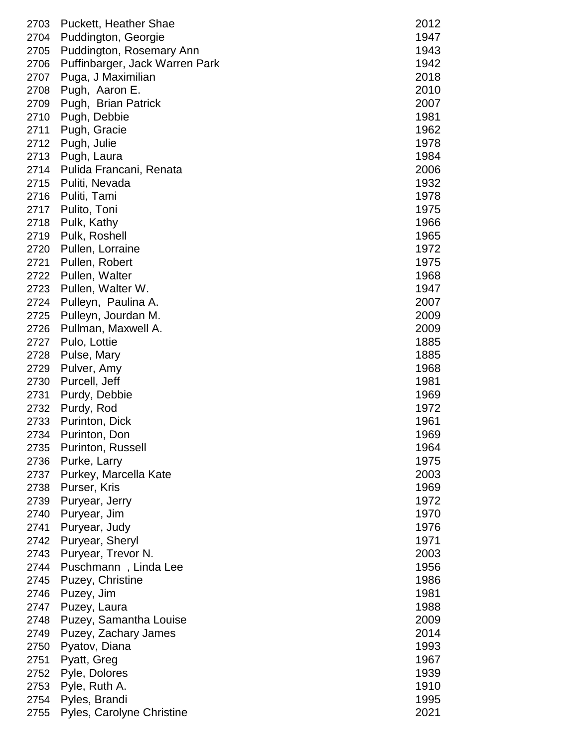| | | |
|---|---|---|
| 2703 | Puckett, Heather Shae | 2012 |
| 2704 | Puddington, Georgie | 1947 |
| 2705 | Puddington, Rosemary Ann | 1943 |
| 2706 | Puffinbarger, Jack Warren Park | 1942 |
| 2707 | Puga, J Maximilian | 2018 |
| 2708 | Pugh, Aaron E. | 2010 |
| 2709 | Pugh, Brian Patrick | 2007 |
| 2710 | Pugh, Debbie | 1981 |
| 2711 | Pugh, Gracie | 1962 |
| 2712 | Pugh, Julie | 1978 |
| 2713 | Pugh, Laura | 1984 |
| 2714 | Pulida Francani, Renata | 2006 |
| 2715 | Puliti, Nevada | 1932 |
| 2716 | Puliti, Tami | 1978 |
| 2717 | Pulito, Toni | 1975 |
| 2718 | Pulk, Kathy | 1966 |
| 2719 | Pulk, Roshell | 1965 |
| 2720 | Pullen, Lorraine | 1972 |
| 2721 | Pullen, Robert | 1975 |
| 2722 | Pullen, Walter | 1968 |
| 2723 | Pullen, Walter W. | 1947 |
| 2724 | Pulleyn, Paulina A. | 2007 |
| 2725 | Pulleyn, Jourdan M. | 2009 |
| 2726 | Pullman, Maxwell A. | 2009 |
| 2727 | Pulo, Lottie | 1885 |
| 2728 | Pulse, Mary | 1885 |
| 2729 | Pulver, Amy | 1968 |
| 2730 | Purcell, Jeff | 1981 |
| 2731 | Purdy, Debbie | 1969 |
| 2732 | Purdy, Rod | 1972 |
| 2733 | Purinton, Dick | 1961 |
| 2734 | Purinton, Don | 1969 |
| 2735 | Purinton, Russell | 1964 |
| 2736 | Purke, Larry | 1975 |
| 2737 | Purkey, Marcella Kate | 2003 |
| 2738 | Purser, Kris | 1969 |
| 2739 | Puryear, Jerry | 1972 |
| 2740 | Puryear, Jim | 1970 |
| 2741 | Puryear, Judy | 1976 |
| 2742 | Puryear, Sheryl | 1971 |
| 2743 | Puryear, Trevor N. | 2003 |
| 2744 | Puschmann , Linda Lee | 1956 |
| 2745 | Puzey, Christine | 1986 |
| 2746 | Puzey, Jim | 1981 |
| 2747 | Puzey, Laura | 1988 |
| 2748 | Puzey, Samantha Louise | 2009 |
| 2749 | Puzey, Zachary James | 2014 |
| 2750 | Pyatov, Diana | 1993 |
| 2751 | Pyatt, Greg | 1967 |
| 2752 | Pyle, Dolores | 1939 |
| 2753 | Pyle, Ruth A. | 1910 |
| 2754 | Pyles, Brandi | 1995 |
| 2755 | Pyles, Carolyne Christine | 2021 |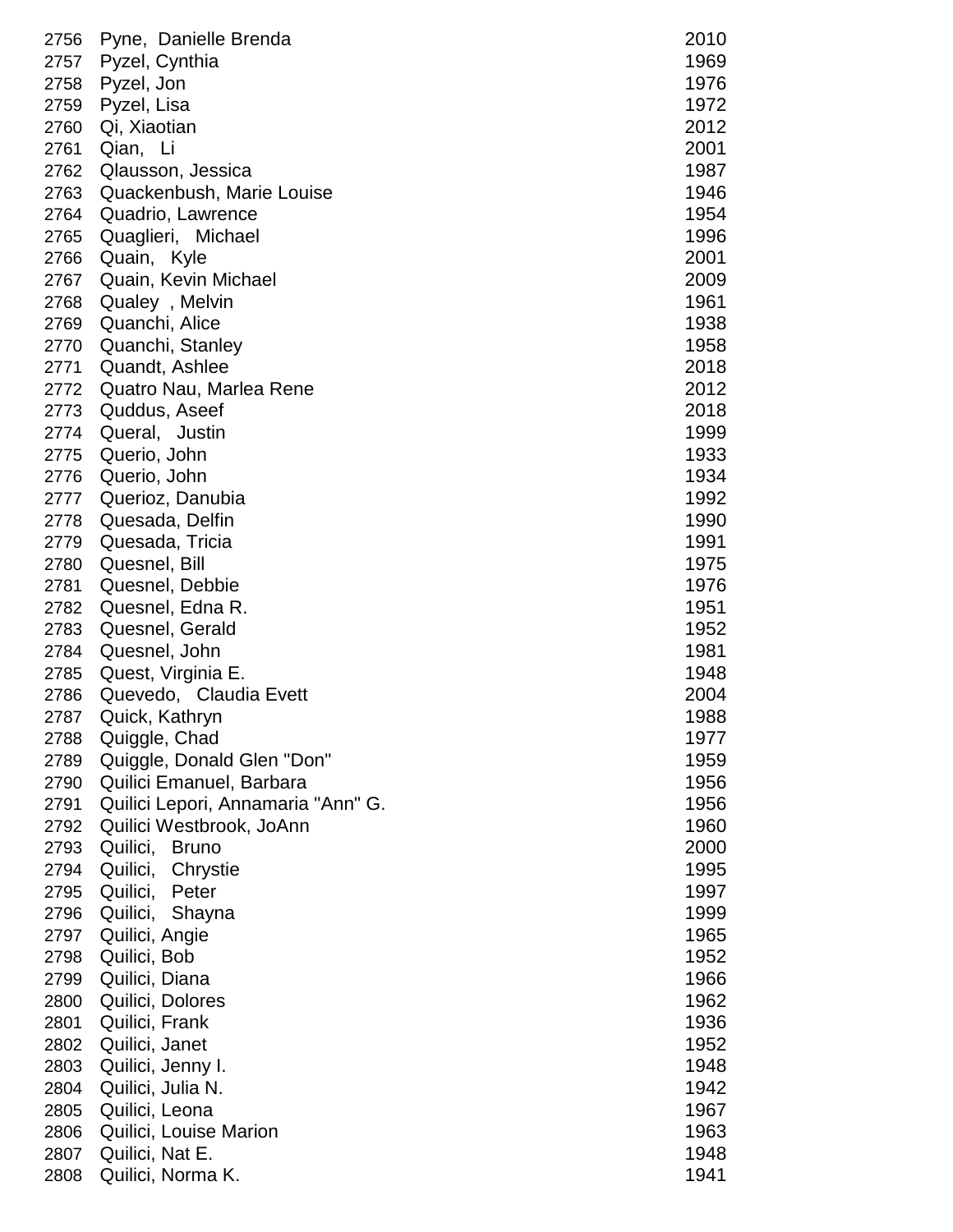| | | |
|---|---|---|
| 2756 | Pyne, Danielle Brenda | 2010 |
| 2757 | Pyzel, Cynthia | 1969 |
| 2758 | Pyzel, Jon | 1976 |
| 2759 | Pyzel, Lisa | 1972 |
| 2760 | Qi, Xiaotian | 2012 |
| 2761 | Qian, Li | 2001 |
| 2762 | Qlausson, Jessica | 1987 |
| 2763 | Quackenbush, Marie Louise | 1946 |
| 2764 | Quadrio, Lawrence | 1954 |
| 2765 | Quaglieri, Michael | 1996 |
| 2766 | Quain, Kyle | 2001 |
| 2767 | Quain, Kevin Michael | 2009 |
| 2768 | Qualey , Melvin | 1961 |
| 2769 | Quanchi, Alice | 1938 |
| 2770 | Quanchi, Stanley | 1958 |
| 2771 | Quandt, Ashlee | 2018 |
| 2772 | Quatro Nau, Marlea Rene | 2012 |
| 2773 | Quddus, Aseef | 2018 |
| 2774 | Queral, Justin | 1999 |
| 2775 | Querio, John | 1933 |
| 2776 | Querio, John | 1934 |
| 2777 | Querioz, Danubia | 1992 |
| 2778 | Quesada, Delfin | 1990 |
| 2779 | Quesada, Tricia | 1991 |
| 2780 | Quesnel, Bill | 1975 |
| 2781 | Quesnel, Debbie | 1976 |
| 2782 | Quesnel, Edna R. | 1951 |
| 2783 | Quesnel, Gerald | 1952 |
| 2784 | Quesnel, John | 1981 |
| 2785 | Quest, Virginia E. | 1948 |
| 2786 | Quevedo, Claudia Evett | 2004 |
| 2787 | Quick, Kathryn | 1988 |
| 2788 | Quiggle, Chad | 1977 |
| 2789 | Quiggle, Donald Glen "Don" | 1959 |
| 2790 | Quilici Emanuel, Barbara | 1956 |
| 2791 | Quilici Lepori, Annamaria "Ann" G. | 1956 |
| 2792 | Quilici Westbrook, JoAnn | 1960 |
| 2793 | Quilici, Bruno | 2000 |
| 2794 | Quilici, Chrystie | 1995 |
| 2795 | Quilici, Peter | 1997 |
| 2796 | Quilici, Shayna | 1999 |
| 2797 | Quilici, Angie | 1965 |
| 2798 | Quilici, Bob | 1952 |
| 2799 | Quilici, Diana | 1966 |
| 2800 | Quilici, Dolores | 1962 |
| 2801 | Quilici, Frank | 1936 |
| 2802 | Quilici, Janet | 1952 |
| 2803 | Quilici, Jenny I. | 1948 |
| 2804 | Quilici, Julia N. | 1942 |
| 2805 | Quilici, Leona | 1967 |
| 2806 | Quilici, Louise Marion | 1963 |
| 2807 | Quilici, Nat E. | 1948 |
| 2808 | Quilici, Norma K. | 1941 |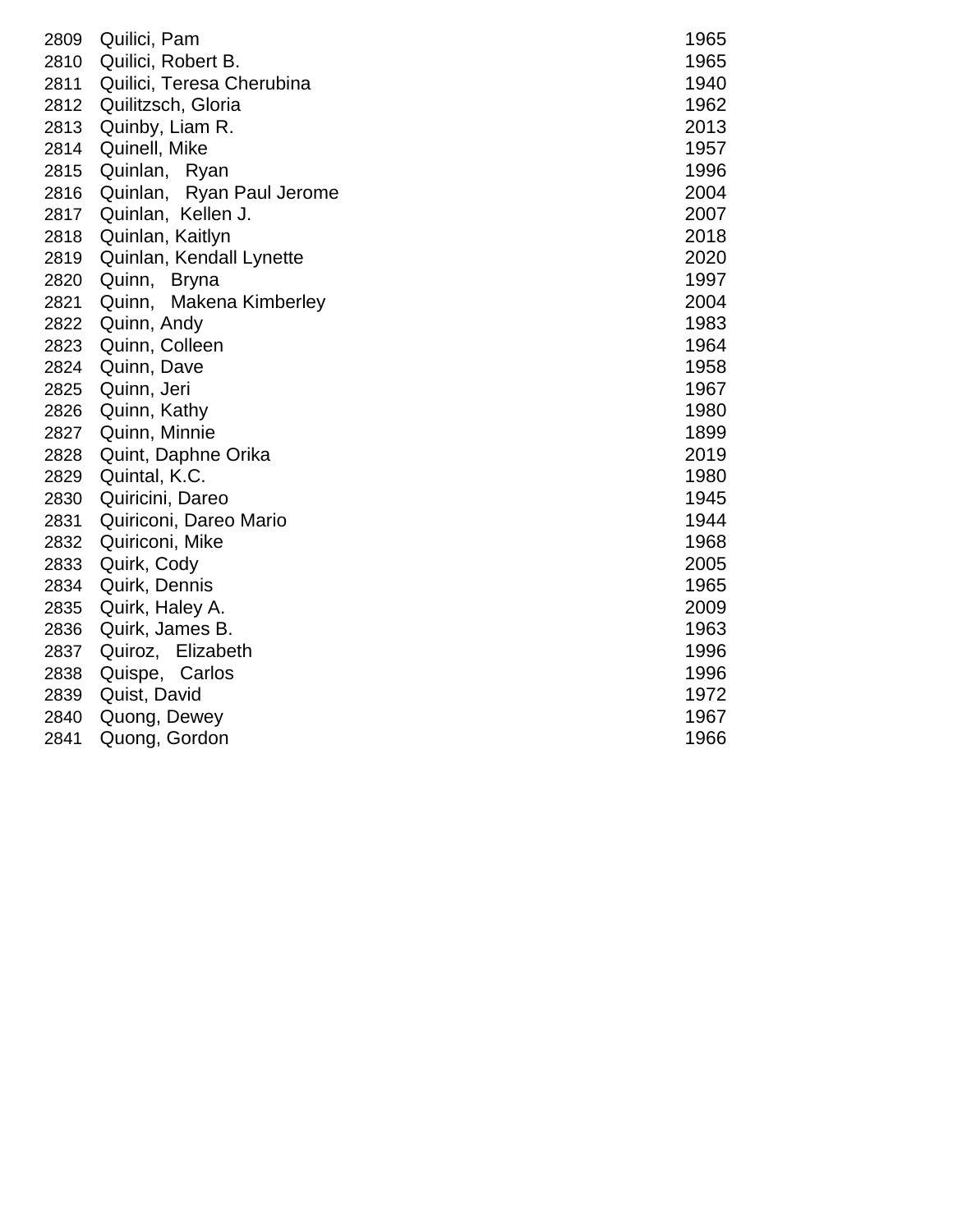| | | |
|---|---|---|
| 2809 | Quilici, Pam | 1965 |
| 2810 | Quilici, Robert B. | 1965 |
| 2811 | Quilici, Teresa Cherubina | 1940 |
| 2812 | Quilitzsch, Gloria | 1962 |
| 2813 | Quinby, Liam R. | 2013 |
| 2814 | Quinell, Mike | 1957 |
| 2815 | Quinlan,   Ryan | 1996 |
| 2816 | Quinlan,   Ryan Paul Jerome | 2004 |
| 2817 | Quinlan,  Kellen J. | 2007 |
| 2818 | Quinlan, Kaitlyn | 2018 |
| 2819 | Quinlan, Kendall Lynette | 2020 |
| 2820 | Quinn,   Bryna | 1997 |
| 2821 | Quinn,   Makena Kimberley | 2004 |
| 2822 | Quinn, Andy | 1983 |
| 2823 | Quinn, Colleen | 1964 |
| 2824 | Quinn, Dave | 1958 |
| 2825 | Quinn, Jeri | 1967 |
| 2826 | Quinn, Kathy | 1980 |
| 2827 | Quinn, Minnie | 1899 |
| 2828 | Quint, Daphne Orika | 2019 |
| 2829 | Quintal, K.C. | 1980 |
| 2830 | Quiricini, Dareo | 1945 |
| 2831 | Quiriconi, Dareo Mario | 1944 |
| 2832 | Quiriconi, Mike | 1968 |
| 2833 | Quirk, Cody | 2005 |
| 2834 | Quirk, Dennis | 1965 |
| 2835 | Quirk, Haley A. | 2009 |
| 2836 | Quirk, James B. | 1963 |
| 2837 | Quiroz,   Elizabeth | 1996 |
| 2838 | Quispe,   Carlos | 1996 |
| 2839 | Quist, David | 1972 |
| 2840 | Quong, Dewey | 1967 |
| 2841 | Quong, Gordon | 1966 |